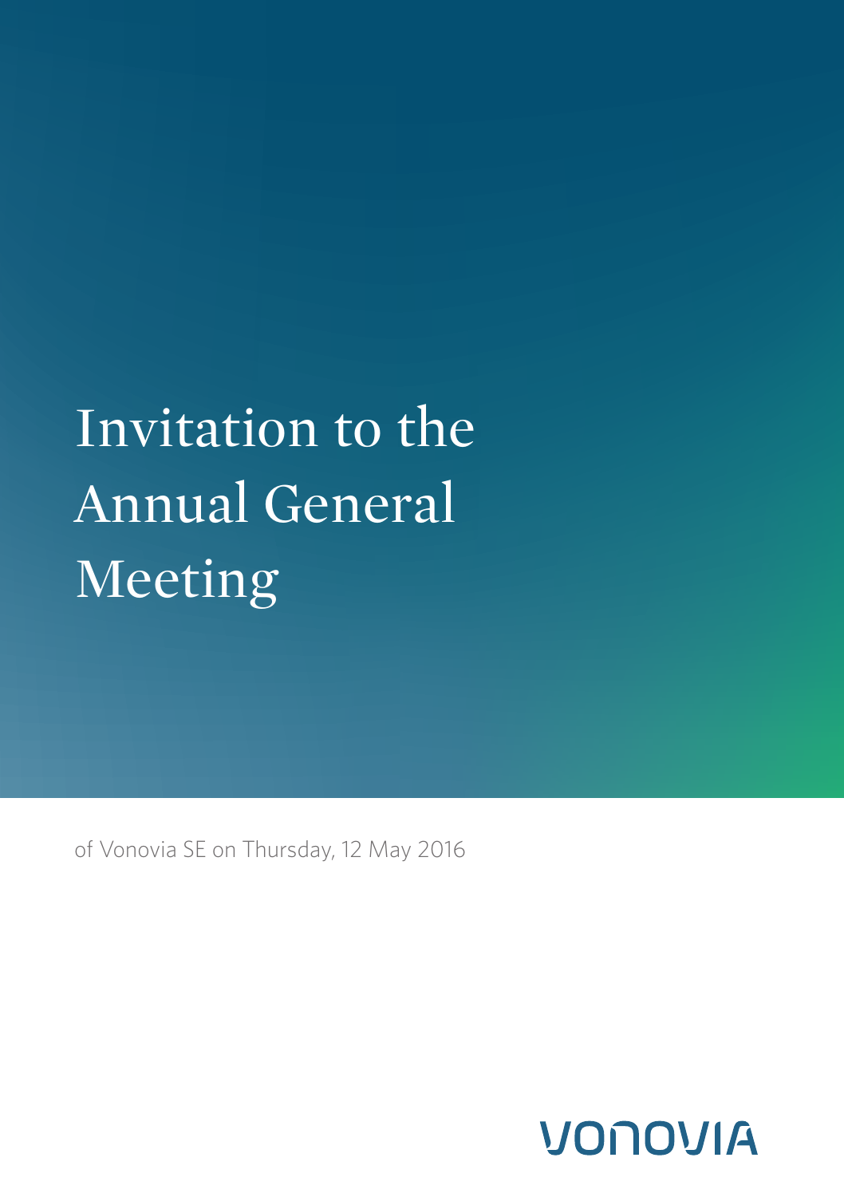# Invitation to the Annual General Meeting

of Vonovia SE on Thursday, 12 May 2016

VONOVIA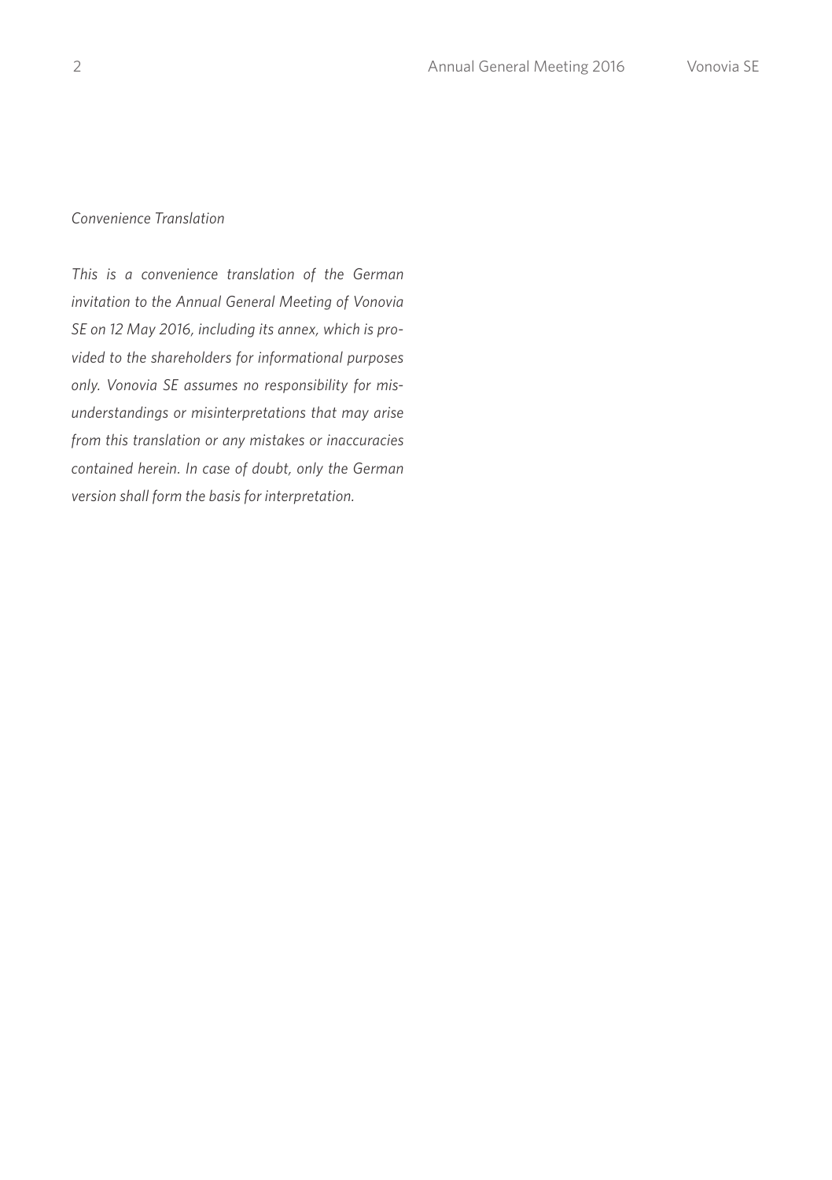*Convenience Translation*

*This is a convenience translation of the German invitation to the Annual General Meeting of Vonovia SE on 12 May 2016, including its annex, which is provided to the shareholders for informational purposes only. Vonovia SE assumes no responsibility for misunderstandings or misinterpretations that may arise from this translation or any mistakes or inaccuracies contained herein. In case of doubt, only the German version shall form the basis for interpretation.*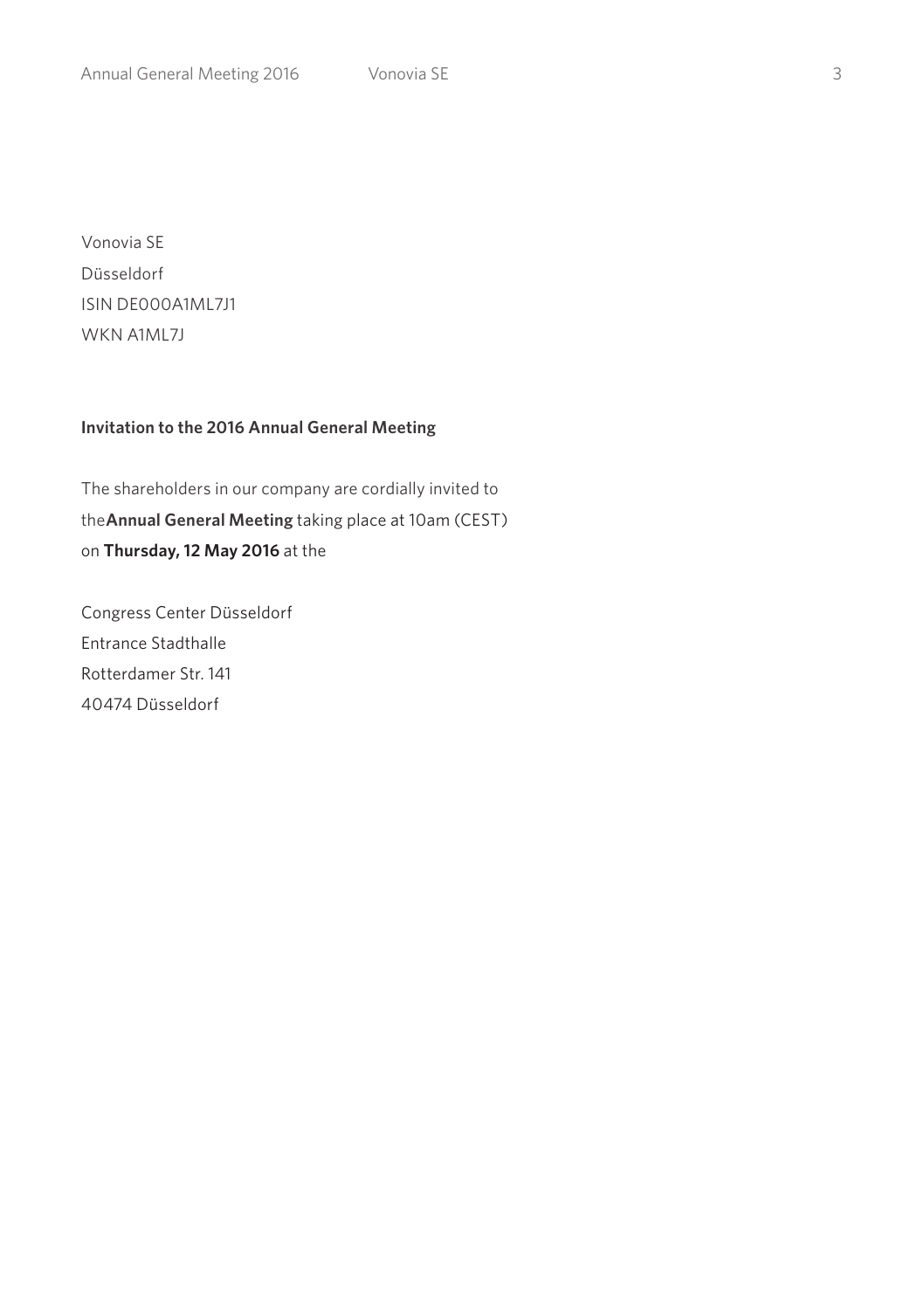Vonovia SE
Düsseldorf
ISIN DE000A1ML7J1
WKN A1ML7J

**Invitation to the 2016 Annual General Meeting**

The shareholders in our company are cordially invited to the **Annual General Meeting** taking place at 10am (CEST) on **Thursday, 12 May 2016** at the

Congress Center Düsseldorf
Entrance Stadthalle
Rotterdamer Str. 141
40474 Düsseldorf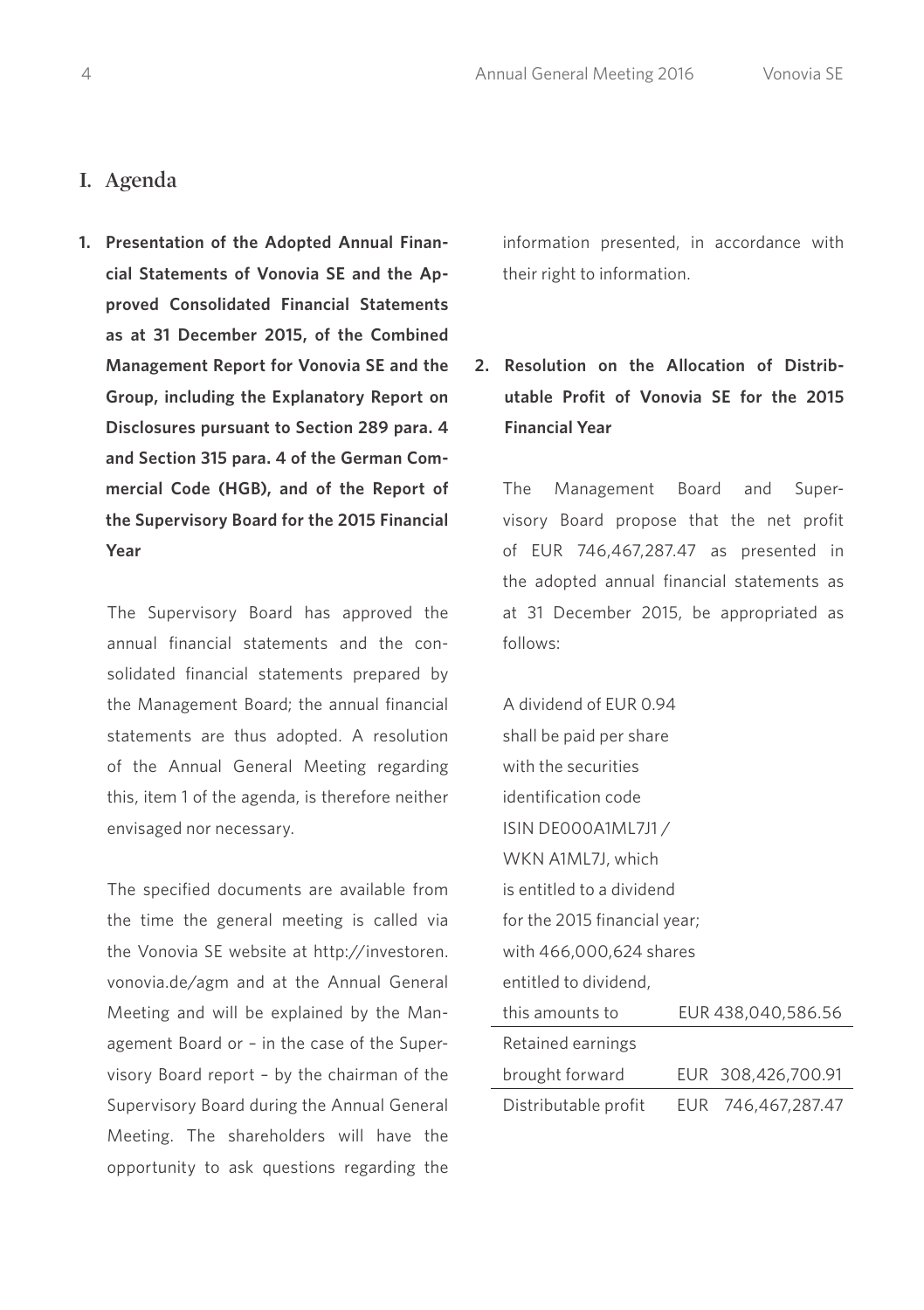## I. Agenda

**1. Presentation of the Adopted Annual Financial Statements of Vonovia SE and the Approved Consolidated Financial Statements as at 31 December 2015, of the Combined Management Report for Vonovia SE and the Group, including the Explanatory Report on Disclosures pursuant to Section 289 para. 4 and Section 315 para. 4 of the German Commercial Code (HGB), and of the Report of the Supervisory Board for the 2015 Financial Year**

The Supervisory Board has approved the annual financial statements and the consolidated financial statements prepared by the Management Board; the annual financial statements are thus adopted. A resolution of the Annual General Meeting regarding this, item 1 of the agenda, is therefore neither envisaged nor necessary.

The specified documents are available from the time the general meeting is called via the Vonovia SE website at http://investoren.vonovia.de/agm and at the Annual General Meeting and will be explained by the Management Board or – in the case of the Supervisory Board report – by the chairman of the Supervisory Board during the Annual General Meeting. The shareholders will have the opportunity to ask questions regarding the information presented, in accordance with their right to information.

**2. Resolution on the Allocation of Distributable Profit of Vonovia SE for the 2015 Financial Year**

The Management Board and Supervisory Board propose that the net profit of EUR 746,467,287.47 as presented in the adopted annual financial statements as at 31 December 2015, be appropriated as follows:

| | |
|---|---|
| A dividend of EUR 0.94 shall be paid per share with the securities identification code ISIN DE000A1ML7J1 / WKN A1ML7J, which is entitled to a dividend for the 2015 financial year; with 466,000,624 shares entitled to dividend, this amounts to | EUR 438,040,586.56 |
| Retained earnings brought forward | EUR 308,426,700.91 |
| Distributable profit | EUR 746,467,287.47 |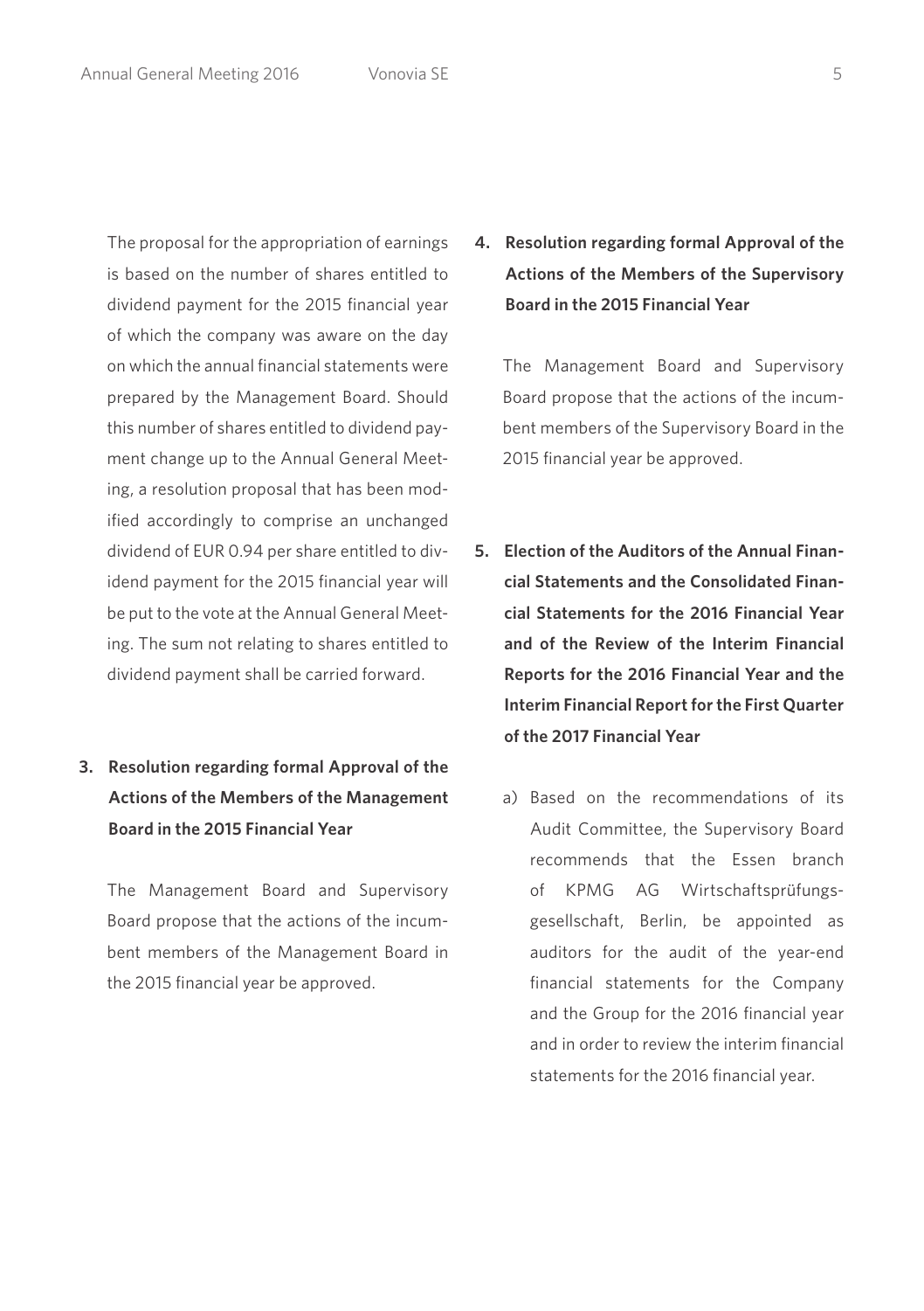The proposal for the appropriation of earnings is based on the number of shares entitled to dividend payment for the 2015 financial year of which the company was aware on the day on which the annual financial statements were prepared by the Management Board. Should this number of shares entitled to dividend payment change up to the Annual General Meeting, a resolution proposal that has been modified accordingly to comprise an unchanged dividend of EUR 0.94 per share entitled to dividend payment for the 2015 financial year will be put to the vote at the Annual General Meeting. The sum not relating to shares entitled to dividend payment shall be carried forward.

## 3. Resolution regarding formal Approval of the Actions of the Members of the Management Board in the 2015 Financial Year

The Management Board and Supervisory Board propose that the actions of the incumbent members of the Management Board in the 2015 financial year be approved.

## 4. Resolution regarding formal Approval of the Actions of the Members of the Supervisory Board in the 2015 Financial Year

The Management Board and Supervisory Board propose that the actions of the incumbent members of the Supervisory Board in the 2015 financial year be approved.

## 5. Election of the Auditors of the Annual Financial Statements and the Consolidated Financial Statements for the 2016 Financial Year and of the Review of the Interim Financial Reports for the 2016 Financial Year and the Interim Financial Report for the First Quarter of the 2017 Financial Year

a) Based on the recommendations of its Audit Committee, the Supervisory Board recommends that the Essen branch of KPMG AG Wirtschaftsprüfungsgesellschaft, Berlin, be appointed as auditors for the audit of the year-end financial statements for the Company and the Group for the 2016 financial year and in order to review the interim financial statements for the 2016 financial year.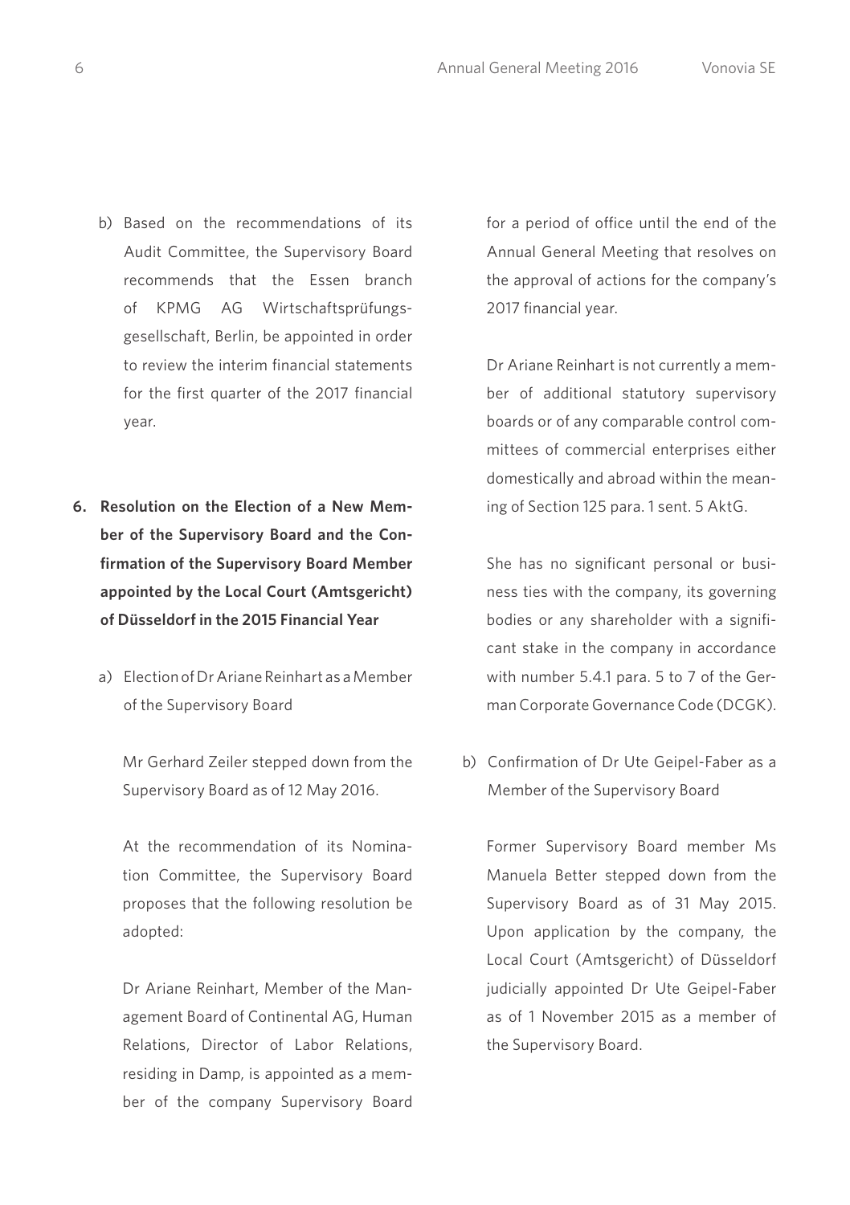b) Based on the recommendations of its Audit Committee, the Supervisory Board recommends that the Essen branch of KPMG AG Wirtschaftsprüfungsgesellschaft, Berlin, be appointed in order to review the interim financial statements for the first quarter of the 2017 financial year.

6. **Resolution on the Election of a New Member of the Supervisory Board and the Confirmation of the Supervisory Board Member appointed by the Local Court (Amtsgericht) of Düsseldorf in the 2015 Financial Year**

   a) Election of Dr Ariane Reinhart as a Member of the Supervisory Board

   Mr Gerhard Zeiler stepped down from the Supervisory Board as of 12 May 2016.

   At the recommendation of its Nomination Committee, the Supervisory Board proposes that the following resolution be adopted:

   Dr Ariane Reinhart, Member of the Management Board of Continental AG, Human Relations, Director of Labor Relations, residing in Damp, is appointed as a member of the company Supervisory Board for a period of office until the end of the Annual General Meeting that resolves on the approval of actions for the company's 2017 financial year.

   Dr Ariane Reinhart is not currently a member of additional statutory supervisory boards or of any comparable control committees of commercial enterprises either domestically and abroad within the meaning of Section 125 para. 1 sent. 5 AktG.

   She has no significant personal or business ties with the company, its governing bodies or any shareholder with a significant stake in the company in accordance with number 5.4.1 para. 5 to 7 of the German Corporate Governance Code (DCGK).

   b) Confirmation of Dr Ute Geipel-Faber as a Member of the Supervisory Board

   Former Supervisory Board member Ms Manuela Better stepped down from the Supervisory Board as of 31 May 2015. Upon application by the company, the Local Court (Amtsgericht) of Düsseldorf judicially appointed Dr Ute Geipel-Faber as of 1 November 2015 as a member of the Supervisory Board.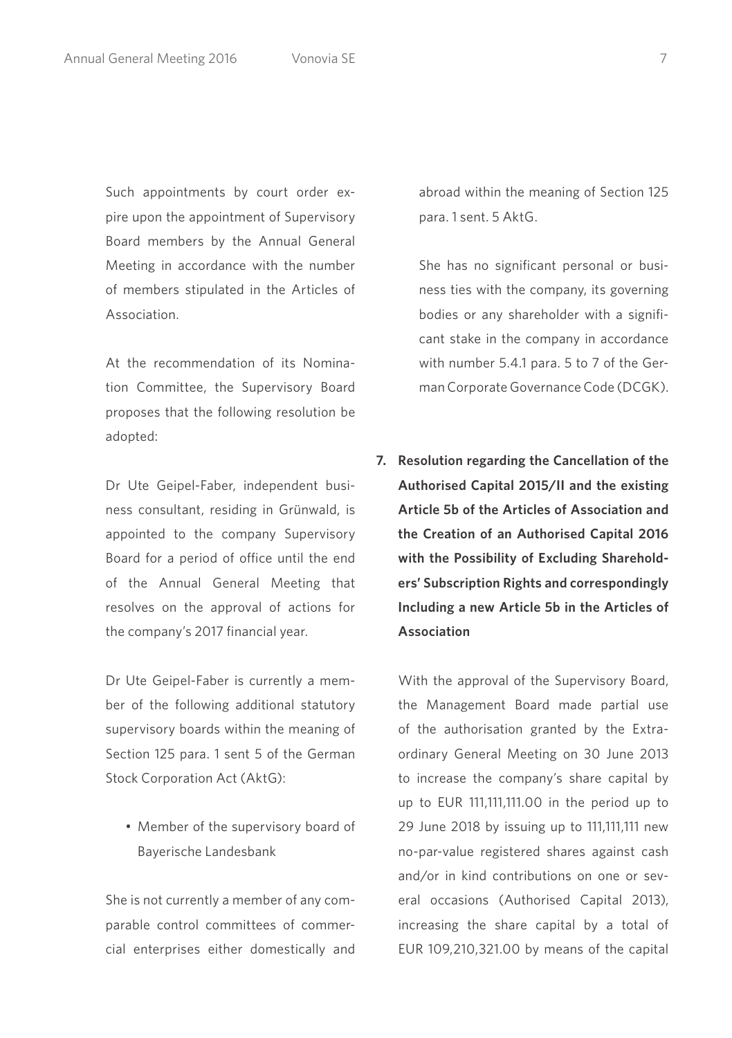Such appointments by court order expire upon the appointment of Supervisory Board members by the Annual General Meeting in accordance with the number of members stipulated in the Articles of Association.

At the recommendation of its Nomination Committee, the Supervisory Board proposes that the following resolution be adopted:

Dr Ute Geipel-Faber, independent business consultant, residing in Grünwald, is appointed to the company Supervisory Board for a period of office until the end of the Annual General Meeting that resolves on the approval of actions for the company's 2017 financial year.

Dr Ute Geipel-Faber is currently a member of the following additional statutory supervisory boards within the meaning of Section 125 para. 1 sent 5 of the German Stock Corporation Act (AktG):

- Member of the supervisory board of Bayerische Landesbank

She is not currently a member of any comparable control committees of commercial enterprises either domestically and abroad within the meaning of Section 125 para. 1 sent. 5 AktG.

She has no significant personal or business ties with the company, its governing bodies or any shareholder with a significant stake in the company in accordance with number 5.4.1 para. 5 to 7 of the German Corporate Governance Code (DCGK).

**7. Resolution regarding the Cancellation of the Authorised Capital 2015/II and the existing Article 5b of the Articles of Association and the Creation of an Authorised Capital 2016 with the Possibility of Excluding Shareholders' Subscription Rights and correspondingly Including a new Article 5b in the Articles of Association**

With the approval of the Supervisory Board, the Management Board made partial use of the authorisation granted by the Extraordinary General Meeting on 30 June 2013 to increase the company's share capital by up to EUR 111,111,111.00 in the period up to 29 June 2018 by issuing up to 111,111,111 new no-par-value registered shares against cash and/or in kind contributions on one or several occasions (Authorised Capital 2013), increasing the share capital by a total of EUR 109,210,321.00 by means of the capital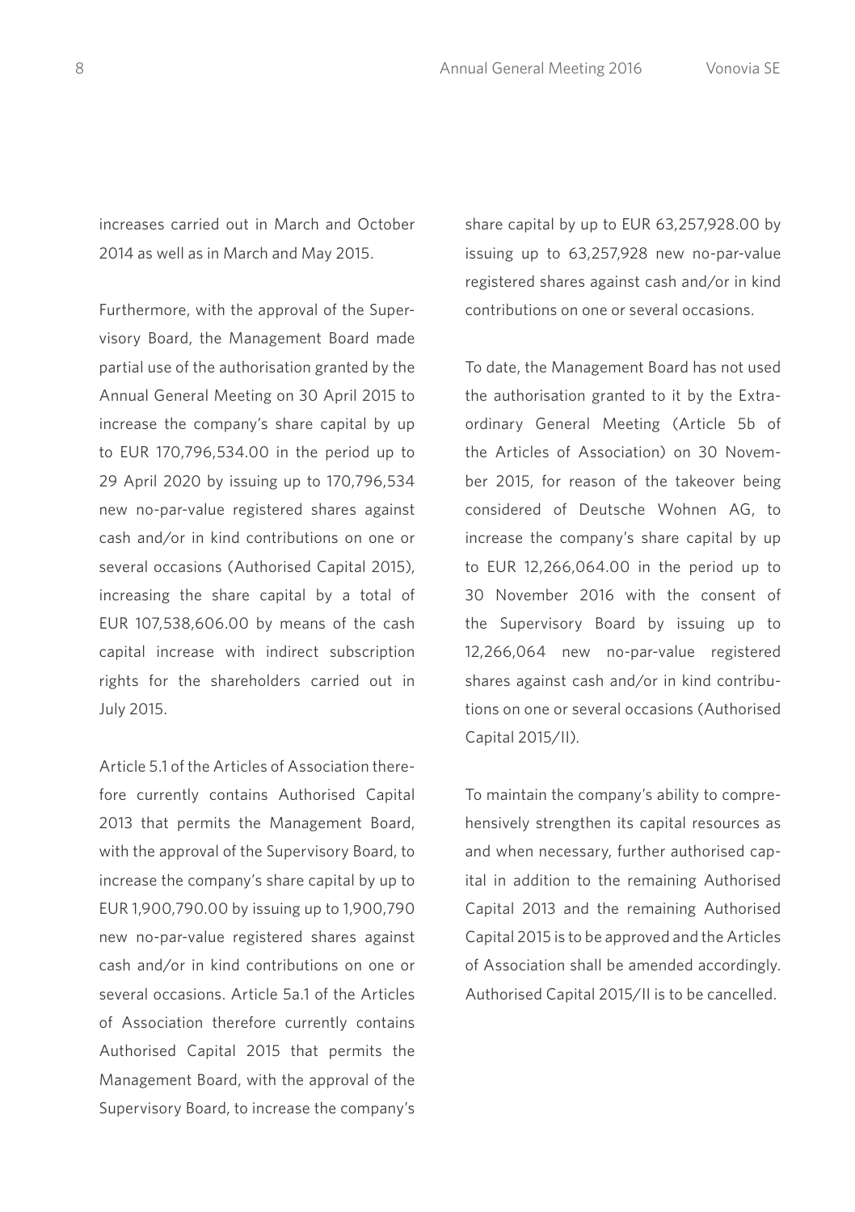increases carried out in March and October 2014 as well as in March and May 2015.

Furthermore, with the approval of the Supervisory Board, the Management Board made partial use of the authorisation granted by the Annual General Meeting on 30 April 2015 to increase the company's share capital by up to EUR 170,796,534.00 in the period up to 29 April 2020 by issuing up to 170,796,534 new no-par-value registered shares against cash and/or in kind contributions on one or several occasions (Authorised Capital 2015), increasing the share capital by a total of EUR 107,538,606.00 by means of the cash capital increase with indirect subscription rights for the shareholders carried out in July 2015.

Article 5.1 of the Articles of Association therefore currently contains Authorised Capital 2013 that permits the Management Board, with the approval of the Supervisory Board, to increase the company's share capital by up to EUR 1,900,790.00 by issuing up to 1,900,790 new no-par-value registered shares against cash and/or in kind contributions on one or several occasions. Article 5a.1 of the Articles of Association therefore currently contains Authorised Capital 2015 that permits the Management Board, with the approval of the Supervisory Board, to increase the company's share capital by up to EUR 63,257,928.00 by issuing up to 63,257,928 new no-par-value registered shares against cash and/or in kind contributions on one or several occasions.

To date, the Management Board has not used the authorisation granted to it by the Extraordinary General Meeting (Article 5b of the Articles of Association) on 30 November 2015, for reason of the takeover being considered of Deutsche Wohnen AG, to increase the company's share capital by up to EUR 12,266,064.00 in the period up to 30 November 2016 with the consent of the Supervisory Board by issuing up to 12,266,064 new no-par-value registered shares against cash and/or in kind contributions on one or several occasions (Authorised Capital 2015/II).

To maintain the company's ability to comprehensively strengthen its capital resources as and when necessary, further authorised capital in addition to the remaining Authorised Capital 2013 and the remaining Authorised Capital 2015 is to be approved and the Articles of Association shall be amended accordingly. Authorised Capital 2015/II is to be cancelled.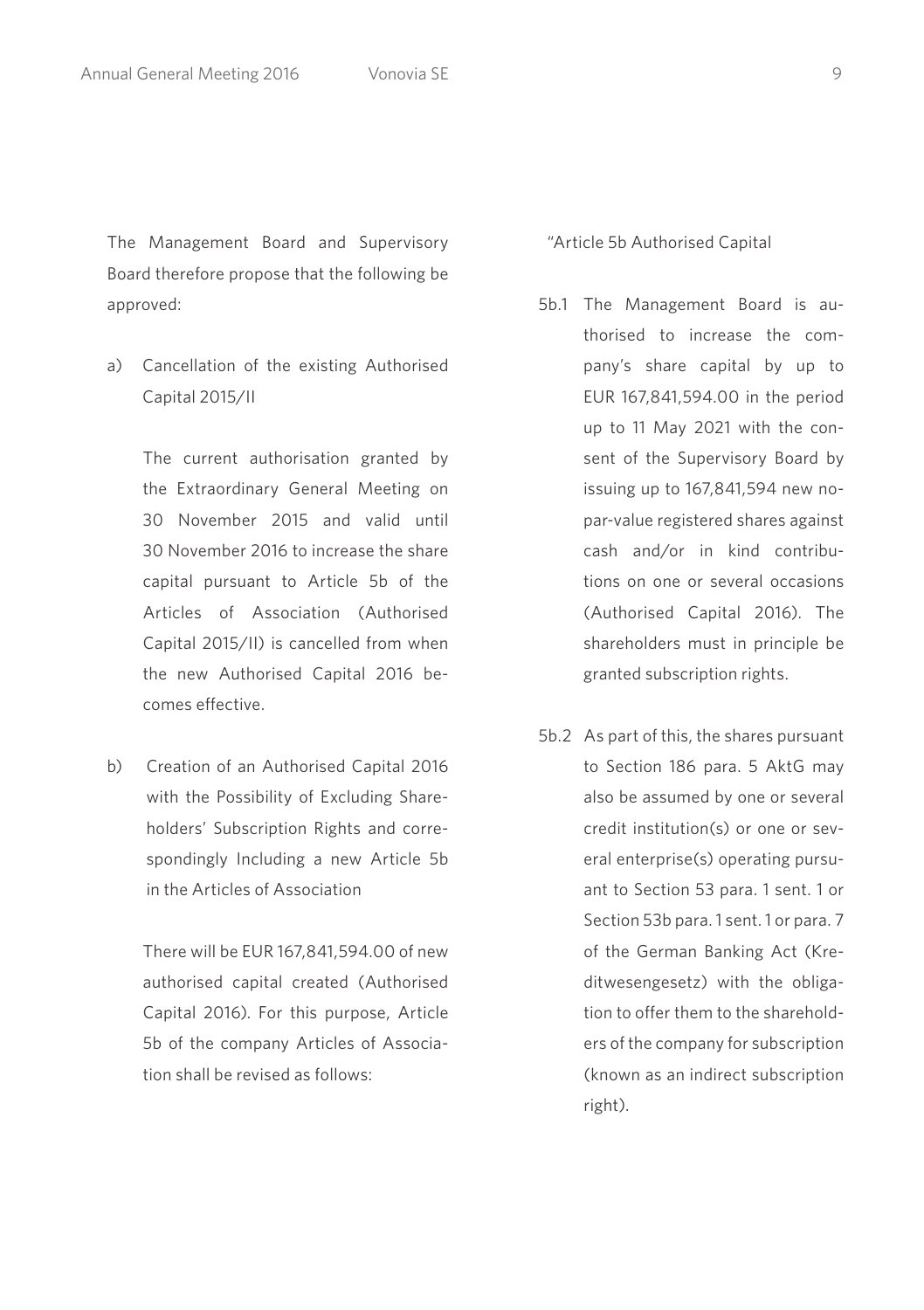The Management Board and Supervisory Board therefore propose that the following be approved:

a) Cancellation of the existing Authorised Capital 2015/II

   The current authorisation granted by the Extraordinary General Meeting on 30 November 2015 and valid until 30 November 2016 to increase the share capital pursuant to Article 5b of the Articles of Association (Authorised Capital 2015/II) is cancelled from when the new Authorised Capital 2016 becomes effective.

b) Creation of an Authorised Capital 2016 with the Possibility of Excluding Shareholders' Subscription Rights and correspondingly Including a new Article 5b in the Articles of Association

   There will be EUR 167,841,594.00 of new authorised capital created (Authorised Capital 2016). For this purpose, Article 5b of the company Articles of Association shall be revised as follows:

"Article 5b Authorised Capital

5b.1 The Management Board is authorised to increase the company's share capital by up to EUR 167,841,594.00 in the period up to 11 May 2021 with the consent of the Supervisory Board by issuing up to 167,841,594 new no-par-value registered shares against cash and/or in kind contributions on one or several occasions (Authorised Capital 2016). The shareholders must in principle be granted subscription rights.

5b.2 As part of this, the shares pursuant to Section 186 para. 5 AktG may also be assumed by one or several credit institution(s) or one or several enterprise(s) operating pursuant to Section 53 para. 1 sent. 1 or Section 53b para. 1 sent. 1 or para. 7 of the German Banking Act (Kreditwesengesetz) with the obligation to offer them to the shareholders of the company for subscription (known as an indirect subscription right).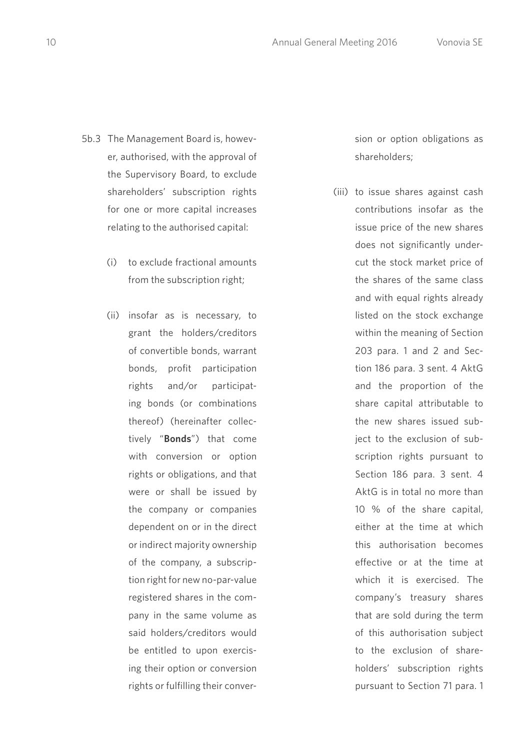5b.3 The Management Board is, however, authorised, with the approval of the Supervisory Board, to exclude shareholders' subscription rights for one or more capital increases relating to the authorised capital:

(i) to exclude fractional amounts from the subscription right;

(ii) insofar as is necessary, to grant the holders/creditors of convertible bonds, warrant bonds, profit participation rights and/or participating bonds (or combinations thereof) (hereinafter collectively "**Bonds**") that come with conversion or option rights or obligations, and that were or shall be issued by the company or companies dependent on or in the direct or indirect majority ownership of the company, a subscription right for new no-par-value registered shares in the company in the same volume as said holders/creditors would be entitled to upon exercising their option or conversion rights or fulfilling their conversion or option obligations as shareholders;

(iii) to issue shares against cash contributions insofar as the issue price of the new shares does not significantly undercut the stock market price of the shares of the same class and with equal rights already listed on the stock exchange within the meaning of Section 203 para. 1 and 2 and Section 186 para. 3 sent. 4 AktG and the proportion of the share capital attributable to the new shares issued subject to the exclusion of subscription rights pursuant to Section 186 para. 3 sent. 4 AktG is in total no more than 10 % of the share capital, either at the time at which this authorisation becomes effective or at the time at which it is exercised. The company's treasury shares that are sold during the term of this authorisation subject to the exclusion of shareholders' subscription rights pursuant to Section 71 para. 1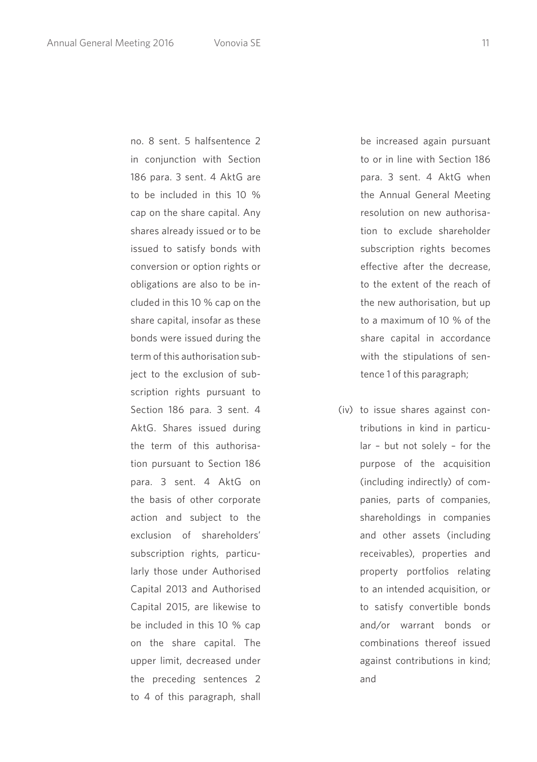no. 8 sent. 5 halfsentence 2 in conjunction with Section 186 para. 3 sent. 4 AktG are to be included in this 10 % cap on the share capital. Any shares already issued or to be issued to satisfy bonds with conversion or option rights or obligations are also to be included in this 10 % cap on the share capital, insofar as these bonds were issued during the term of this authorisation subject to the exclusion of subscription rights pursuant to Section 186 para. 3 sent. 4 AktG. Shares issued during the term of this authorisation pursuant to Section 186 para. 3 sent. 4 AktG on the basis of other corporate action and subject to the exclusion of shareholders' subscription rights, particularly those under Authorised Capital 2013 and Authorised Capital 2015, are likewise to be included in this 10 % cap on the share capital. The upper limit, decreased under the preceding sentences 2 to 4 of this paragraph, shall be increased again pursuant to or in line with Section 186 para. 3 sent. 4 AktG when the Annual General Meeting resolution on new authorisation to exclude shareholder subscription rights becomes effective after the decrease, to the extent of the reach of the new authorisation, but up to a maximum of 10 % of the share capital in accordance with the stipulations of sentence 1 of this paragraph;

(iv) to issue shares against contributions in kind in particular – but not solely – for the purpose of the acquisition (including indirectly) of companies, parts of companies, shareholdings in companies and other assets (including receivables), properties and property portfolios relating to an intended acquisition, or to satisfy convertible bonds and/or warrant bonds or combinations thereof issued against contributions in kind; and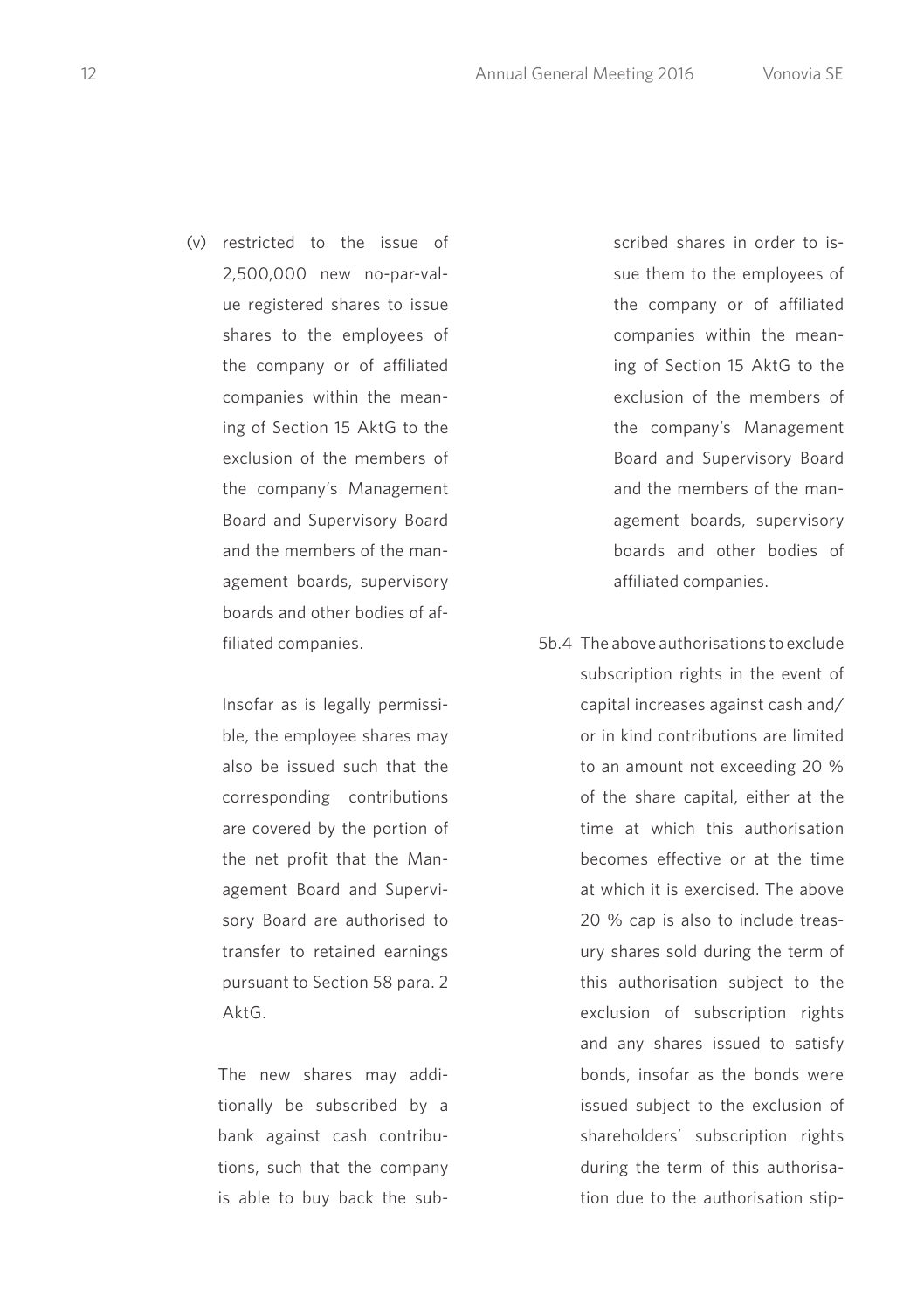(v) restricted to the issue of 2,500,000 new no-par-value registered shares to issue shares to the employees of the company or of affiliated companies within the meaning of Section 15 AktG to the exclusion of the members of the company's Management Board and Supervisory Board and the members of the management boards, supervisory boards and other bodies of affiliated companies.

Insofar as is legally permissible, the employee shares may also be issued such that the corresponding contributions are covered by the portion of the net profit that the Management Board and Supervisory Board are authorised to transfer to retained earnings pursuant to Section 58 para. 2 AktG.

The new shares may additionally be subscribed by a bank against cash contributions, such that the company is able to buy back the subscribed shares in order to issue them to the employees of the company or of affiliated companies within the meaning of Section 15 AktG to the exclusion of the members of the company's Management Board and Supervisory Board and the members of the management boards, supervisory boards and other bodies of affiliated companies.

5b.4 The above authorisations to exclude subscription rights in the event of capital increases against cash and/or in kind contributions are limited to an amount not exceeding 20 % of the share capital, either at the time at which this authorisation becomes effective or at the time at which it is exercised. The above 20 % cap is also to include treasury shares sold during the term of this authorisation subject to the exclusion of subscription rights and any shares issued to satisfy bonds, insofar as the bonds were issued subject to the exclusion of shareholders' subscription rights during the term of this authorisation due to the authorisation stip-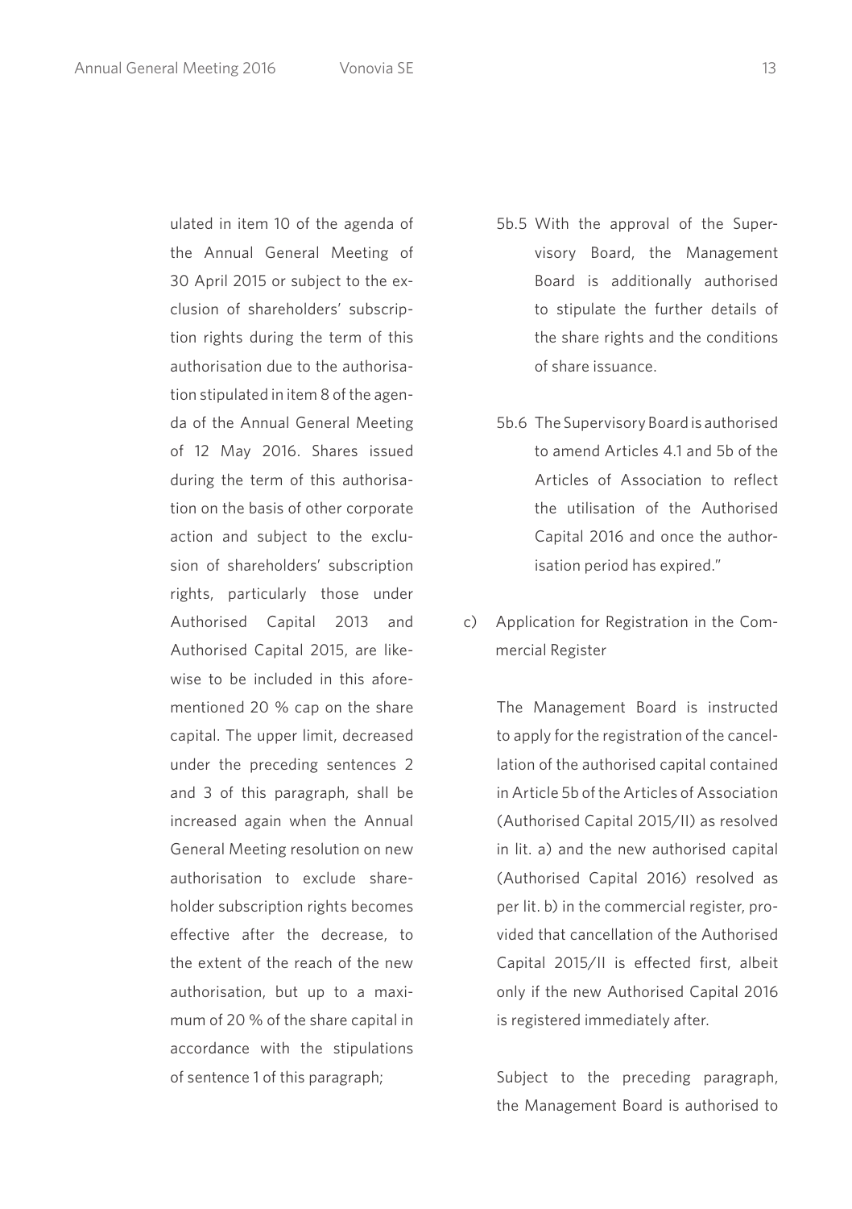ulated in item 10 of the agenda of the Annual General Meeting of 30 April 2015 or subject to the exclusion of shareholders' subscription rights during the term of this authorisation due to the authorisation stipulated in item 8 of the agenda of the Annual General Meeting of 12 May 2016. Shares issued during the term of this authorisation on the basis of other corporate action and subject to the exclusion of shareholders' subscription rights, particularly those under Authorised Capital 2013 and Authorised Capital 2015, are likewise to be included in this aforementioned 20 % cap on the share capital. The upper limit, decreased under the preceding sentences 2 and 3 of this paragraph, shall be increased again when the Annual General Meeting resolution on new authorisation to exclude shareholder subscription rights becomes effective after the decrease, to the extent of the reach of the new authorisation, but up to a maximum of 20 % of the share capital in accordance with the stipulations of sentence 1 of this paragraph;

5b.5 With the approval of the Supervisory Board, the Management Board is additionally authorised to stipulate the further details of the share rights and the conditions of share issuance.

5b.6 The Supervisory Board is authorised to amend Articles 4.1 and 5b of the Articles of Association to reflect the utilisation of the Authorised Capital 2016 and once the authorisation period has expired."

c) Application for Registration in the Commercial Register

The Management Board is instructed to apply for the registration of the cancellation of the authorised capital contained in Article 5b of the Articles of Association (Authorised Capital 2015/II) as resolved in lit. a) and the new authorised capital (Authorised Capital 2016) resolved as per lit. b) in the commercial register, provided that cancellation of the Authorised Capital 2015/II is effected first, albeit only if the new Authorised Capital 2016 is registered immediately after.

Subject to the preceding paragraph, the Management Board is authorised to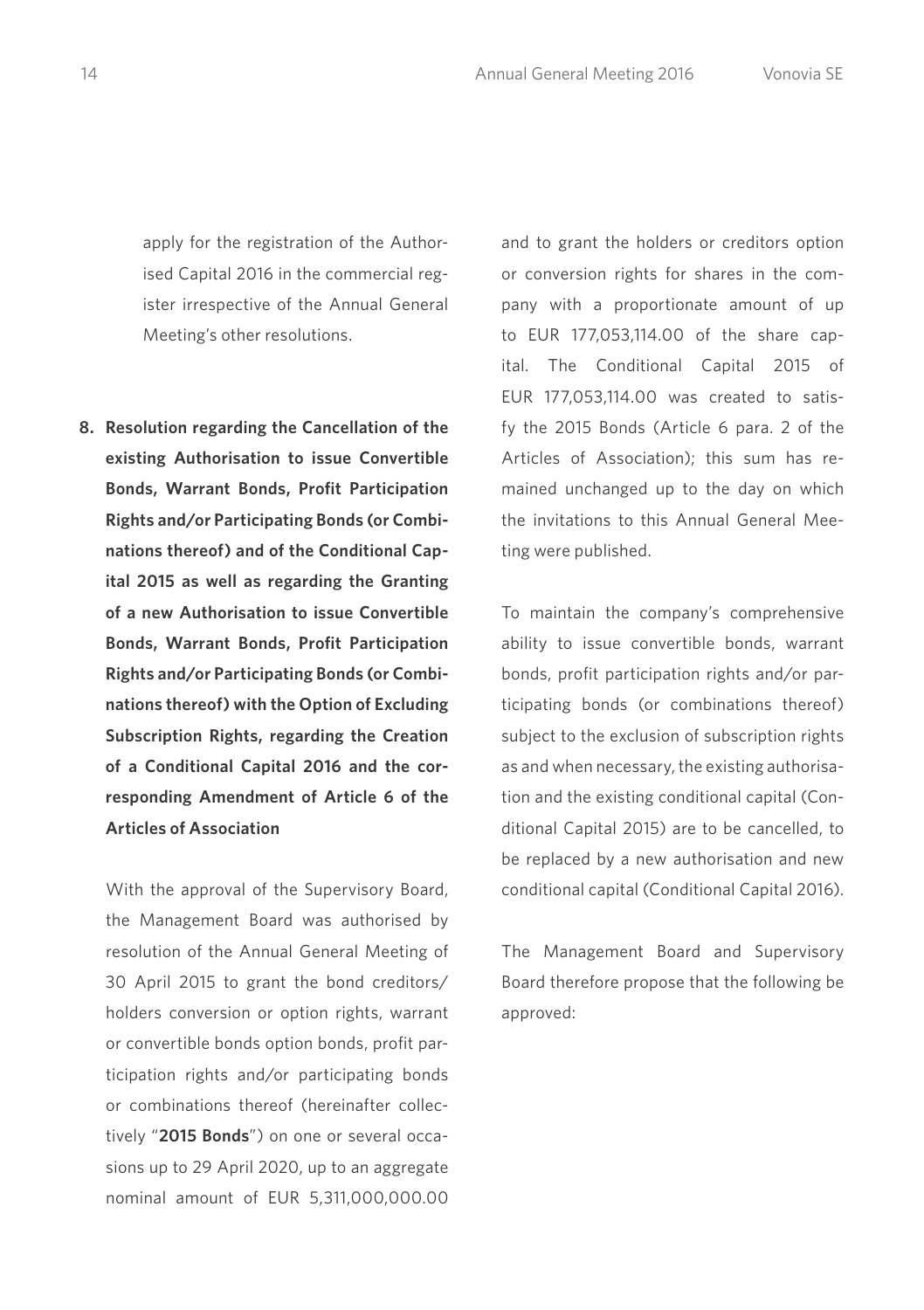apply for the registration of the Authorised Capital 2016 in the commercial register irrespective of the Annual General Meeting's other resolutions.

**8. Resolution regarding the Cancellation of the existing Authorisation to issue Convertible Bonds, Warrant Bonds, Profit Participation Rights and/or Participating Bonds (or Combinations thereof) and of the Conditional Capital 2015 as well as regarding the Granting of a new Authorisation to issue Convertible Bonds, Warrant Bonds, Profit Participation Rights and/or Participating Bonds (or Combinations thereof) with the Option of Excluding Subscription Rights, regarding the Creation of a Conditional Capital 2016 and the corresponding Amendment of Article 6 of the Articles of Association**

With the approval of the Supervisory Board, the Management Board was authorised by resolution of the Annual General Meeting of 30 April 2015 to grant the bond creditors/ holders conversion or option rights, warrant or convertible bonds option bonds, profit participation rights and/or participating bonds or combinations thereof (hereinafter collectively "**2015 Bonds**") on one or several occasions up to 29 April 2020, up to an aggregate nominal amount of EUR 5,311,000,000.00 and to grant the holders or creditors option or conversion rights for shares in the company with a proportionate amount of up to EUR 177,053,114.00 of the share capital. The Conditional Capital 2015 of EUR 177,053,114.00 was created to satisfy the 2015 Bonds (Article 6 para. 2 of the Articles of Association); this sum has remained unchanged up to the day on which the invitations to this Annual General Meeting were published.

To maintain the company's comprehensive ability to issue convertible bonds, warrant bonds, profit participation rights and/or participating bonds (or combinations thereof) subject to the exclusion of subscription rights as and when necessary, the existing authorisation and the existing conditional capital (Conditional Capital 2015) are to be cancelled, to be replaced by a new authorisation and new conditional capital (Conditional Capital 2016).

The Management Board and Supervisory Board therefore propose that the following be approved: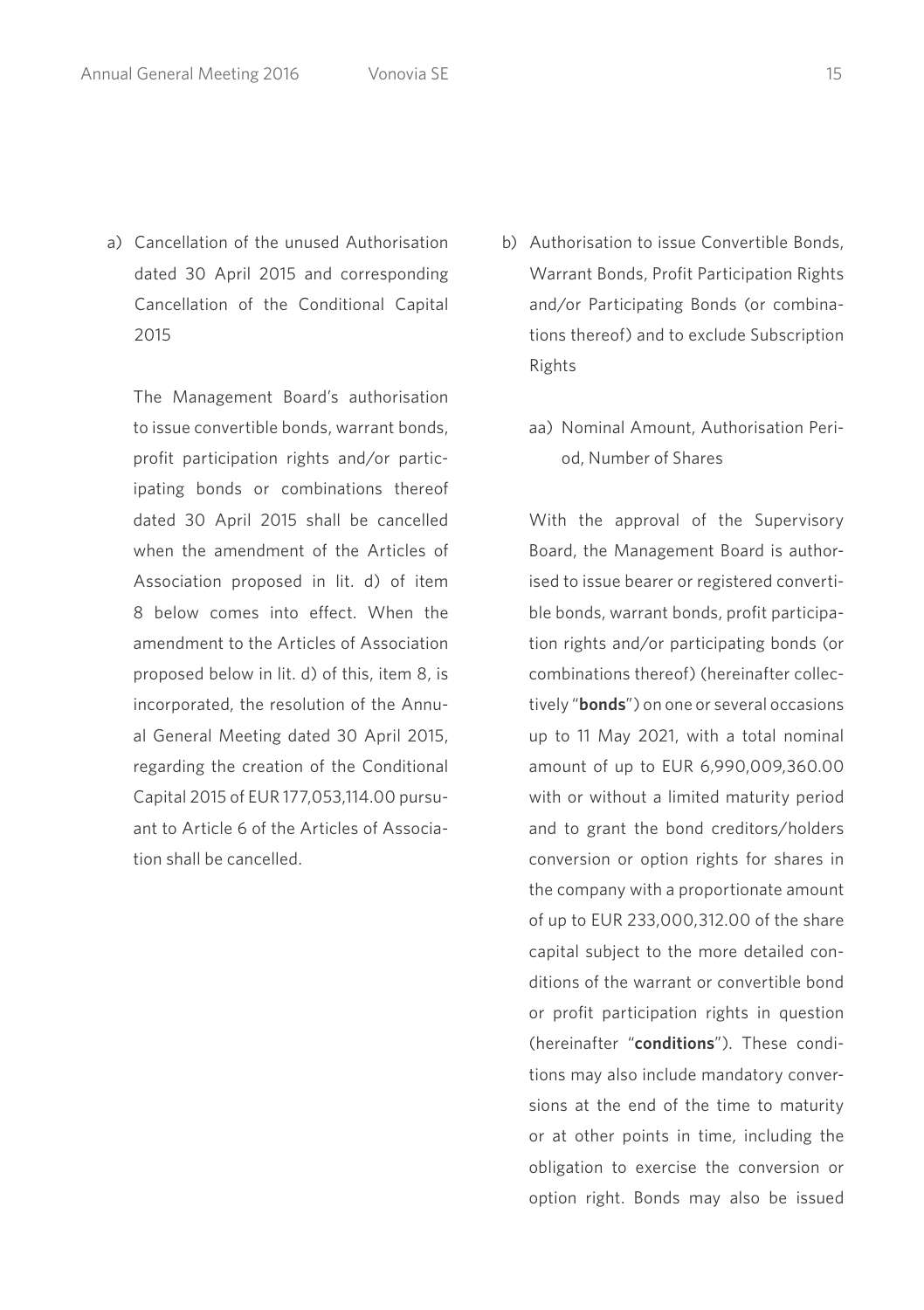a) Cancellation of the unused Authorisation dated 30 April 2015 and corresponding Cancellation of the Conditional Capital 2015

The Management Board's authorisation to issue convertible bonds, warrant bonds, profit participation rights and/or participating bonds or combinations thereof dated 30 April 2015 shall be cancelled when the amendment of the Articles of Association proposed in lit. d) of item 8 below comes into effect. When the amendment to the Articles of Association proposed below in lit. d) of this, item 8, is incorporated, the resolution of the Annual General Meeting dated 30 April 2015, regarding the creation of the Conditional Capital 2015 of EUR 177,053,114.00 pursuant to Article 6 of the Articles of Association shall be cancelled.

b) Authorisation to issue Convertible Bonds, Warrant Bonds, Profit Participation Rights and/or Participating Bonds (or combinations thereof) and to exclude Subscription Rights

aa) Nominal Amount, Authorisation Period, Number of Shares

With the approval of the Supervisory Board, the Management Board is authorised to issue bearer or registered convertible bonds, warrant bonds, profit participation rights and/or participating bonds (or combinations thereof) (hereinafter collectively "**bonds**") on one or several occasions up to 11 May 2021, with a total nominal amount of up to EUR 6,990,009,360.00 with or without a limited maturity period and to grant the bond creditors/holders conversion or option rights for shares in the company with a proportionate amount of up to EUR 233,000,312.00 of the share capital subject to the more detailed conditions of the warrant or convertible bond or profit participation rights in question (hereinafter "**conditions**"). These conditions may also include mandatory conversions at the end of the time to maturity or at other points in time, including the obligation to exercise the conversion or option right. Bonds may also be issued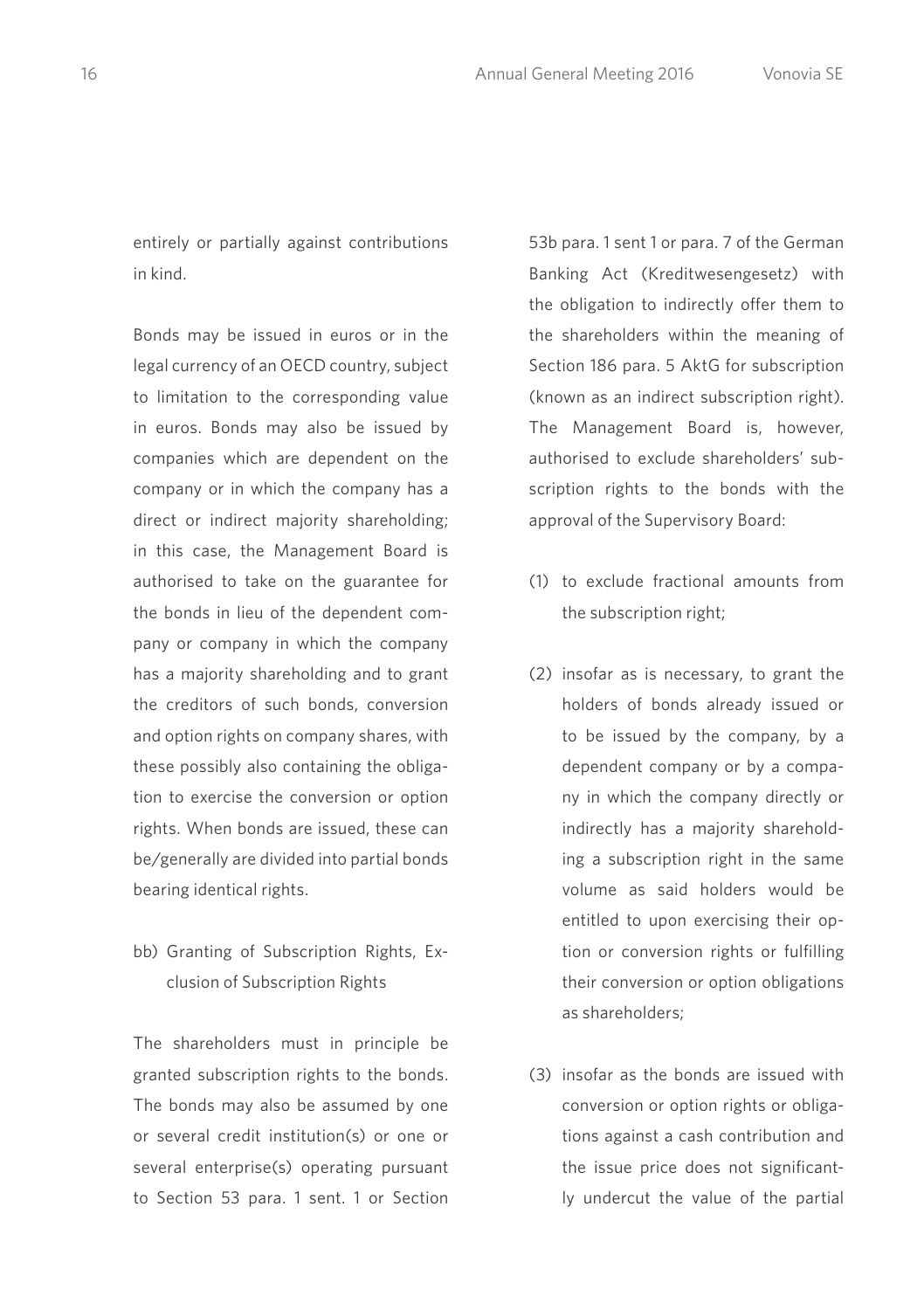entirely or partially against contributions in kind.

Bonds may be issued in euros or in the legal currency of an OECD country, subject to limitation to the corresponding value in euros. Bonds may also be issued by companies which are dependent on the company or in which the company has a direct or indirect majority shareholding; in this case, the Management Board is authorised to take on the guarantee for the bonds in lieu of the dependent company or company in which the company has a majority shareholding and to grant the creditors of such bonds, conversion and option rights on company shares, with these possibly also containing the obligation to exercise the conversion or option rights. When bonds are issued, these can be/generally are divided into partial bonds bearing identical rights.

bb) Granting of Subscription Rights, Exclusion of Subscription Rights

The shareholders must in principle be granted subscription rights to the bonds. The bonds may also be assumed by one or several credit institution(s) or one or several enterprise(s) operating pursuant to Section 53 para. 1 sent. 1 or Section 53b para. 1 sent 1 or para. 7 of the German Banking Act (Kreditwesengesetz) with the obligation to indirectly offer them to the shareholders within the meaning of Section 186 para. 5 AktG for subscription (known as an indirect subscription right). The Management Board is, however, authorised to exclude shareholders' subscription rights to the bonds with the approval of the Supervisory Board:

(1) to exclude fractional amounts from the subscription right;

(2) insofar as is necessary, to grant the holders of bonds already issued or to be issued by the company, by a dependent company or by a company in which the company directly or indirectly has a majority shareholding a subscription right in the same volume as said holders would be entitled to upon exercising their option or conversion rights or fulfilling their conversion or option obligations as shareholders;

(3) insofar as the bonds are issued with conversion or option rights or obligations against a cash contribution and the issue price does not significantly undercut the value of the partial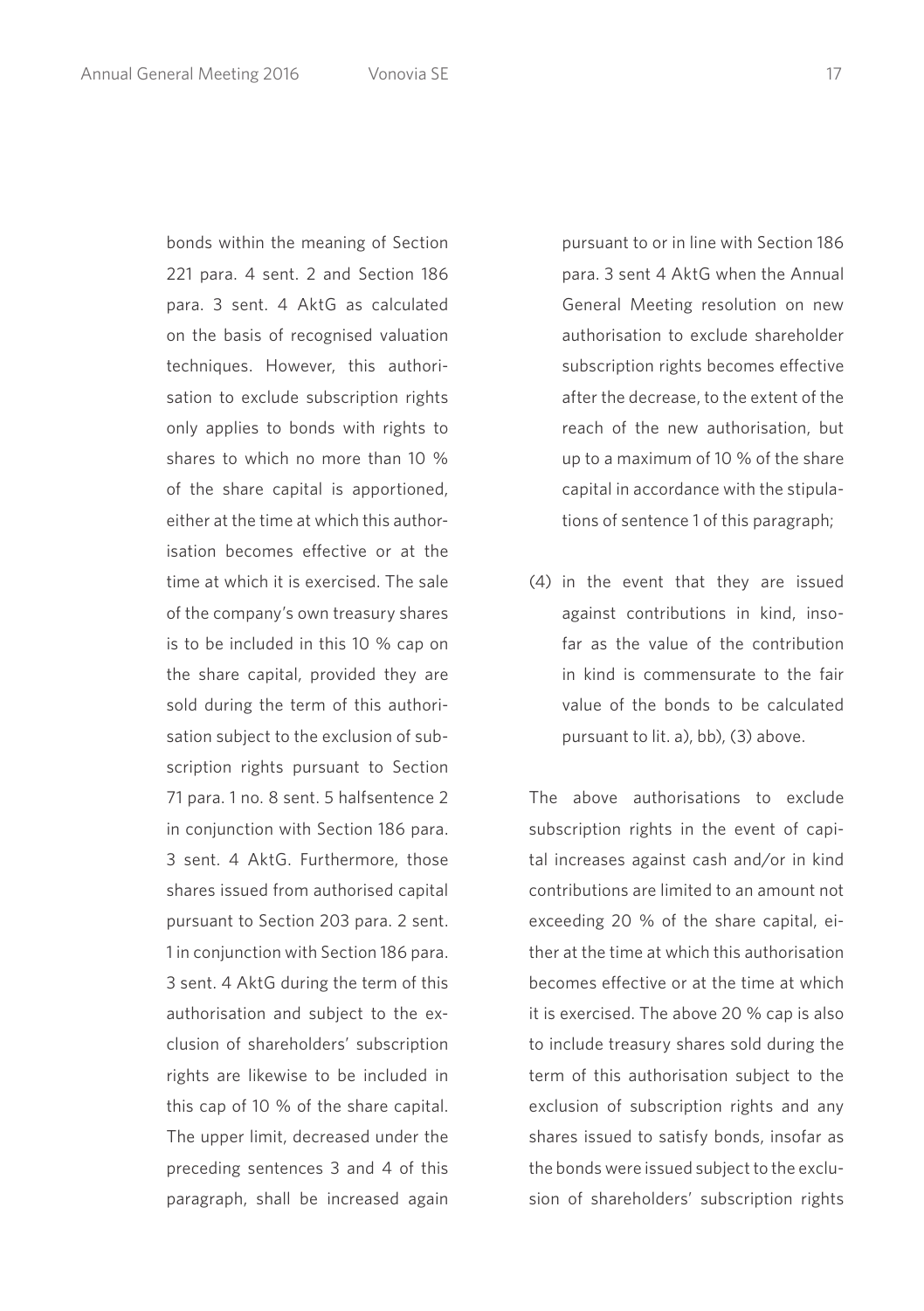bonds within the meaning of Section 221 para. 4 sent. 2 and Section 186 para. 3 sent. 4 AktG as calculated on the basis of recognised valuation techniques. However, this authorisation to exclude subscription rights only applies to bonds with rights to shares to which no more than 10 % of the share capital is apportioned, either at the time at which this authorisation becomes effective or at the time at which it is exercised. The sale of the company's own treasury shares is to be included in this 10 % cap on the share capital, provided they are sold during the term of this authorisation subject to the exclusion of subscription rights pursuant to Section 71 para. 1 no. 8 sent. 5 halfsentence 2 in conjunction with Section 186 para. 3 sent. 4 AktG. Furthermore, those shares issued from authorised capital pursuant to Section 203 para. 2 sent. 1 in conjunction with Section 186 para. 3 sent. 4 AktG during the term of this authorisation and subject to the exclusion of shareholders' subscription rights are likewise to be included in this cap of 10 % of the share capital. The upper limit, decreased under the preceding sentences 3 and 4 of this paragraph, shall be increased again pursuant to or in line with Section 186 para. 3 sent 4 AktG when the Annual General Meeting resolution on new authorisation to exclude shareholder subscription rights becomes effective after the decrease, to the extent of the reach of the new authorisation, but up to a maximum of 10 % of the share capital in accordance with the stipulations of sentence 1 of this paragraph;

(4) in the event that they are issued against contributions in kind, insofar as the value of the contribution in kind is commensurate to the fair value of the bonds to be calculated pursuant to lit. a), bb), (3) above.

The above authorisations to exclude subscription rights in the event of capital increases against cash and/or in kind contributions are limited to an amount not exceeding 20 % of the share capital, either at the time at which this authorisation becomes effective or at the time at which it is exercised. The above 20 % cap is also to include treasury shares sold during the term of this authorisation subject to the exclusion of subscription rights and any shares issued to satisfy bonds, insofar as the bonds were issued subject to the exclusion of shareholders' subscription rights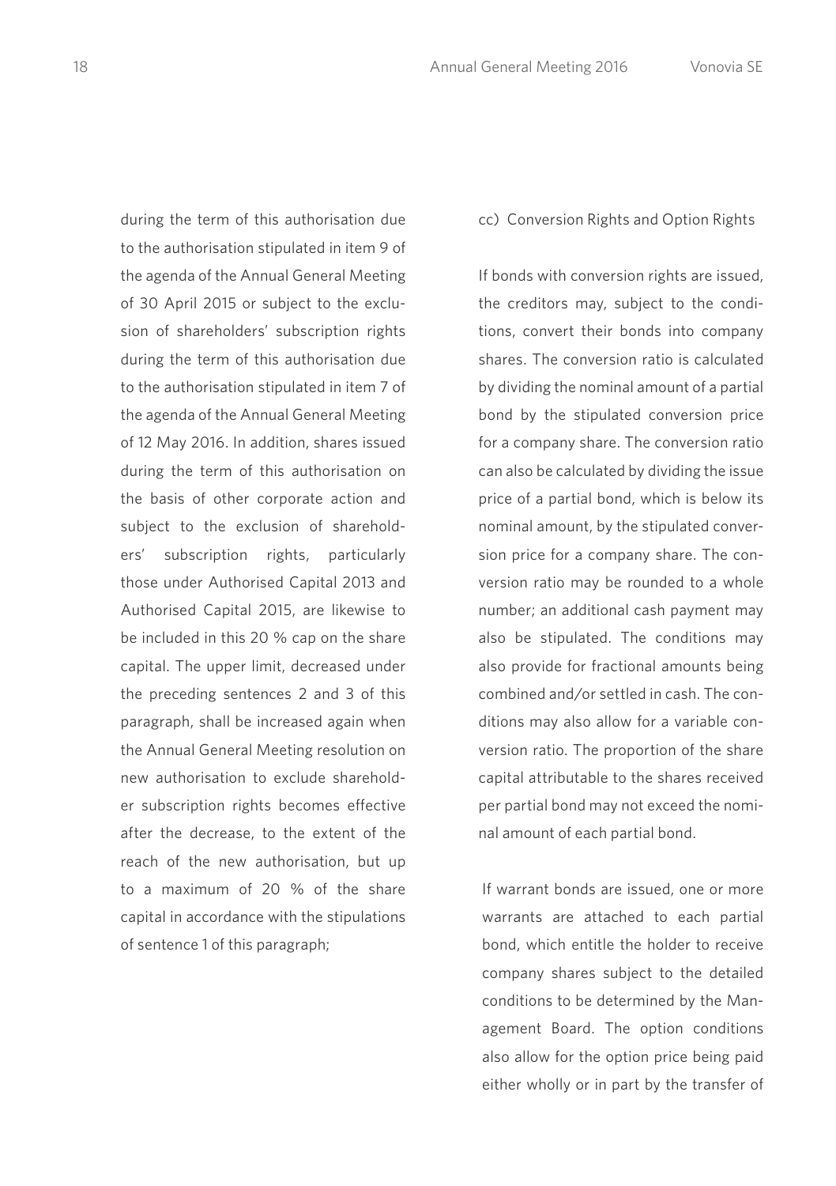during the term of this authorisation due to the authorisation stipulated in item 9 of the agenda of the Annual General Meeting of 30 April 2015 or subject to the exclusion of shareholders' subscription rights during the term of this authorisation due to the authorisation stipulated in item 7 of the agenda of the Annual General Meeting of 12 May 2016. In addition, shares issued during the term of this authorisation on the basis of other corporate action and subject to the exclusion of shareholders' subscription rights, particularly those under Authorised Capital 2013 and Authorised Capital 2015, are likewise to be included in this 20 % cap on the share capital. The upper limit, decreased under the preceding sentences 2 and 3 of this paragraph, shall be increased again when the Annual General Meeting resolution on new authorisation to exclude shareholder subscription rights becomes effective after the decrease, to the extent of the reach of the new authorisation, but up to a maximum of 20 % of the share capital in accordance with the stipulations of sentence 1 of this paragraph;

cc) Conversion Rights and Option Rights

If bonds with conversion rights are issued, the creditors may, subject to the conditions, convert their bonds into company shares. The conversion ratio is calculated by dividing the nominal amount of a partial bond by the stipulated conversion price for a company share. The conversion ratio can also be calculated by dividing the issue price of a partial bond, which is below its nominal amount, by the stipulated conversion price for a company share. The conversion ratio may be rounded to a whole number; an additional cash payment may also be stipulated. The conditions may also provide for fractional amounts being combined and/or settled in cash. The conditions may also allow for a variable conversion ratio. The proportion of the share capital attributable to the shares received per partial bond may not exceed the nominal amount of each partial bond.

If warrant bonds are issued, one or more warrants are attached to each partial bond, which entitle the holder to receive company shares subject to the detailed conditions to be determined by the Management Board. The option conditions also allow for the option price being paid either wholly or in part by the transfer of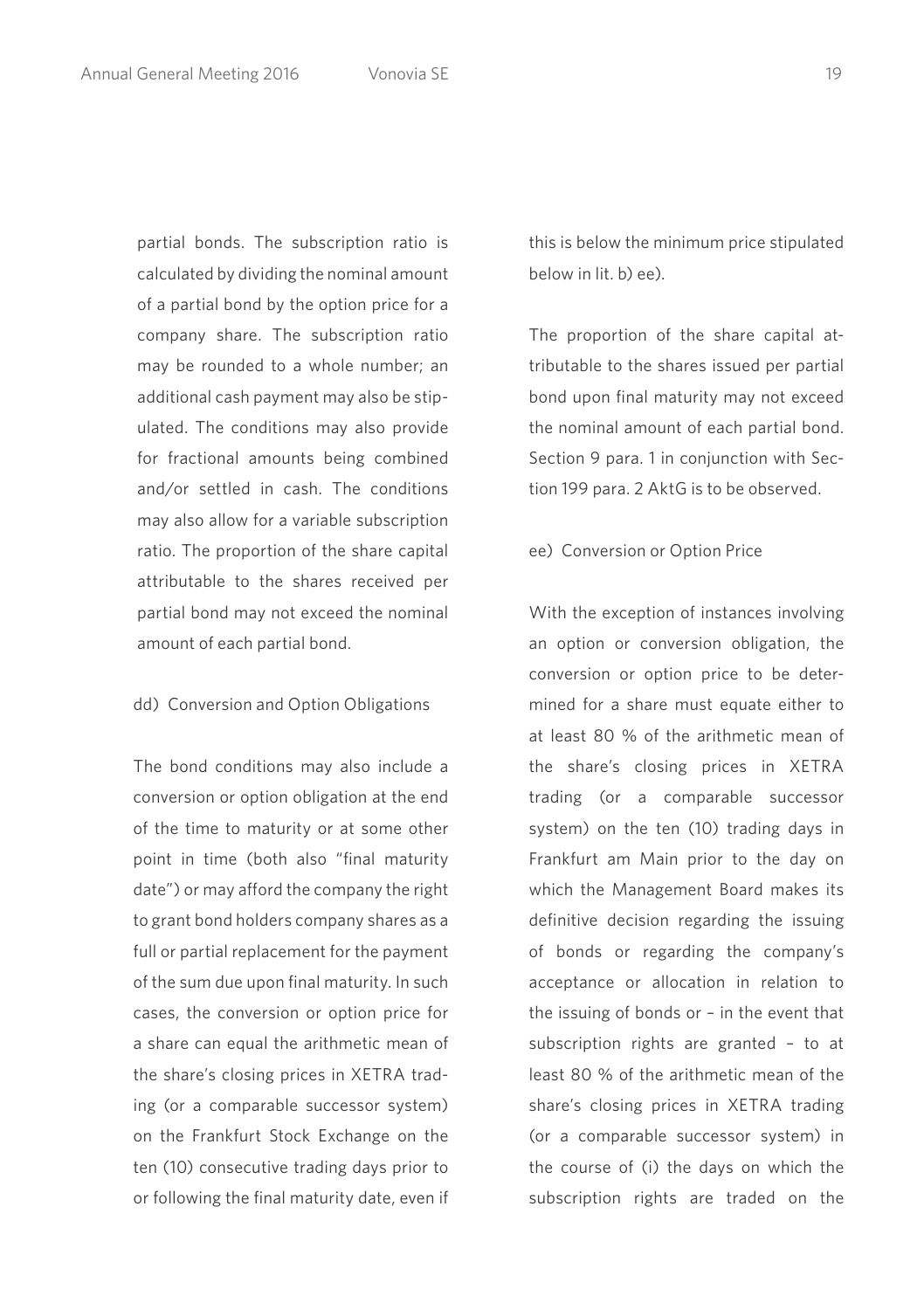partial bonds. The subscription ratio is calculated by dividing the nominal amount of a partial bond by the option price for a company share. The subscription ratio may be rounded to a whole number; an additional cash payment may also be stipulated. The conditions may also provide for fractional amounts being combined and/or settled in cash. The conditions may also allow for a variable subscription ratio. The proportion of the share capital attributable to the shares received per partial bond may not exceed the nominal amount of each partial bond.

dd) Conversion and Option Obligations

The bond conditions may also include a conversion or option obligation at the end of the time to maturity or at some other point in time (both also "final maturity date") or may afford the company the right to grant bond holders company shares as a full or partial replacement for the payment of the sum due upon final maturity. In such cases, the conversion or option price for a share can equal the arithmetic mean of the share's closing prices in XETRA trading (or a comparable successor system) on the Frankfurt Stock Exchange on the ten (10) consecutive trading days prior to or following the final maturity date, even if this is below the minimum price stipulated below in lit. b) ee).

The proportion of the share capital attributable to the shares issued per partial bond upon final maturity may not exceed the nominal amount of each partial bond. Section 9 para. 1 in conjunction with Section 199 para. 2 AktG is to be observed.

ee) Conversion or Option Price

With the exception of instances involving an option or conversion obligation, the conversion or option price to be determined for a share must equate either to at least 80 % of the arithmetic mean of the share's closing prices in XETRA trading (or a comparable successor system) on the ten (10) trading days in Frankfurt am Main prior to the day on which the Management Board makes its definitive decision regarding the issuing of bonds or regarding the company's acceptance or allocation in relation to the issuing of bonds or – in the event that subscription rights are granted – to at least 80 % of the arithmetic mean of the share's closing prices in XETRA trading (or a comparable successor system) in the course of (i) the days on which the subscription rights are traded on the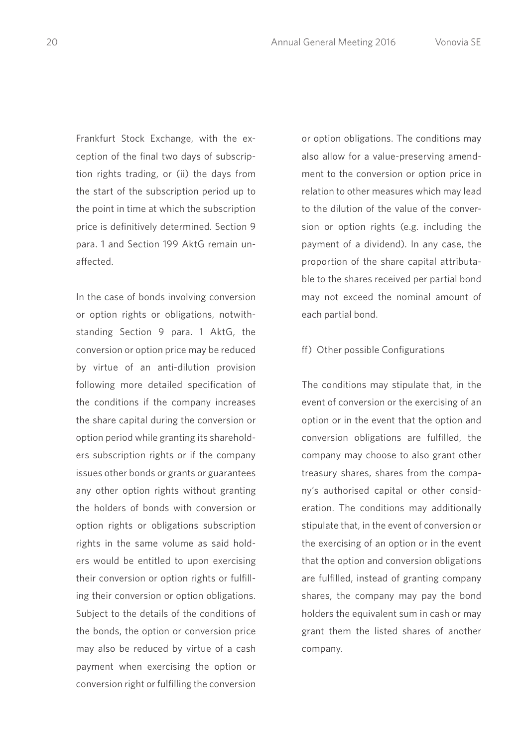Frankfurt Stock Exchange, with the exception of the final two days of subscription rights trading, or (ii) the days from the start of the subscription period up to the point in time at which the subscription price is definitively determined. Section 9 para. 1 and Section 199 AktG remain unaffected.

In the case of bonds involving conversion or option rights or obligations, notwithstanding Section 9 para. 1 AktG, the conversion or option price may be reduced by virtue of an anti-dilution provision following more detailed specification of the conditions if the company increases the share capital during the conversion or option period while granting its shareholders subscription rights or if the company issues other bonds or grants or guarantees any other option rights without granting the holders of bonds with conversion or option rights or obligations subscription rights in the same volume as said holders would be entitled to upon exercising their conversion or option rights or fulfilling their conversion or option obligations. Subject to the details of the conditions of the bonds, the option or conversion price may also be reduced by virtue of a cash payment when exercising the option or conversion right or fulfilling the conversion or option obligations. The conditions may also allow for a value-preserving amendment to the conversion or option price in relation to other measures which may lead to the dilution of the value of the conversion or option rights (e.g. including the payment of a dividend). In any case, the proportion of the share capital attributable to the shares received per partial bond may not exceed the nominal amount of each partial bond.

ff) Other possible Configurations

The conditions may stipulate that, in the event of conversion or the exercising of an option or in the event that the option and conversion obligations are fulfilled, the company may choose to also grant other treasury shares, shares from the company's authorised capital or other consideration. The conditions may additionally stipulate that, in the event of conversion or the exercising of an option or in the event that the option and conversion obligations are fulfilled, instead of granting company shares, the company may pay the bond holders the equivalent sum in cash or may grant them the listed shares of another company.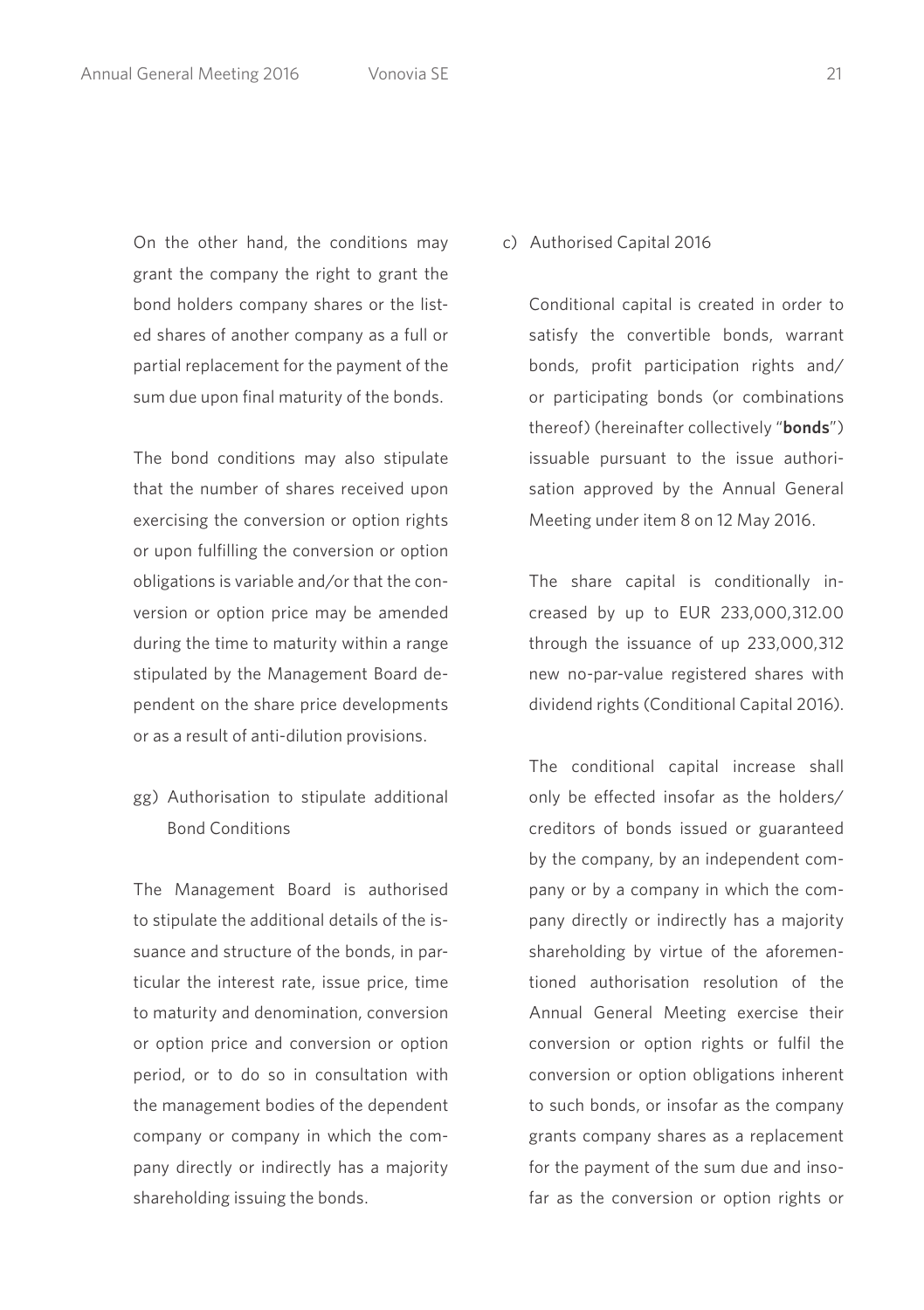On the other hand, the conditions may grant the company the right to grant the bond holders company shares or the listed shares of another company as a full or partial replacement for the payment of the sum due upon final maturity of the bonds.

The bond conditions may also stipulate that the number of shares received upon exercising the conversion or option rights or upon fulfilling the conversion or option obligations is variable and/or that the conversion or option price may be amended during the time to maturity within a range stipulated by the Management Board dependent on the share price developments or as a result of anti-dilution provisions.

gg) Authorisation to stipulate additional Bond Conditions

The Management Board is authorised to stipulate the additional details of the issuance and structure of the bonds, in particular the interest rate, issue price, time to maturity and denomination, conversion or option price and conversion or option period, or to do so in consultation with the management bodies of the dependent company or company in which the company directly or indirectly has a majority shareholding issuing the bonds.

c) Authorised Capital 2016

Conditional capital is created in order to satisfy the convertible bonds, warrant bonds, profit participation rights and/or participating bonds (or combinations thereof) (hereinafter collectively "**bonds**") issuable pursuant to the issue authorisation approved by the Annual General Meeting under item 8 on 12 May 2016.

The share capital is conditionally increased by up to EUR 233,000,312.00 through the issuance of up 233,000,312 new no-par-value registered shares with dividend rights (Conditional Capital 2016).

The conditional capital increase shall only be effected insofar as the holders/creditors of bonds issued or guaranteed by the company, by an independent company or by a company in which the company directly or indirectly has a majority shareholding by virtue of the aforementioned authorisation resolution of the Annual General Meeting exercise their conversion or option rights or fulfil the conversion or option obligations inherent to such bonds, or insofar as the company grants company shares as a replacement for the payment of the sum due and insofar as the conversion or option rights or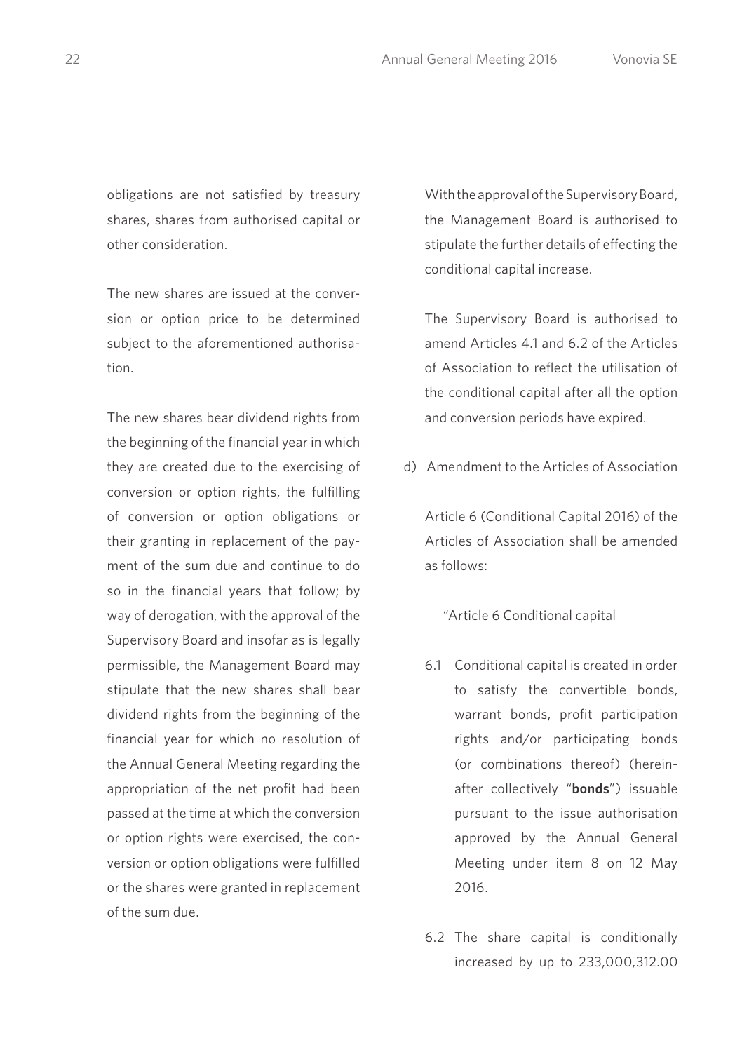obligations are not satisfied by treasury shares, shares from authorised capital or other consideration.

The new shares are issued at the conversion or option price to be determined subject to the aforementioned authorisation.

The new shares bear dividend rights from the beginning of the financial year in which they are created due to the exercising of conversion or option rights, the fulfilling of conversion or option obligations or their granting in replacement of the payment of the sum due and continue to do so in the financial years that follow; by way of derogation, with the approval of the Supervisory Board and insofar as is legally permissible, the Management Board may stipulate that the new shares shall bear dividend rights from the beginning of the financial year for which no resolution of the Annual General Meeting regarding the appropriation of the net profit had been passed at the time at which the conversion or option rights were exercised, the conversion or option obligations were fulfilled or the shares were granted in replacement of the sum due.

With the approval of the Supervisory Board, the Management Board is authorised to stipulate the further details of effecting the conditional capital increase.

The Supervisory Board is authorised to amend Articles 4.1 and 6.2 of the Articles of Association to reflect the utilisation of the conditional capital after all the option and conversion periods have expired.

d) Amendment to the Articles of Association

Article 6 (Conditional Capital 2016) of the Articles of Association shall be amended as follows:

"Article 6 Conditional capital

6.1 Conditional capital is created in order to satisfy the convertible bonds, warrant bonds, profit participation rights and/or participating bonds (or combinations thereof) (hereinafter collectively "**bonds**") issuable pursuant to the issue authorisation approved by the Annual General Meeting under item 8 on 12 May 2016.

6.2 The share capital is conditionally increased by up to 233,000,312.00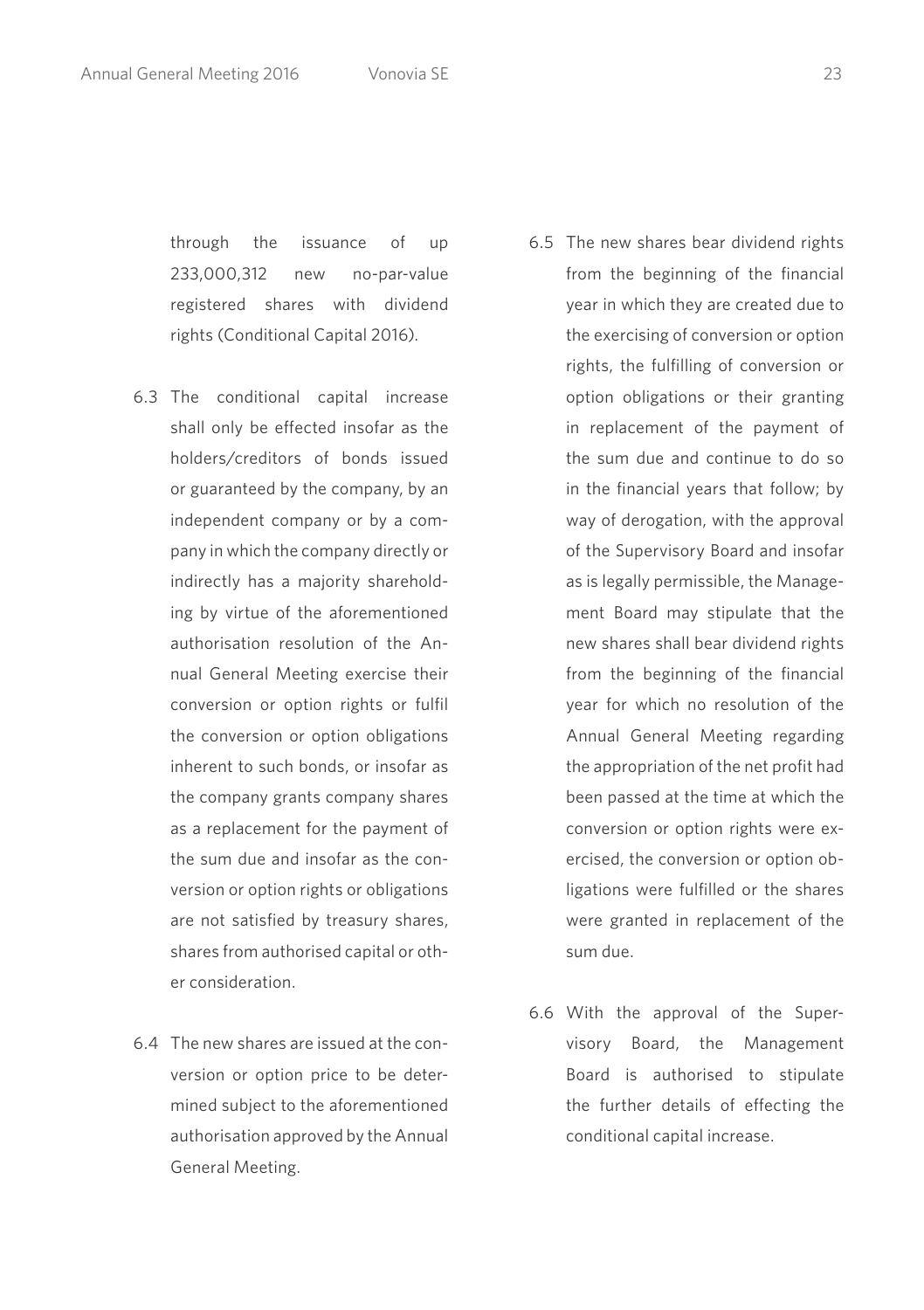through the issuance of up 233,000,312 new no-par-value registered shares with dividend rights (Conditional Capital 2016).

6.3 The conditional capital increase shall only be effected insofar as the holders/creditors of bonds issued or guaranteed by the company, by an independent company or by a company in which the company directly or indirectly has a majority shareholding by virtue of the aforementioned authorisation resolution of the Annual General Meeting exercise their conversion or option rights or fulfil the conversion or option obligations inherent to such bonds, or insofar as the company grants company shares as a replacement for the payment of the sum due and insofar as the conversion or option rights or obligations are not satisfied by treasury shares, shares from authorised capital or other consideration.

6.4 The new shares are issued at the conversion or option price to be determined subject to the aforementioned authorisation approved by the Annual General Meeting.

6.5 The new shares bear dividend rights from the beginning of the financial year in which they are created due to the exercising of conversion or option rights, the fulfilling of conversion or option obligations or their granting in replacement of the payment of the sum due and continue to do so in the financial years that follow; by way of derogation, with the approval of the Supervisory Board and insofar as is legally permissible, the Management Board may stipulate that the new shares shall bear dividend rights from the beginning of the financial year for which no resolution of the Annual General Meeting regarding the appropriation of the net profit had been passed at the time at which the conversion or option rights were exercised, the conversion or option obligations were fulfilled or the shares were granted in replacement of the sum due.

6.6 With the approval of the Supervisory Board, the Management Board is authorised to stipulate the further details of effecting the conditional capital increase.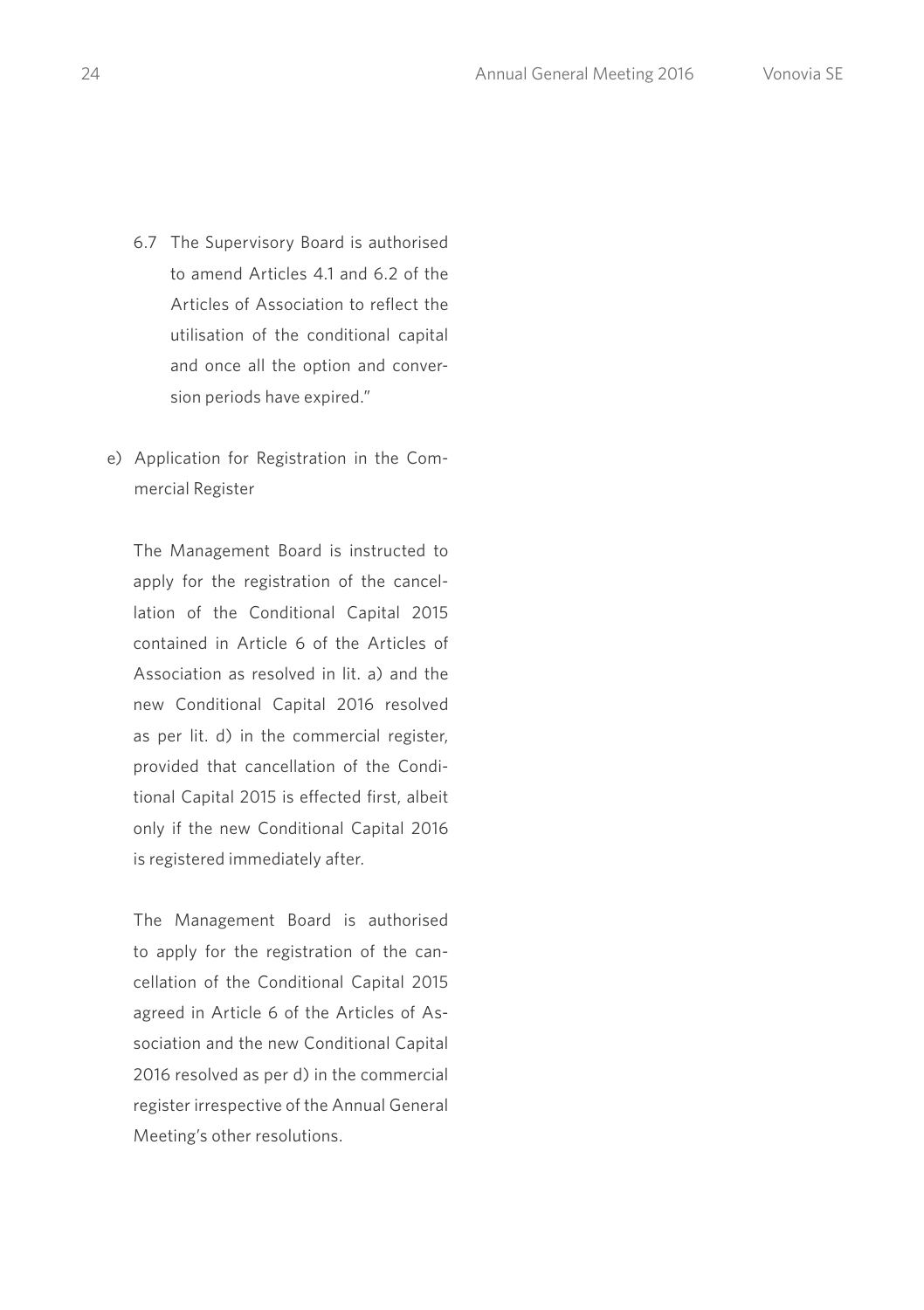6.7 The Supervisory Board is authorised to amend Articles 4.1 and 6.2 of the Articles of Association to reflect the utilisation of the conditional capital and once all the option and conversion periods have expired."

e) Application for Registration in the Commercial Register

   The Management Board is instructed to apply for the registration of the cancellation of the Conditional Capital 2015 contained in Article 6 of the Articles of Association as resolved in lit. a) and the new Conditional Capital 2016 resolved as per lit. d) in the commercial register, provided that cancellation of the Conditional Capital 2015 is effected first, albeit only if the new Conditional Capital 2016 is registered immediately after.

   The Management Board is authorised to apply for the registration of the cancellation of the Conditional Capital 2015 agreed in Article 6 of the Articles of Association and the new Conditional Capital 2016 resolved as per d) in the commercial register irrespective of the Annual General Meeting's other resolutions.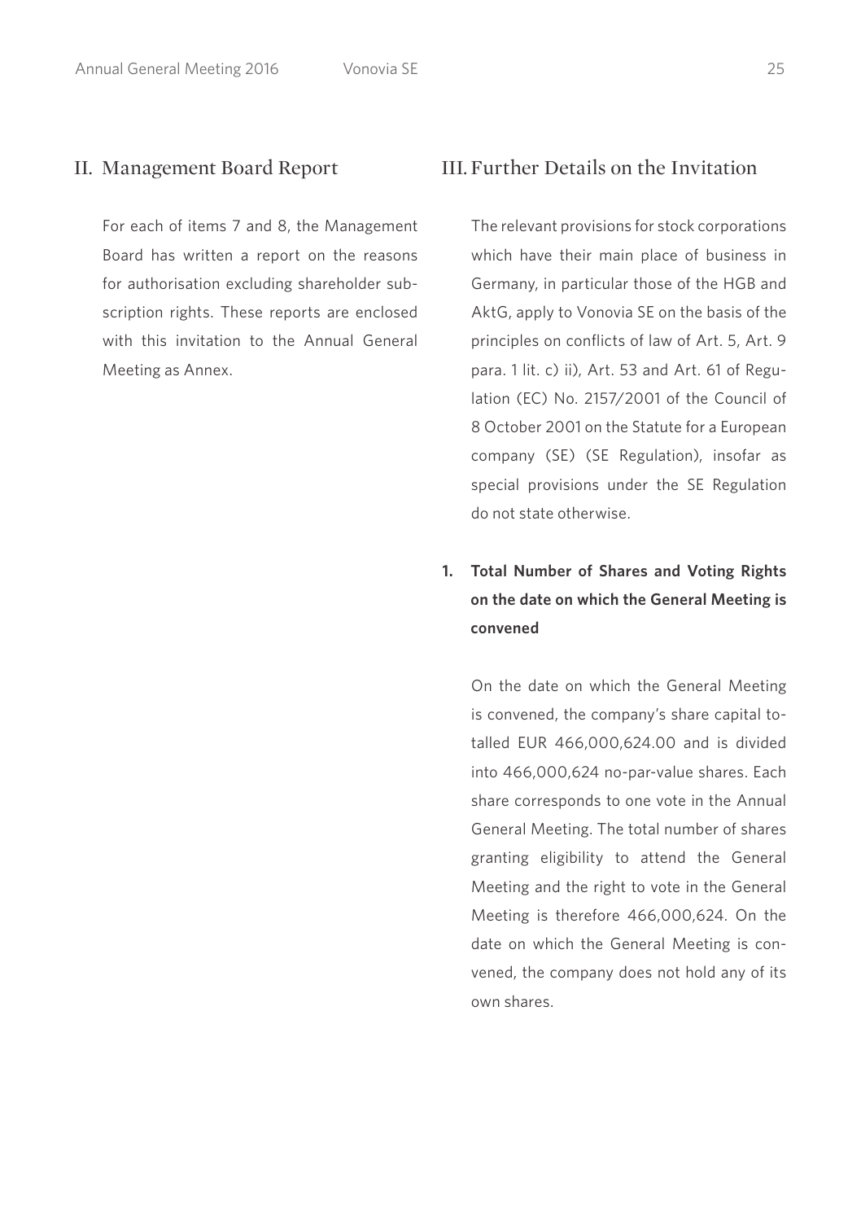## II. Management Board Report

For each of items 7 and 8, the Management Board has written a report on the reasons for authorisation excluding shareholder subscription rights. These reports are enclosed with this invitation to the Annual General Meeting as Annex.

## III. Further Details on the Invitation

The relevant provisions for stock corporations which have their main place of business in Germany, in particular those of the HGB and AktG, apply to Vonovia SE on the basis of the principles on conflicts of law of Art. 5, Art. 9 para. 1 lit. c) ii), Art. 53 and Art. 61 of Regulation (EC) No. 2157/2001 of the Council of 8 October 2001 on the Statute for a European company (SE) (SE Regulation), insofar as special provisions under the SE Regulation do not state otherwise.

### 1. Total Number of Shares and Voting Rights on the date on which the General Meeting is convened

On the date on which the General Meeting is convened, the company's share capital totalled EUR 466,000,624.00 and is divided into 466,000,624 no-par-value shares. Each share corresponds to one vote in the Annual General Meeting. The total number of shares granting eligibility to attend the General Meeting and the right to vote in the General Meeting is therefore 466,000,624. On the date on which the General Meeting is convened, the company does not hold any of its own shares.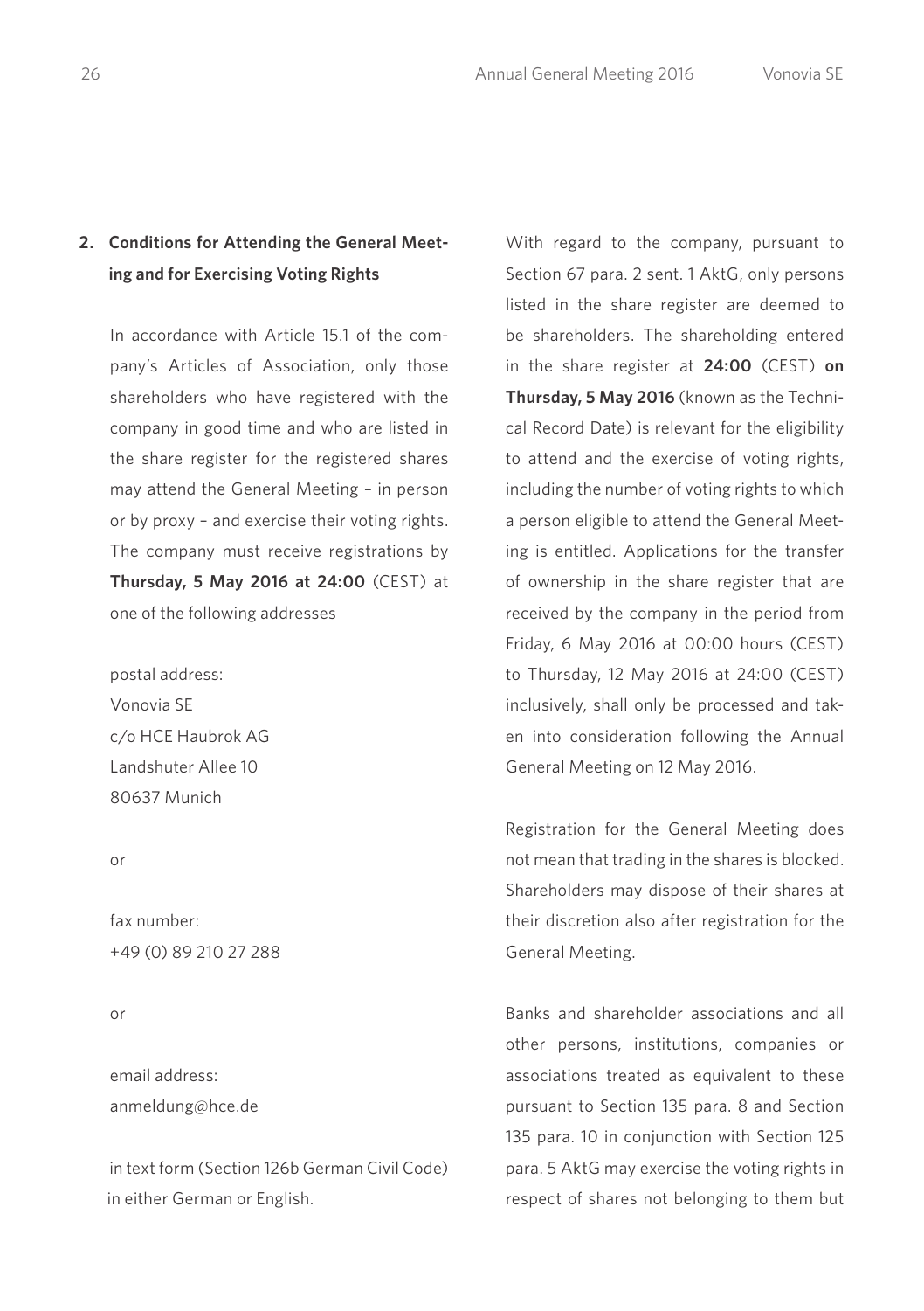## 2. Conditions for Attending the General Meeting and for Exercising Voting Rights

In accordance with Article 15.1 of the company's Articles of Association, only those shareholders who have registered with the company in good time and who are listed in the share register for the registered shares may attend the General Meeting – in person or by proxy – and exercise their voting rights. The company must receive registrations by **Thursday, 5 May 2016 at 24:00** (CEST) at one of the following addresses

postal address:
Vonovia SE
c/o HCE Haubrok AG
Landshuter Allee 10
80637 Munich

or

fax number:
+49 (0) 89 210 27 288

or

email address:
anmeldung@hce.de

in text form (Section 126b German Civil Code) in either German or English.

With regard to the company, pursuant to Section 67 para. 2 sent. 1 AktG, only persons listed in the share register are deemed to be shareholders. The shareholding entered in the share register at **24:00** (CEST) **on Thursday, 5 May 2016** (known as the Technical Record Date) is relevant for the eligibility to attend and the exercise of voting rights, including the number of voting rights to which a person eligible to attend the General Meeting is entitled. Applications for the transfer of ownership in the share register that are received by the company in the period from Friday, 6 May 2016 at 00:00 hours (CEST) to Thursday, 12 May 2016 at 24:00 (CEST) inclusively, shall only be processed and taken into consideration following the Annual General Meeting on 12 May 2016.

Registration for the General Meeting does not mean that trading in the shares is blocked. Shareholders may dispose of their shares at their discretion also after registration for the General Meeting.

Banks and shareholder associations and all other persons, institutions, companies or associations treated as equivalent to these pursuant to Section 135 para. 8 and Section 135 para. 10 in conjunction with Section 125 para. 5 AktG may exercise the voting rights in respect of shares not belonging to them but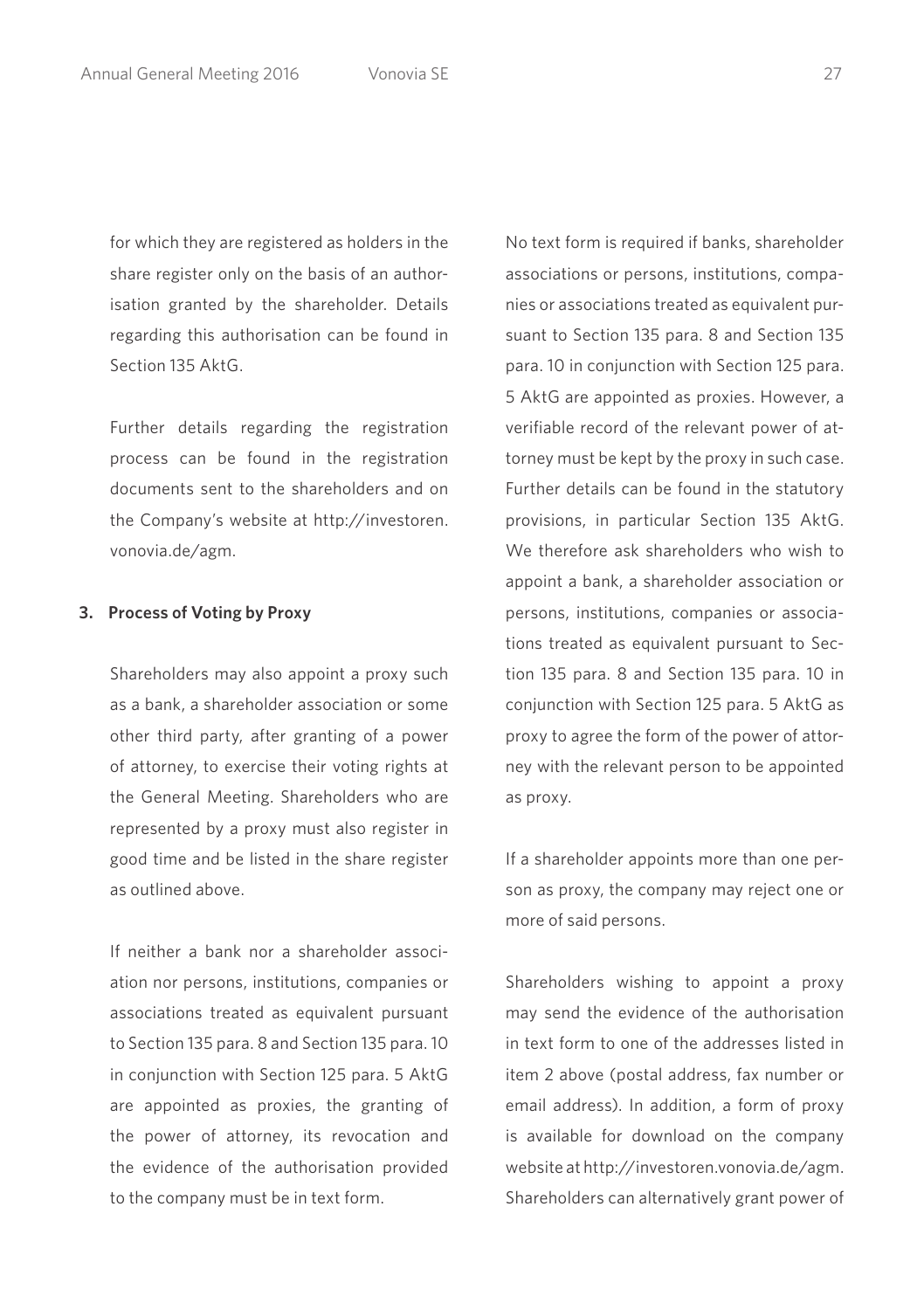for which they are registered as holders in the share register only on the basis of an authorisation granted by the shareholder. Details regarding this authorisation can be found in Section 135 AktG.

Further details regarding the registration process can be found in the registration documents sent to the shareholders and on the Company's website at http://investoren.vonovia.de/agm.

**3. Process of Voting by Proxy**

Shareholders may also appoint a proxy such as a bank, a shareholder association or some other third party, after granting of a power of attorney, to exercise their voting rights at the General Meeting. Shareholders who are represented by a proxy must also register in good time and be listed in the share register as outlined above.

If neither a bank nor a shareholder association nor persons, institutions, companies or associations treated as equivalent pursuant to Section 135 para. 8 and Section 135 para. 10 in conjunction with Section 125 para. 5 AktG are appointed as proxies, the granting of the power of attorney, its revocation and the evidence of the authorisation provided to the company must be in text form.

No text form is required if banks, shareholder associations or persons, institutions, companies or associations treated as equivalent pursuant to Section 135 para. 8 and Section 135 para. 10 in conjunction with Section 125 para. 5 AktG are appointed as proxies. However, a verifiable record of the relevant power of attorney must be kept by the proxy in such case. Further details can be found in the statutory provisions, in particular Section 135 AktG. We therefore ask shareholders who wish to appoint a bank, a shareholder association or persons, institutions, companies or associations treated as equivalent pursuant to Section 135 para. 8 and Section 135 para. 10 in conjunction with Section 125 para. 5 AktG as proxy to agree the form of the power of attorney with the relevant person to be appointed as proxy.

If a shareholder appoints more than one person as proxy, the company may reject one or more of said persons.

Shareholders wishing to appoint a proxy may send the evidence of the authorisation in text form to one of the addresses listed in item 2 above (postal address, fax number or email address). In addition, a form of proxy is available for download on the company website at http://investoren.vonovia.de/agm. Shareholders can alternatively grant power of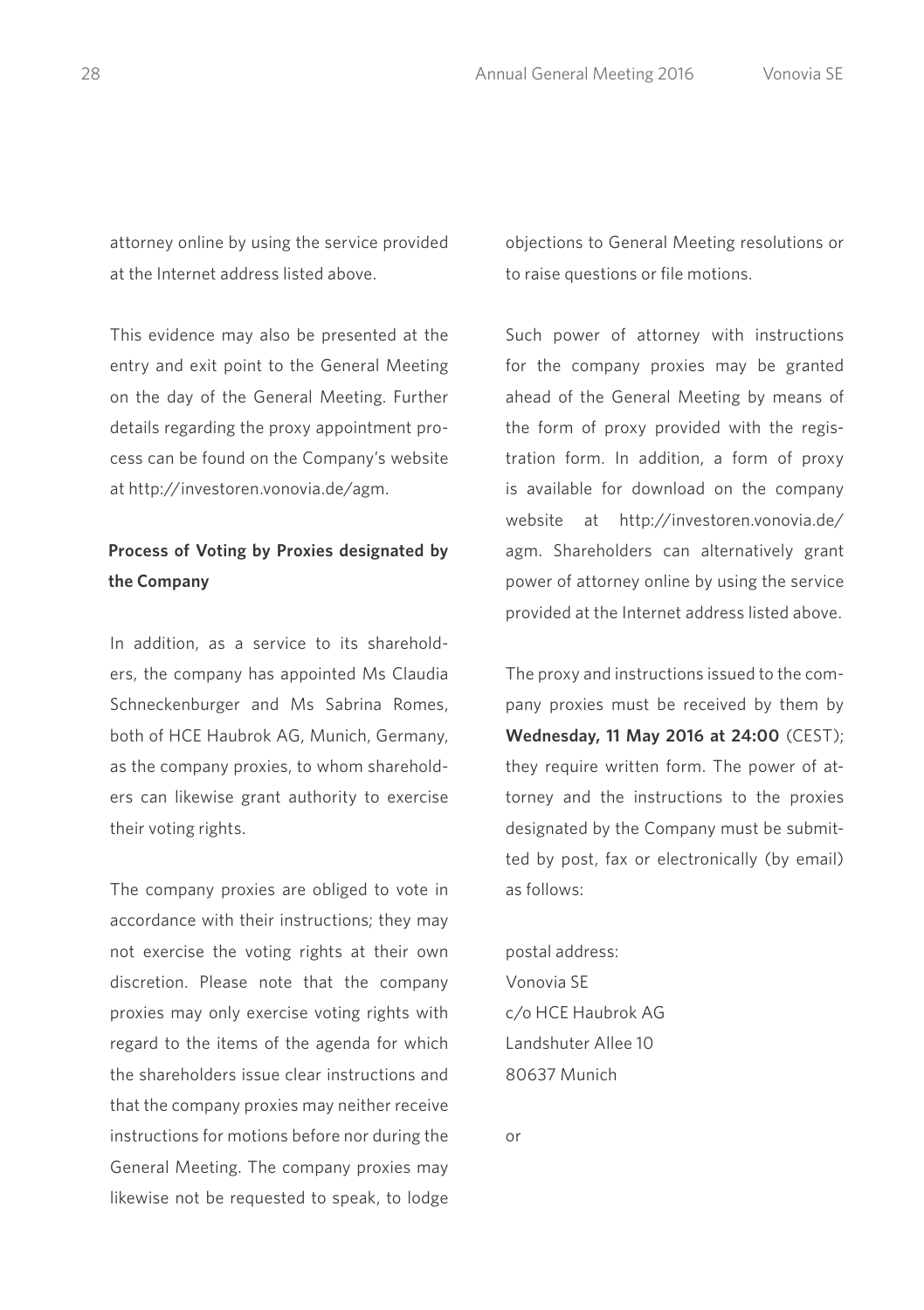attorney online by using the service provided at the Internet address listed above.

This evidence may also be presented at the entry and exit point to the General Meeting on the day of the General Meeting. Further details regarding the proxy appointment process can be found on the Company's website at http://investoren.vonovia.de/agm.

**Process of Voting by Proxies designated by the Company**

In addition, as a service to its shareholders, the company has appointed Ms Claudia Schneckenburger and Ms Sabrina Romes, both of HCE Haubrok AG, Munich, Germany, as the company proxies, to whom shareholders can likewise grant authority to exercise their voting rights.

The company proxies are obliged to vote in accordance with their instructions; they may not exercise the voting rights at their own discretion. Please note that the company proxies may only exercise voting rights with regard to the items of the agenda for which the shareholders issue clear instructions and that the company proxies may neither receive instructions for motions before nor during the General Meeting. The company proxies may likewise not be requested to speak, to lodge objections to General Meeting resolutions or to raise questions or file motions.

Such power of attorney with instructions for the company proxies may be granted ahead of the General Meeting by means of the form of proxy provided with the registration form. In addition, a form of proxy is available for download on the company website at http://investoren.vonovia.de/agm. Shareholders can alternatively grant power of attorney online by using the service provided at the Internet address listed above.

The proxy and instructions issued to the company proxies must be received by them by **Wednesday, 11 May 2016 at 24:00** (CEST); they require written form. The power of attorney and the instructions to the proxies designated by the Company must be submitted by post, fax or electronically (by email) as follows:

postal address:
Vonovia SE
c/o HCE Haubrok AG
Landshuter Allee 10
80637 Munich

or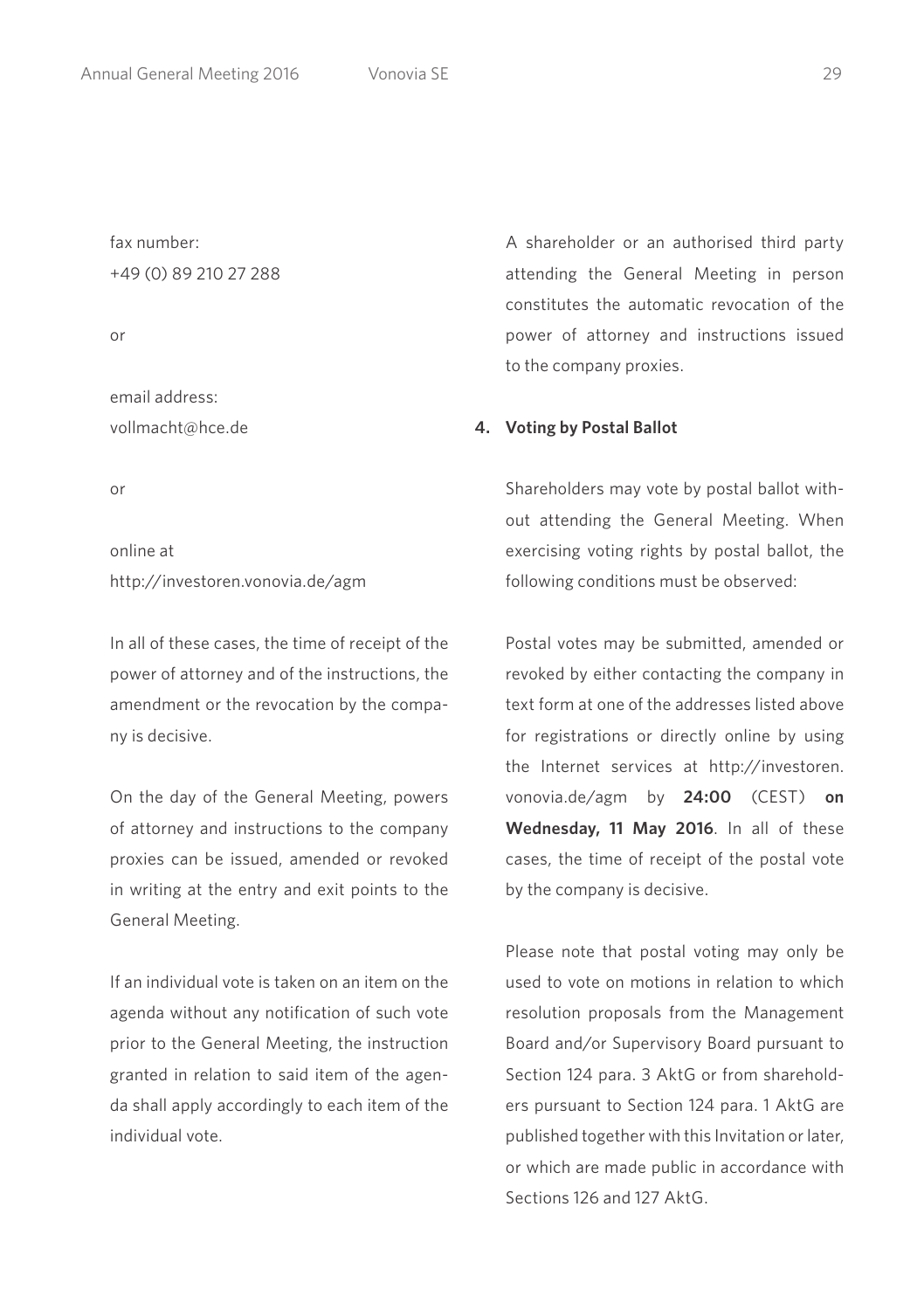fax number:
+49 (0) 89 210 27 288

or

email address:
vollmacht@hce.de

or

online at
http://investoren.vonovia.de/agm

In all of these cases, the time of receipt of the power of attorney and of the instructions, the amendment or the revocation by the company is decisive.

On the day of the General Meeting, powers of attorney and instructions to the company proxies can be issued, amended or revoked in writing at the entry and exit points to the General Meeting.

If an individual vote is taken on an item on the agenda without any notification of such vote prior to the General Meeting, the instruction granted in relation to said item of the agenda shall apply accordingly to each item of the individual vote.

A shareholder or an authorised third party attending the General Meeting in person constitutes the automatic revocation of the power of attorney and instructions issued to the company proxies.

## 4. Voting by Postal Ballot

Shareholders may vote by postal ballot without attending the General Meeting. When exercising voting rights by postal ballot, the following conditions must be observed:

Postal votes may be submitted, amended or revoked by either contacting the company in text form at one of the addresses listed above for registrations or directly online by using the Internet services at http://investoren.vonovia.de/agm by **24:00** (CEST) **on Wednesday, 11 May 2016**. In all of these cases, the time of receipt of the postal vote by the company is decisive.

Please note that postal voting may only be used to vote on motions in relation to which resolution proposals from the Management Board and/or Supervisory Board pursuant to Section 124 para. 3 AktG or from shareholders pursuant to Section 124 para. 1 AktG are published together with this Invitation or later, or which are made public in accordance with Sections 126 and 127 AktG.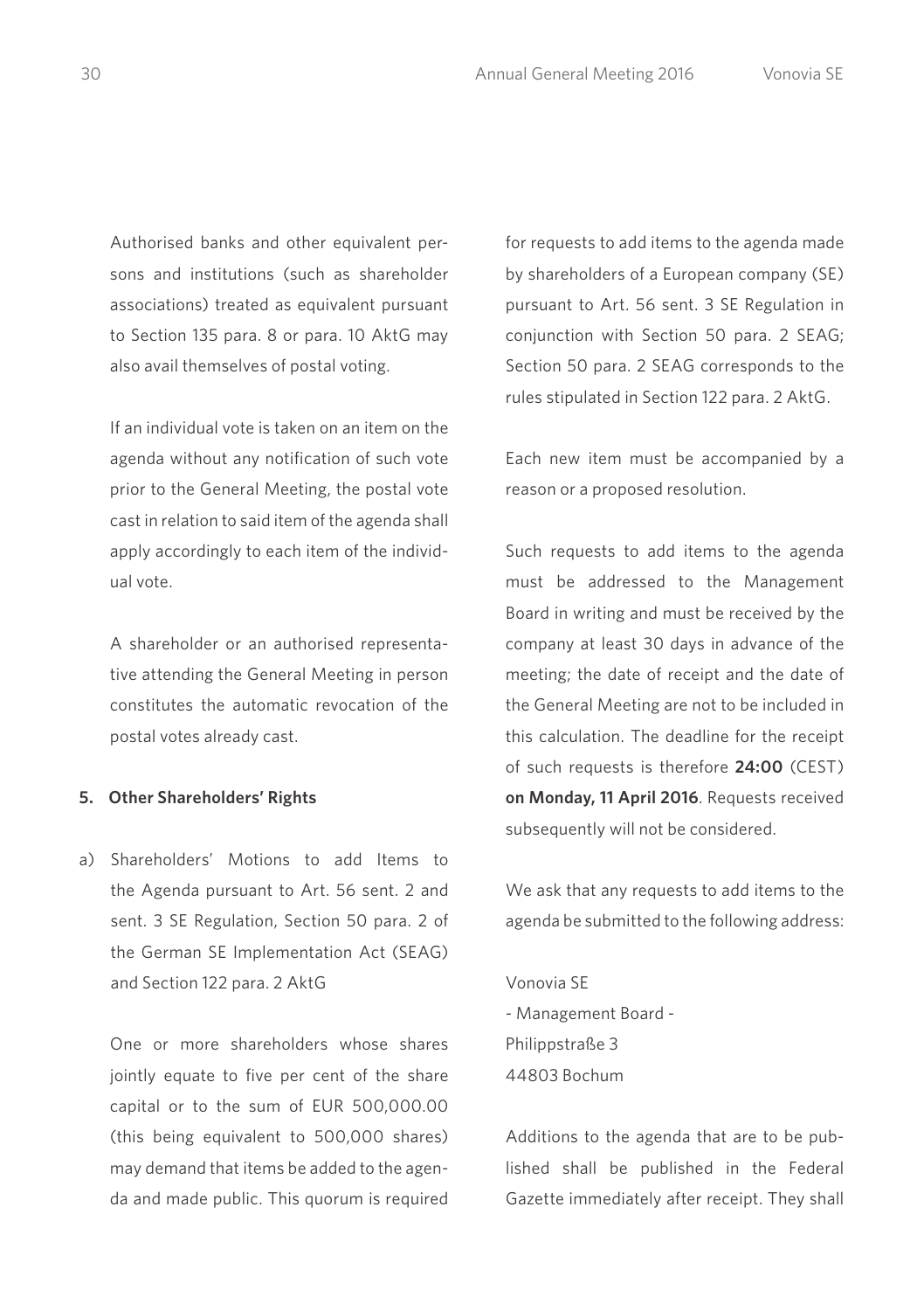Authorised banks and other equivalent persons and institutions (such as shareholder associations) treated as equivalent pursuant to Section 135 para. 8 or para. 10 AktG may also avail themselves of postal voting.

If an individual vote is taken on an item on the agenda without any notification of such vote prior to the General Meeting, the postal vote cast in relation to said item of the agenda shall apply accordingly to each item of the individual vote.

A shareholder or an authorised representative attending the General Meeting in person constitutes the automatic revocation of the postal votes already cast.

## 5. Other Shareholders' Rights

a) Shareholders' Motions to add Items to the Agenda pursuant to Art. 56 sent. 2 and sent. 3 SE Regulation, Section 50 para. 2 of the German SE Implementation Act (SEAG) and Section 122 para. 2 AktG

One or more shareholders whose shares jointly equate to five per cent of the share capital or to the sum of EUR 500,000.00 (this being equivalent to 500,000 shares) may demand that items be added to the agenda and made public. This quorum is required for requests to add items to the agenda made by shareholders of a European company (SE) pursuant to Art. 56 sent. 3 SE Regulation in conjunction with Section 50 para. 2 SEAG; Section 50 para. 2 SEAG corresponds to the rules stipulated in Section 122 para. 2 AktG.

Each new item must be accompanied by a reason or a proposed resolution.

Such requests to add items to the agenda must be addressed to the Management Board in writing and must be received by the company at least 30 days in advance of the meeting; the date of receipt and the date of the General Meeting are not to be included in this calculation. The deadline for the receipt of such requests is therefore **24:00** (CEST) **on Monday, 11 April 2016**. Requests received subsequently will not be considered.

We ask that any requests to add items to the agenda be submitted to the following address:

Vonovia SE
- Management Board -
Philippstraße 3
44803 Bochum

Additions to the agenda that are to be published shall be published in the Federal Gazette immediately after receipt. They shall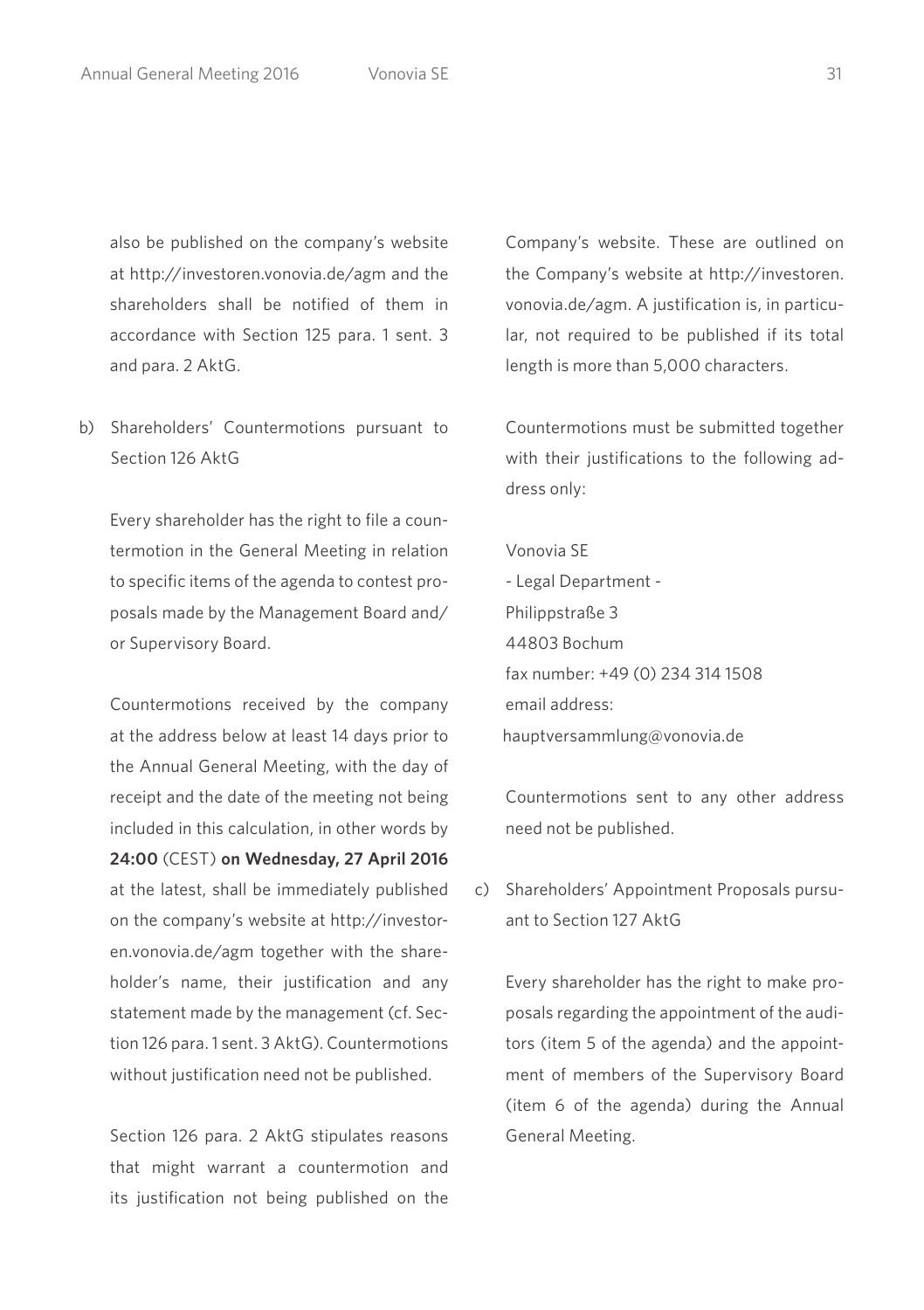also be published on the company's website at http://investoren.vonovia.de/agm and the shareholders shall be notified of them in accordance with Section 125 para. 1 sent. 3 and para. 2 AktG.

b) Shareholders' Countermotions pursuant to Section 126 AktG

Every shareholder has the right to file a countermotion in the General Meeting in relation to specific items of the agenda to contest proposals made by the Management Board and/or Supervisory Board.

Countermotions received by the company at the address below at least 14 days prior to the Annual General Meeting, with the day of receipt and the date of the meeting not being included in this calculation, in other words by **24:00** (CEST) **on Wednesday, 27 April 2016** at the latest, shall be immediately published on the company's website at http://investoren.vonovia.de/agm together with the shareholder's name, their justification and any statement made by the management (cf. Section 126 para. 1 sent. 3 AktG). Countermotions without justification need not be published.

Section 126 para. 2 AktG stipulates reasons that might warrant a countermotion and its justification not being published on the Company's website. These are outlined on the Company's website at http://investoren.vonovia.de/agm. A justification is, in particular, not required to be published if its total length is more than 5,000 characters.

Countermotions must be submitted together with their justifications to the following address only:

Vonovia SE
- Legal Department -
Philippstraße 3
44803 Bochum
fax number: +49 (0) 234 314 1508
email address:
hauptversammlung@vonovia.de

Countermotions sent to any other address need not be published.

c) Shareholders' Appointment Proposals pursuant to Section 127 AktG

Every shareholder has the right to make proposals regarding the appointment of the auditors (item 5 of the agenda) and the appointment of members of the Supervisory Board (item 6 of the agenda) during the Annual General Meeting.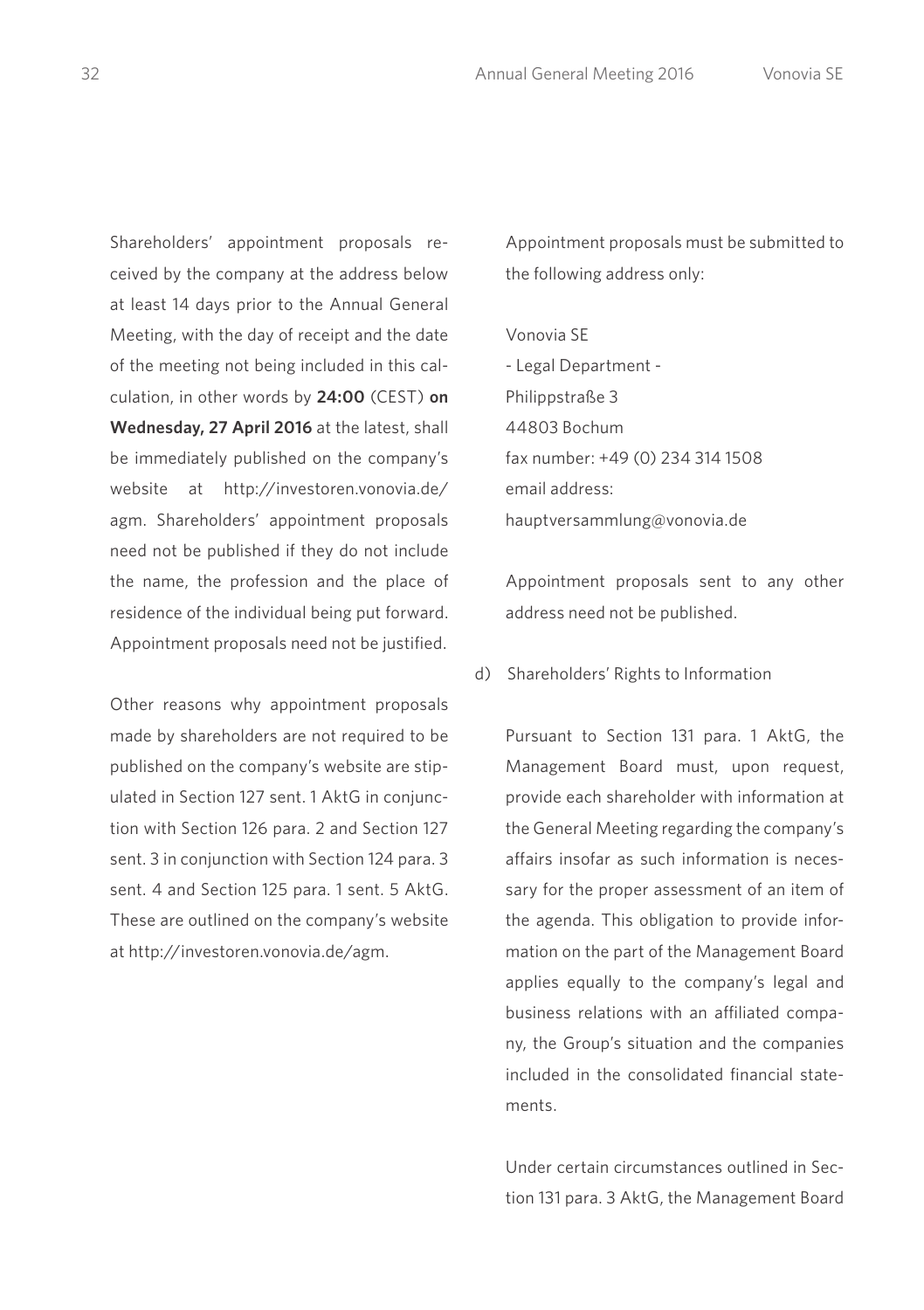Shareholders' appointment proposals received by the company at the address below at least 14 days prior to the Annual General Meeting, with the day of receipt and the date of the meeting not being included in this calculation, in other words by **24:00** (CEST) **on Wednesday, 27 April 2016** at the latest, shall be immediately published on the company's website at http://investoren.vonovia.de/agm. Shareholders' appointment proposals need not be published if they do not include the name, the profession and the place of residence of the individual being put forward. Appointment proposals need not be justified.

Other reasons why appointment proposals made by shareholders are not required to be published on the company's website are stipulated in Section 127 sent. 1 AktG in conjunction with Section 126 para. 2 and Section 127 sent. 3 in conjunction with Section 124 para. 3 sent. 4 and Section 125 para. 1 sent. 5 AktG. These are outlined on the company's website at http://investoren.vonovia.de/agm.

Appointment proposals must be submitted to the following address only:

Vonovia SE
- Legal Department -
Philippstraße 3
44803 Bochum
fax number: +49 (0) 234 314 1508
email address:
hauptversammlung@vonovia.de

Appointment proposals sent to any other address need not be published.

d) Shareholders' Rights to Information

Pursuant to Section 131 para. 1 AktG, the Management Board must, upon request, provide each shareholder with information at the General Meeting regarding the company's affairs insofar as such information is necessary for the proper assessment of an item of the agenda. This obligation to provide information on the part of the Management Board applies equally to the company's legal and business relations with an affiliated company, the Group's situation and the companies included in the consolidated financial statements.

Under certain circumstances outlined in Section 131 para. 3 AktG, the Management Board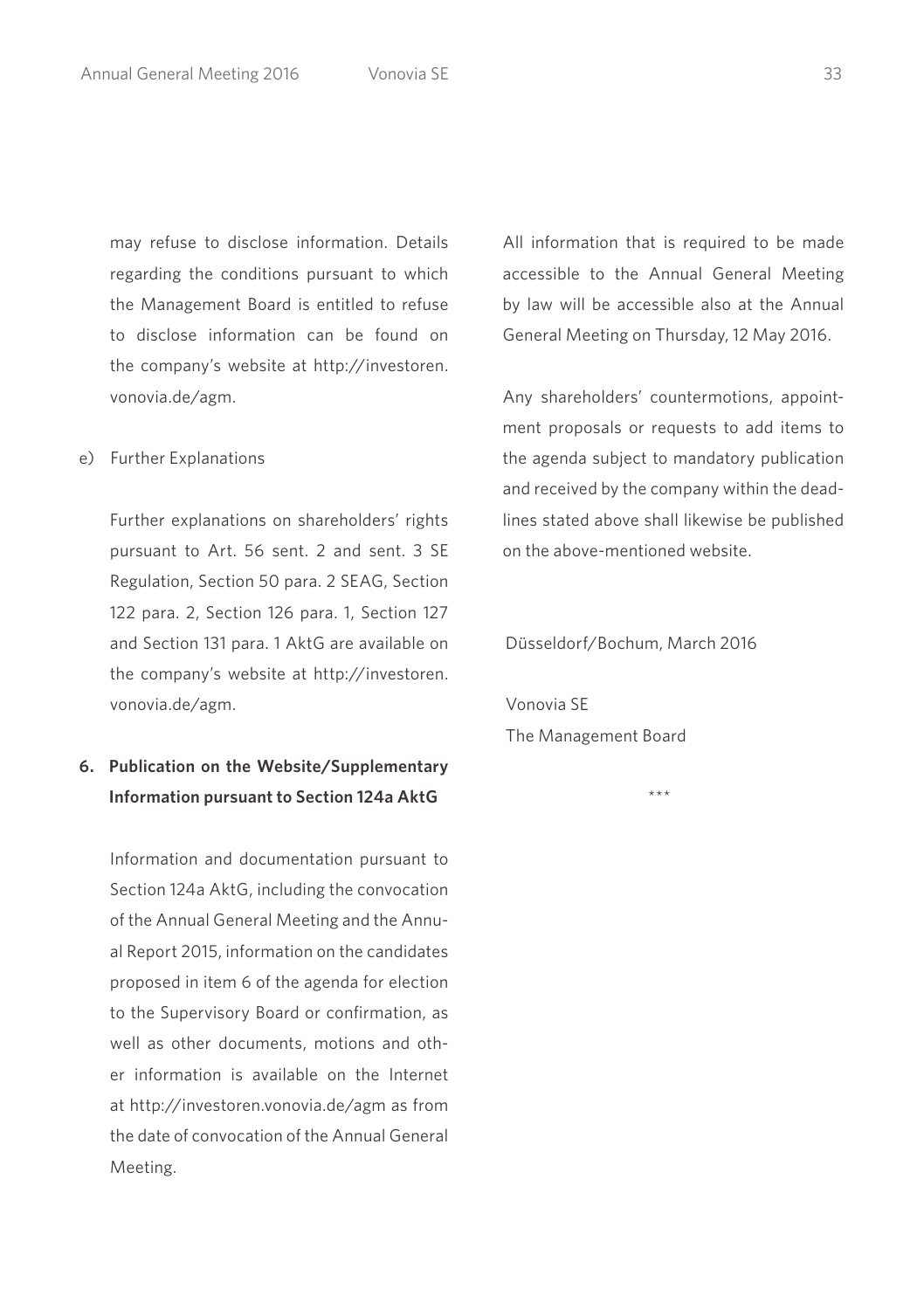may refuse to disclose information. Details regarding the conditions pursuant to which the Management Board is entitled to refuse to disclose information can be found on the company's website at http://investoren.vonovia.de/agm.

e) Further Explanations

Further explanations on shareholders' rights pursuant to Art. 56 sent. 2 and sent. 3 SE Regulation, Section 50 para. 2 SEAG, Section 122 para. 2, Section 126 para. 1, Section 127 and Section 131 para. 1 AktG are available on the company's website at http://investoren.vonovia.de/agm.

## 6. Publication on the Website/Supplementary Information pursuant to Section 124a AktG

Information and documentation pursuant to Section 124a AktG, including the convocation of the Annual General Meeting and the Annual Report 2015, information on the candidates proposed in item 6 of the agenda for election to the Supervisory Board or confirmation, as well as other documents, motions and other information is available on the Internet at http://investoren.vonovia.de/agm as from the date of convocation of the Annual General Meeting.

All information that is required to be made accessible to the Annual General Meeting by law will be accessible also at the Annual General Meeting on Thursday, 12 May 2016.

Any shareholders' countermotions, appointment proposals or requests to add items to the agenda subject to mandatory publication and received by the company within the deadlines stated above shall likewise be published on the above-mentioned website.

Düsseldorf/Bochum, March 2016

Vonovia SE
The Management Board

***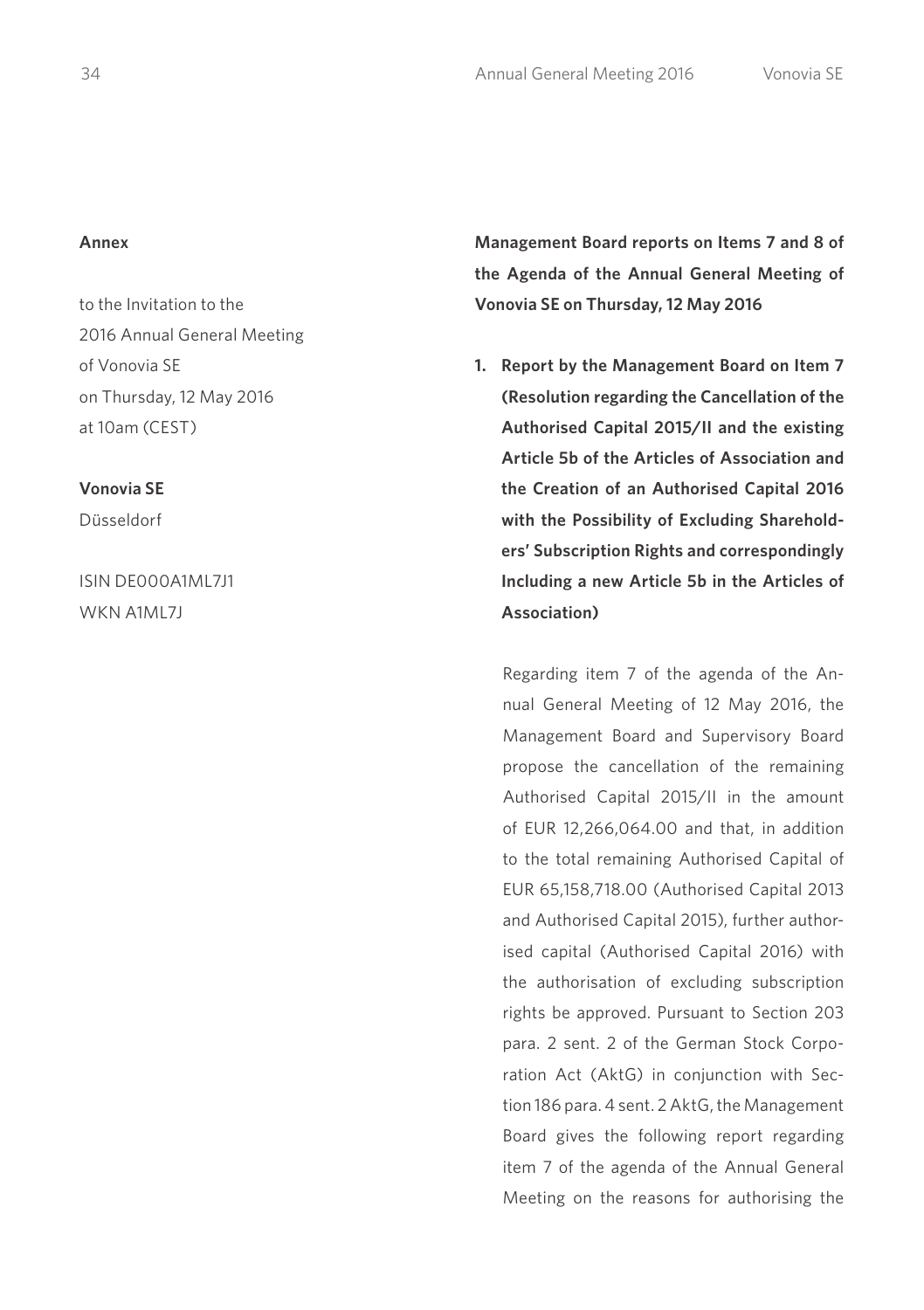**Annex**

to the Invitation to the
2016 Annual General Meeting
of Vonovia SE
on Thursday, 12 May 2016
at 10am (CEST)

**Vonovia SE**
Düsseldorf

ISIN DE000A1ML7J1
WKN A1ML7J

**Management Board reports on Items 7 and 8 of the Agenda of the Annual General Meeting of Vonovia SE on Thursday, 12 May 2016**

1. **Report by the Management Board on Item 7 (Resolution regarding the Cancellation of the Authorised Capital 2015/II and the existing Article 5b of the Articles of Association and the Creation of an Authorised Capital 2016 with the Possibility of Excluding Shareholders' Subscription Rights and correspondingly Including a new Article 5b in the Articles of Association)**

   Regarding item 7 of the agenda of the Annual General Meeting of 12 May 2016, the Management Board and Supervisory Board propose the cancellation of the remaining Authorised Capital 2015/II in the amount of EUR 12,266,064.00 and that, in addition to the total remaining Authorised Capital of EUR 65,158,718.00 (Authorised Capital 2013 and Authorised Capital 2015), further authorised capital (Authorised Capital 2016) with the authorisation of excluding subscription rights be approved. Pursuant to Section 203 para. 2 sent. 2 of the German Stock Corporation Act (AktG) in conjunction with Section 186 para. 4 sent. 2 AktG, the Management Board gives the following report regarding item 7 of the agenda of the Annual General Meeting on the reasons for authorising the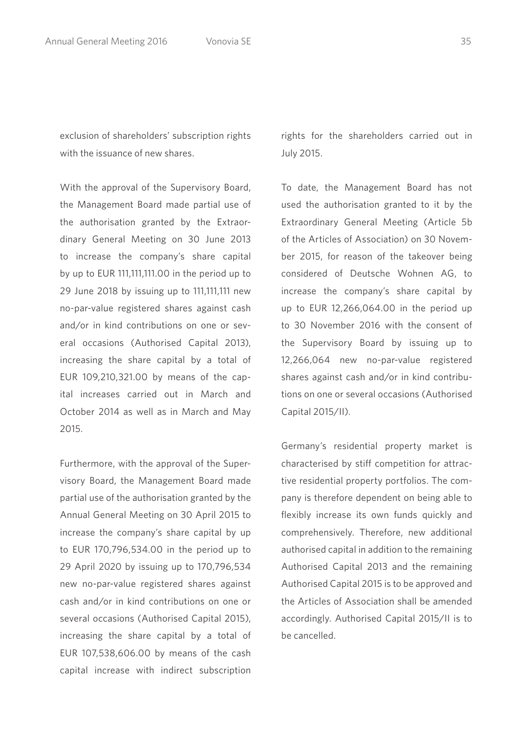exclusion of shareholders' subscription rights with the issuance of new shares.

With the approval of the Supervisory Board, the Management Board made partial use of the authorisation granted by the Extraordinary General Meeting on 30 June 2013 to increase the company's share capital by up to EUR 111,111,111.00 in the period up to 29 June 2018 by issuing up to 111,111,111 new no-par-value registered shares against cash and/or in kind contributions on one or several occasions (Authorised Capital 2013), increasing the share capital by a total of EUR 109,210,321.00 by means of the capital increases carried out in March and October 2014 as well as in March and May 2015.

Furthermore, with the approval of the Supervisory Board, the Management Board made partial use of the authorisation granted by the Annual General Meeting on 30 April 2015 to increase the company's share capital by up to EUR 170,796,534.00 in the period up to 29 April 2020 by issuing up to 170,796,534 new no-par-value registered shares against cash and/or in kind contributions on one or several occasions (Authorised Capital 2015), increasing the share capital by a total of EUR 107,538,606.00 by means of the cash capital increase with indirect subscription rights for the shareholders carried out in July 2015.

To date, the Management Board has not used the authorisation granted to it by the Extraordinary General Meeting (Article 5b of the Articles of Association) on 30 November 2015, for reason of the takeover being considered of Deutsche Wohnen AG, to increase the company's share capital by up to EUR 12,266,064.00 in the period up to 30 November 2016 with the consent of the Supervisory Board by issuing up to 12,266,064 new no-par-value registered shares against cash and/or in kind contributions on one or several occasions (Authorised Capital 2015/II).

Germany's residential property market is characterised by stiff competition for attractive residential property portfolios. The company is therefore dependent on being able to flexibly increase its own funds quickly and comprehensively. Therefore, new additional authorised capital in addition to the remaining Authorised Capital 2013 and the remaining Authorised Capital 2015 is to be approved and the Articles of Association shall be amended accordingly. Authorised Capital 2015/II is to be cancelled.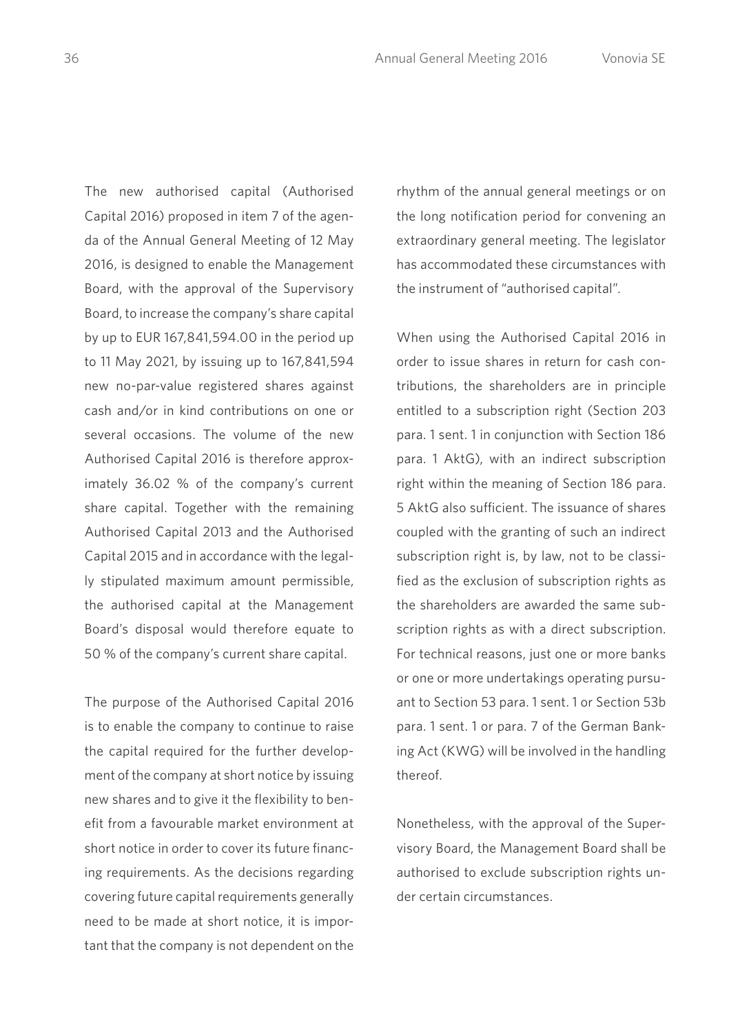The new authorised capital (Authorised Capital 2016) proposed in item 7 of the agenda of the Annual General Meeting of 12 May 2016, is designed to enable the Management Board, with the approval of the Supervisory Board, to increase the company's share capital by up to EUR 167,841,594.00 in the period up to 11 May 2021, by issuing up to 167,841,594 new no-par-value registered shares against cash and/or in kind contributions on one or several occasions. The volume of the new Authorised Capital 2016 is therefore approximately 36.02 % of the company's current share capital. Together with the remaining Authorised Capital 2013 and the Authorised Capital 2015 and in accordance with the legally stipulated maximum amount permissible, the authorised capital at the Management Board's disposal would therefore equate to 50 % of the company's current share capital.

The purpose of the Authorised Capital 2016 is to enable the company to continue to raise the capital required for the further development of the company at short notice by issuing new shares and to give it the flexibility to benefit from a favourable market environment at short notice in order to cover its future financing requirements. As the decisions regarding covering future capital requirements generally need to be made at short notice, it is important that the company is not dependent on the rhythm of the annual general meetings or on the long notification period for convening an extraordinary general meeting. The legislator has accommodated these circumstances with the instrument of "authorised capital".

When using the Authorised Capital 2016 in order to issue shares in return for cash contributions, the shareholders are in principle entitled to a subscription right (Section 203 para. 1 sent. 1 in conjunction with Section 186 para. 1 AktG), with an indirect subscription right within the meaning of Section 186 para. 5 AktG also sufficient. The issuance of shares coupled with the granting of such an indirect subscription right is, by law, not to be classified as the exclusion of subscription rights as the shareholders are awarded the same subscription rights as with a direct subscription. For technical reasons, just one or more banks or one or more undertakings operating pursuant to Section 53 para. 1 sent. 1 or Section 53b para. 1 sent. 1 or para. 7 of the German Banking Act (KWG) will be involved in the handling thereof.

Nonetheless, with the approval of the Supervisory Board, the Management Board shall be authorised to exclude subscription rights under certain circumstances.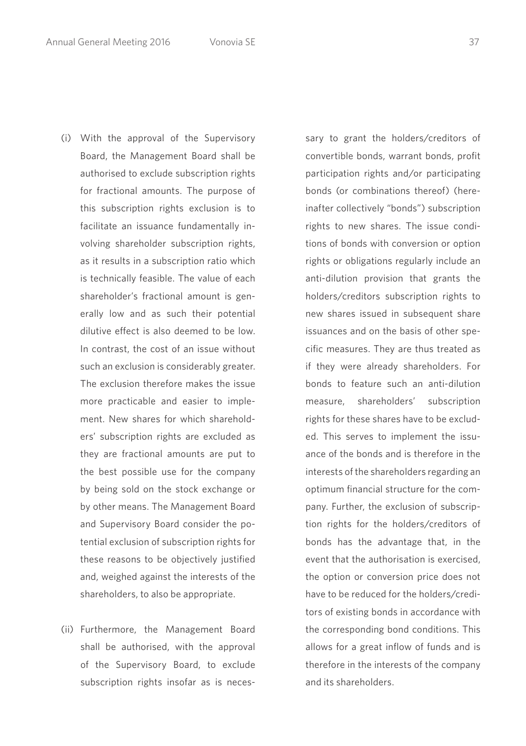(i) With the approval of the Supervisory Board, the Management Board shall be authorised to exclude subscription rights for fractional amounts. The purpose of this subscription rights exclusion is to facilitate an issuance fundamentally involving shareholder subscription rights, as it results in a subscription ratio which is technically feasible. The value of each shareholder's fractional amount is generally low and as such their potential dilutive effect is also deemed to be low. In contrast, the cost of an issue without such an exclusion is considerably greater. The exclusion therefore makes the issue more practicable and easier to implement. New shares for which shareholders' subscription rights are excluded as they are fractional amounts are put to the best possible use for the company by being sold on the stock exchange or by other means. The Management Board and Supervisory Board consider the potential exclusion of subscription rights for these reasons to be objectively justified and, weighed against the interests of the shareholders, to also be appropriate.

(ii) Furthermore, the Management Board shall be authorised, with the approval of the Supervisory Board, to exclude subscription rights insofar as is necessary to grant the holders/creditors of convertible bonds, warrant bonds, profit participation rights and/or participating bonds (or combinations thereof) (hereinafter collectively "bonds") subscription rights to new shares. The issue conditions of bonds with conversion or option rights or obligations regularly include an anti-dilution provision that grants the holders/creditors subscription rights to new shares issued in subsequent share issuances and on the basis of other specific measures. They are thus treated as if they were already shareholders. For bonds to feature such an anti-dilution measure, shareholders' subscription rights for these shares have to be excluded. This serves to implement the issuance of the bonds and is therefore in the interests of the shareholders regarding an optimum financial structure for the company. Further, the exclusion of subscription rights for the holders/creditors of bonds has the advantage that, in the event that the authorisation is exercised, the option or conversion price does not have to be reduced for the holders/creditors of existing bonds in accordance with the corresponding bond conditions. This allows for a great inflow of funds and is therefore in the interests of the company and its shareholders.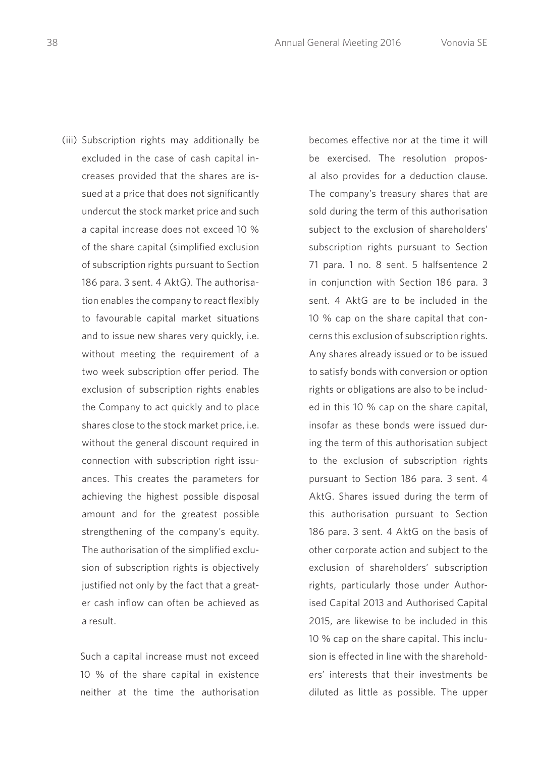(iii) Subscription rights may additionally be excluded in the case of cash capital increases provided that the shares are issued at a price that does not significantly undercut the stock market price and such a capital increase does not exceed 10 % of the share capital (simplified exclusion of subscription rights pursuant to Section 186 para. 3 sent. 4 AktG). The authorisation enables the company to react flexibly to favourable capital market situations and to issue new shares very quickly, i.e. without meeting the requirement of a two week subscription offer period. The exclusion of subscription rights enables the Company to act quickly and to place shares close to the stock market price, i.e. without the general discount required in connection with subscription right issuances. This creates the parameters for achieving the highest possible disposal amount and for the greatest possible strengthening of the company's equity. The authorisation of the simplified exclusion of subscription rights is objectively justified not only by the fact that a greater cash inflow can often be achieved as a result.

Such a capital increase must not exceed 10 % of the share capital in existence neither at the time the authorisation becomes effective nor at the time it will be exercised. The resolution proposal also provides for a deduction clause. The company's treasury shares that are sold during the term of this authorisation subject to the exclusion of shareholders' subscription rights pursuant to Section 71 para. 1 no. 8 sent. 5 halfsentence 2 in conjunction with Section 186 para. 3 sent. 4 AktG are to be included in the 10 % cap on the share capital that concerns this exclusion of subscription rights. Any shares already issued or to be issued to satisfy bonds with conversion or option rights or obligations are also to be included in this 10 % cap on the share capital, insofar as these bonds were issued during the term of this authorisation subject to the exclusion of subscription rights pursuant to Section 186 para. 3 sent. 4 AktG. Shares issued during the term of this authorisation pursuant to Section 186 para. 3 sent. 4 AktG on the basis of other corporate action and subject to the exclusion of shareholders' subscription rights, particularly those under Authorised Capital 2013 and Authorised Capital 2015, are likewise to be included in this 10 % cap on the share capital. This inclusion is effected in line with the shareholders' interests that their investments be diluted as little as possible. The upper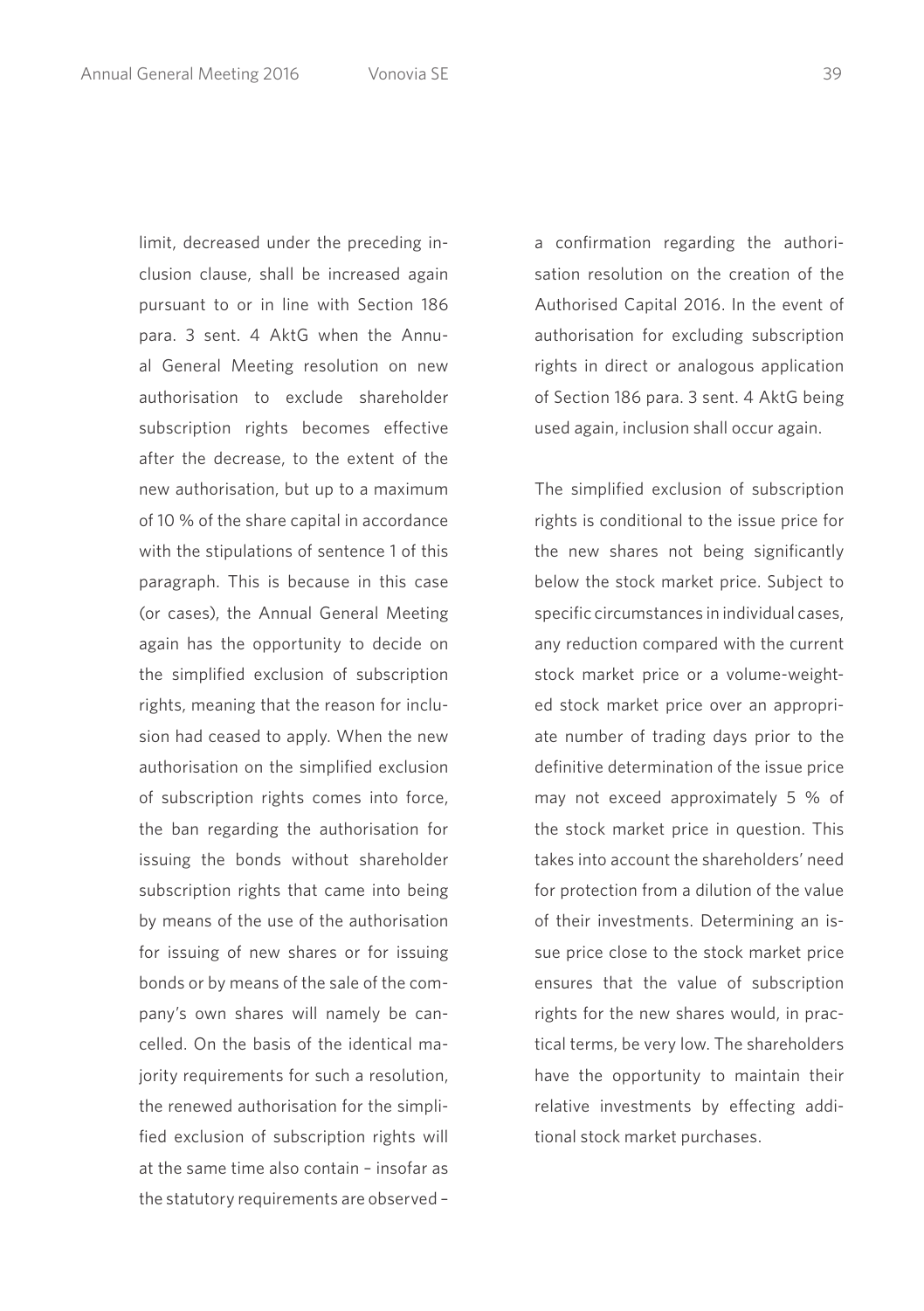limit, decreased under the preceding inclusion clause, shall be increased again pursuant to or in line with Section 186 para. 3 sent. 4 AktG when the Annual General Meeting resolution on new authorisation to exclude shareholder subscription rights becomes effective after the decrease, to the extent of the new authorisation, but up to a maximum of 10 % of the share capital in accordance with the stipulations of sentence 1 of this paragraph. This is because in this case (or cases), the Annual General Meeting again has the opportunity to decide on the simplified exclusion of subscription rights, meaning that the reason for inclusion had ceased to apply. When the new authorisation on the simplified exclusion of subscription rights comes into force, the ban regarding the authorisation for issuing the bonds without shareholder subscription rights that came into being by means of the use of the authorisation for issuing of new shares or for issuing bonds or by means of the sale of the company's own shares will namely be cancelled. On the basis of the identical majority requirements for such a resolution, the renewed authorisation for the simplified exclusion of subscription rights will at the same time also contain – insofar as the statutory requirements are observed – a confirmation regarding the authorisation resolution on the creation of the Authorised Capital 2016. In the event of authorisation for excluding subscription rights in direct or analogous application of Section 186 para. 3 sent. 4 AktG being used again, inclusion shall occur again.

The simplified exclusion of subscription rights is conditional to the issue price for the new shares not being significantly below the stock market price. Subject to specific circumstances in individual cases, any reduction compared with the current stock market price or a volume-weighted stock market price over an appropriate number of trading days prior to the definitive determination of the issue price may not exceed approximately 5 % of the stock market price in question. This takes into account the shareholders' need for protection from a dilution of the value of their investments. Determining an issue price close to the stock market price ensures that the value of subscription rights for the new shares would, in practical terms, be very low. The shareholders have the opportunity to maintain their relative investments by effecting additional stock market purchases.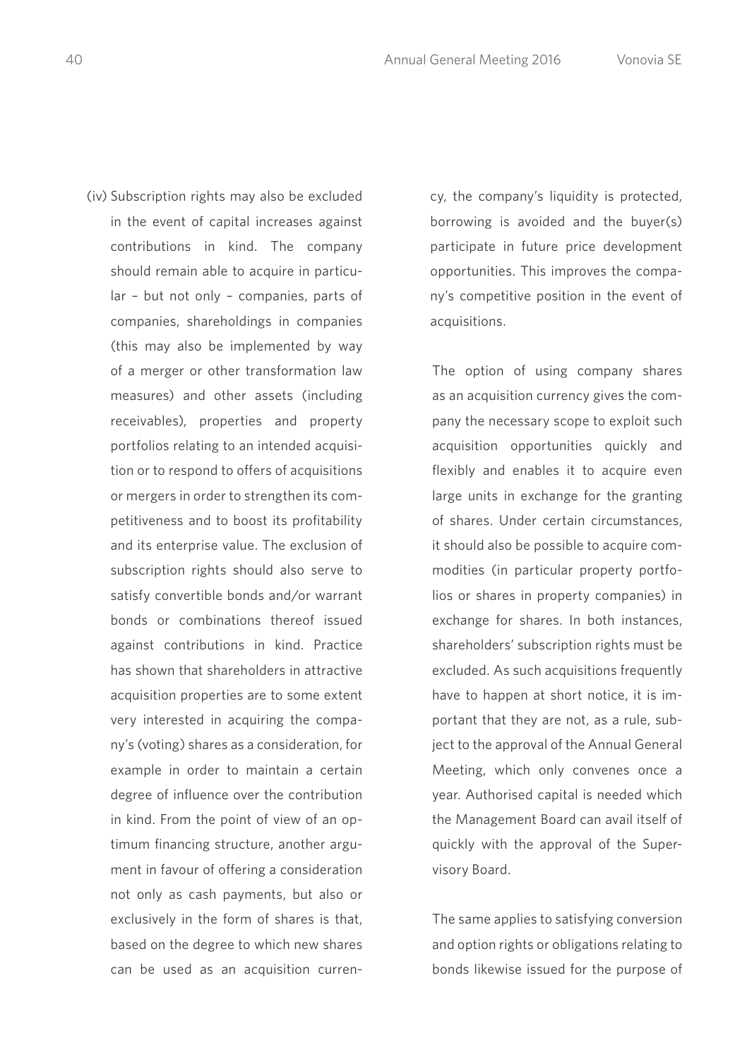(iv) Subscription rights may also be excluded in the event of capital increases against contributions in kind. The company should remain able to acquire in particular – but not only – companies, parts of companies, shareholdings in companies (this may also be implemented by way of a merger or other transformation law measures) and other assets (including receivables), properties and property portfolios relating to an intended acquisition or to respond to offers of acquisitions or mergers in order to strengthen its competitiveness and to boost its profitability and its enterprise value. The exclusion of subscription rights should also serve to satisfy convertible bonds and/or warrant bonds or combinations thereof issued against contributions in kind. Practice has shown that shareholders in attractive acquisition properties are to some extent very interested in acquiring the company's (voting) shares as a consideration, for example in order to maintain a certain degree of influence over the contribution in kind. From the point of view of an optimum financing structure, another argument in favour of offering a consideration not only as cash payments, but also or exclusively in the form of shares is that, based on the degree to which new shares can be used as an acquisition currency, the company's liquidity is protected, borrowing is avoided and the buyer(s) participate in future price development opportunities. This improves the company's competitive position in the event of acquisitions.

The option of using company shares as an acquisition currency gives the company the necessary scope to exploit such acquisition opportunities quickly and flexibly and enables it to acquire even large units in exchange for the granting of shares. Under certain circumstances, it should also be possible to acquire commodities (in particular property portfolios or shares in property companies) in exchange for shares. In both instances, shareholders' subscription rights must be excluded. As such acquisitions frequently have to happen at short notice, it is important that they are not, as a rule, subject to the approval of the Annual General Meeting, which only convenes once a year. Authorised capital is needed which the Management Board can avail itself of quickly with the approval of the Supervisory Board.

The same applies to satisfying conversion and option rights or obligations relating to bonds likewise issued for the purpose of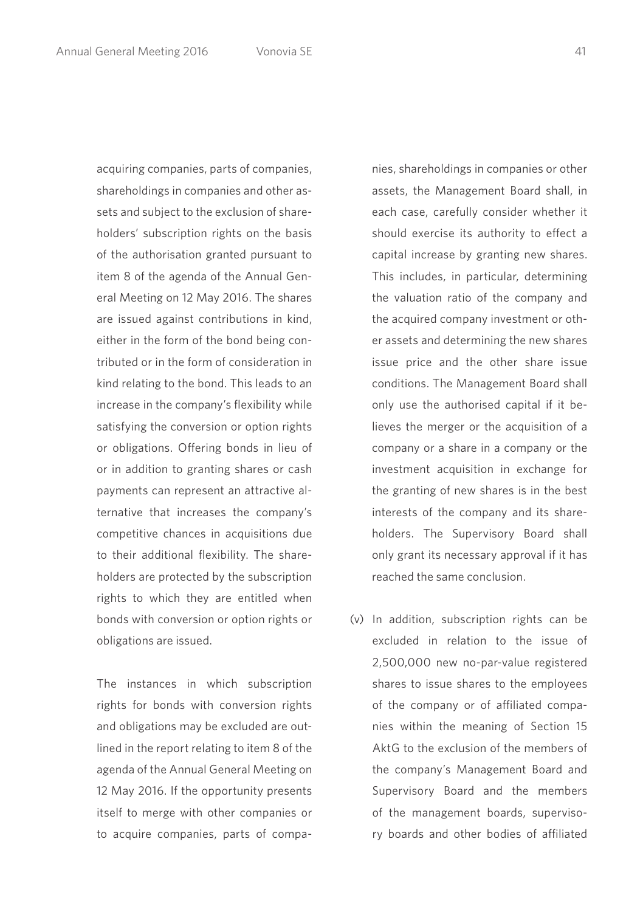acquiring companies, parts of companies, shareholdings in companies and other assets and subject to the exclusion of shareholders' subscription rights on the basis of the authorisation granted pursuant to item 8 of the agenda of the Annual General Meeting on 12 May 2016. The shares are issued against contributions in kind, either in the form of the bond being contributed or in the form of consideration in kind relating to the bond. This leads to an increase in the company's flexibility while satisfying the conversion or option rights or obligations. Offering bonds in lieu of or in addition to granting shares or cash payments can represent an attractive alternative that increases the company's competitive chances in acquisitions due to their additional flexibility. The shareholders are protected by the subscription rights to which they are entitled when bonds with conversion or option rights or obligations are issued.

The instances in which subscription rights for bonds with conversion rights and obligations may be excluded are outlined in the report relating to item 8 of the agenda of the Annual General Meeting on 12 May 2016. If the opportunity presents itself to merge with other companies or to acquire companies, parts of companies, shareholdings in companies or other assets, the Management Board shall, in each case, carefully consider whether it should exercise its authority to effect a capital increase by granting new shares. This includes, in particular, determining the valuation ratio of the company and the acquired company investment or other assets and determining the new shares issue price and the other share issue conditions. The Management Board shall only use the authorised capital if it believes the merger or the acquisition of a company or a share in a company or the investment acquisition in exchange for the granting of new shares is in the best interests of the company and its shareholders. The Supervisory Board shall only grant its necessary approval if it has reached the same conclusion.

(v) In addition, subscription rights can be excluded in relation to the issue of 2,500,000 new no-par-value registered shares to issue shares to the employees of the company or of affiliated companies within the meaning of Section 15 AktG to the exclusion of the members of the company's Management Board and Supervisory Board and the members of the management boards, supervisory boards and other bodies of affiliated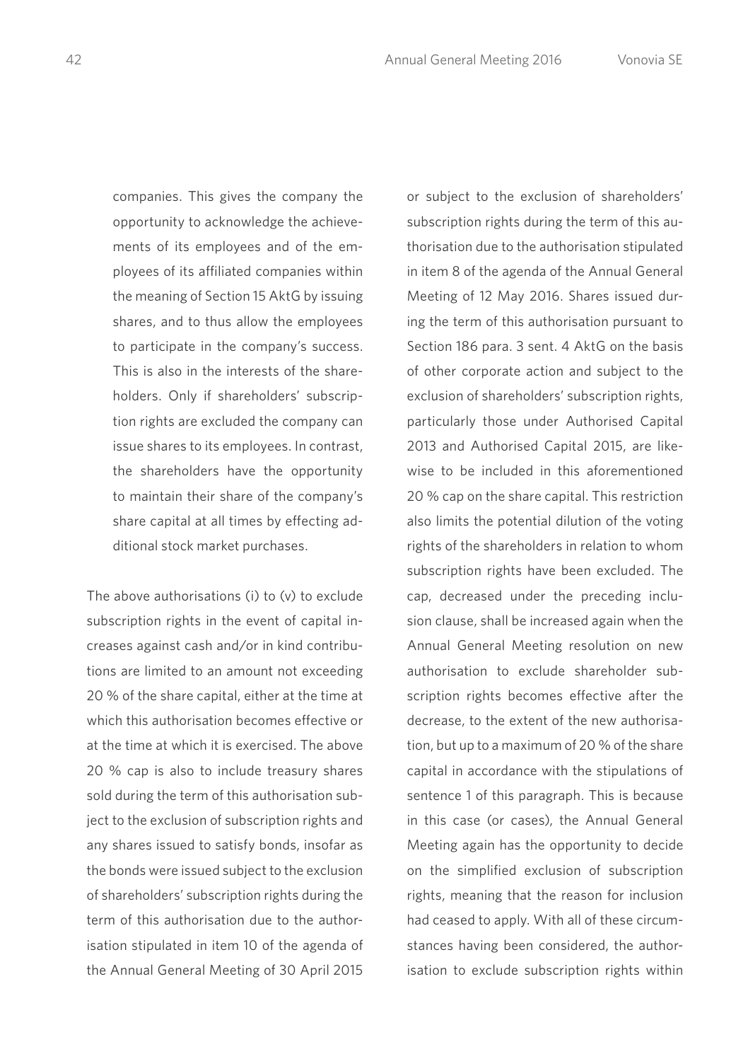companies. This gives the company the opportunity to acknowledge the achievements of its employees and of the employees of its affiliated companies within the meaning of Section 15 AktG by issuing shares, and to thus allow the employees to participate in the company's success. This is also in the interests of the shareholders. Only if shareholders' subscription rights are excluded the company can issue shares to its employees. In contrast, the shareholders have the opportunity to maintain their share of the company's share capital at all times by effecting additional stock market purchases.

The above authorisations (i) to (v) to exclude subscription rights in the event of capital increases against cash and/or in kind contributions are limited to an amount not exceeding 20 % of the share capital, either at the time at which this authorisation becomes effective or at the time at which it is exercised. The above 20 % cap is also to include treasury shares sold during the term of this authorisation subject to the exclusion of subscription rights and any shares issued to satisfy bonds, insofar as the bonds were issued subject to the exclusion of shareholders' subscription rights during the term of this authorisation due to the authorisation stipulated in item 10 of the agenda of the Annual General Meeting of 30 April 2015 or subject to the exclusion of shareholders' subscription rights during the term of this authorisation due to the authorisation stipulated in item 8 of the agenda of the Annual General Meeting of 12 May 2016. Shares issued during the term of this authorisation pursuant to Section 186 para. 3 sent. 4 AktG on the basis of other corporate action and subject to the exclusion of shareholders' subscription rights, particularly those under Authorised Capital 2013 and Authorised Capital 2015, are likewise to be included in this aforementioned 20 % cap on the share capital. This restriction also limits the potential dilution of the voting rights of the shareholders in relation to whom subscription rights have been excluded. The cap, decreased under the preceding inclusion clause, shall be increased again when the Annual General Meeting resolution on new authorisation to exclude shareholder subscription rights becomes effective after the decrease, to the extent of the new authorisation, but up to a maximum of 20 % of the share capital in accordance with the stipulations of sentence 1 of this paragraph. This is because in this case (or cases), the Annual General Meeting again has the opportunity to decide on the simplified exclusion of subscription rights, meaning that the reason for inclusion had ceased to apply. With all of these circumstances having been considered, the authorisation to exclude subscription rights within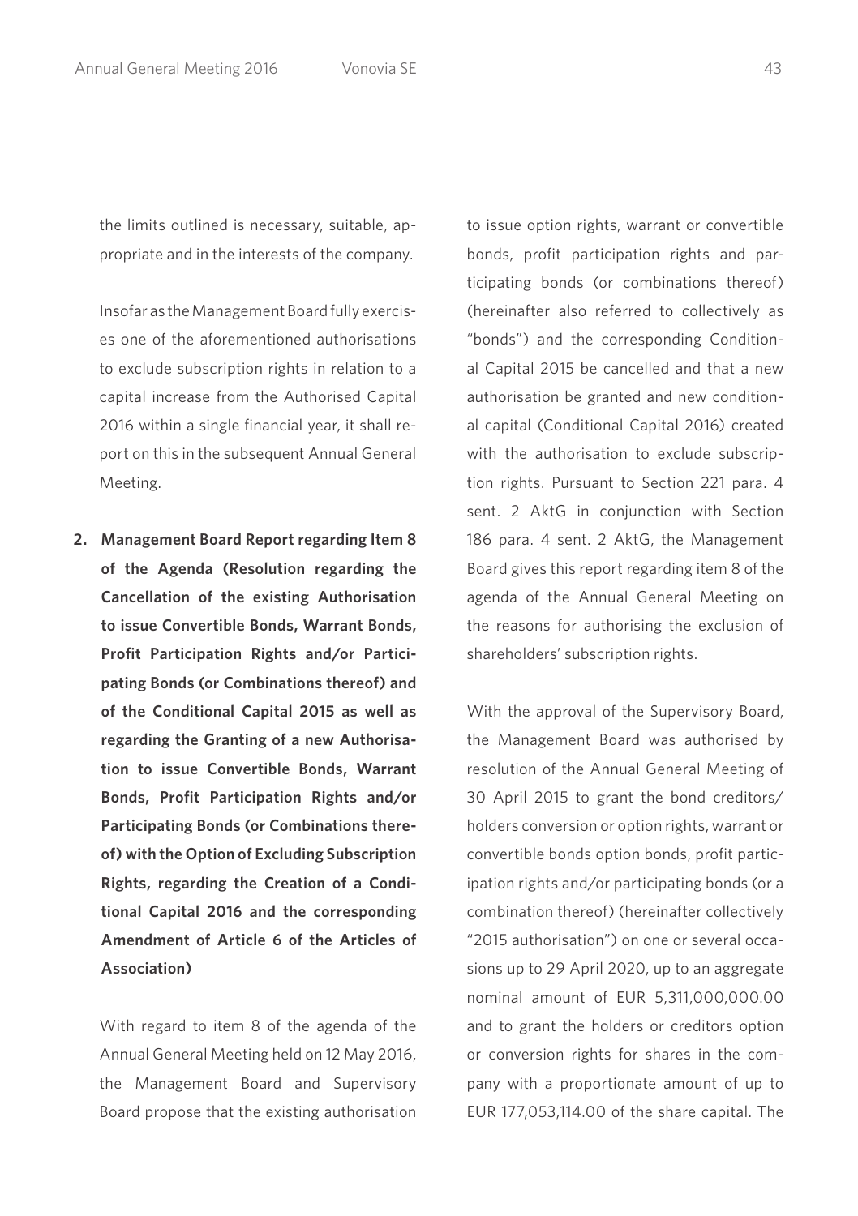the limits outlined is necessary, suitable, appropriate and in the interests of the company.

Insofar as the Management Board fully exercises one of the aforementioned authorisations to exclude subscription rights in relation to a capital increase from the Authorised Capital 2016 within a single financial year, it shall report on this in the subsequent Annual General Meeting.

2. **Management Board Report regarding Item 8 of the Agenda (Resolution regarding the Cancellation of the existing Authorisation to issue Convertible Bonds, Warrant Bonds, Profit Participation Rights and/or Participating Bonds (or Combinations thereof) and of the Conditional Capital 2015 as well as regarding the Granting of a new Authorisation to issue Convertible Bonds, Warrant Bonds, Profit Participation Rights and/or Participating Bonds (or Combinations thereof) with the Option of Excluding Subscription Rights, regarding the Creation of a Conditional Capital 2016 and the corresponding Amendment of Article 6 of the Articles of Association)**

   With regard to item 8 of the agenda of the Annual General Meeting held on 12 May 2016, the Management Board and Supervisory Board propose that the existing authorisation to issue option rights, warrant or convertible bonds, profit participation rights and participating bonds (or combinations thereof) (hereinafter also referred to collectively as "bonds") and the corresponding Conditional Capital 2015 be cancelled and that a new authorisation be granted and new conditional capital (Conditional Capital 2016) created with the authorisation to exclude subscription rights. Pursuant to Section 221 para. 4 sent. 2 AktG in conjunction with Section 186 para. 4 sent. 2 AktG, the Management Board gives this report regarding item 8 of the agenda of the Annual General Meeting on the reasons for authorising the exclusion of shareholders' subscription rights.

   With the approval of the Supervisory Board, the Management Board was authorised by resolution of the Annual General Meeting of 30 April 2015 to grant the bond creditors/holders conversion or option rights, warrant or convertible bonds option bonds, profit participation rights and/or participating bonds (or a combination thereof) (hereinafter collectively "2015 authorisation") on one or several occasions up to 29 April 2020, up to an aggregate nominal amount of EUR 5,311,000,000.00 and to grant the holders or creditors option or conversion rights for shares in the company with a proportionate amount of up to EUR 177,053,114.00 of the share capital. The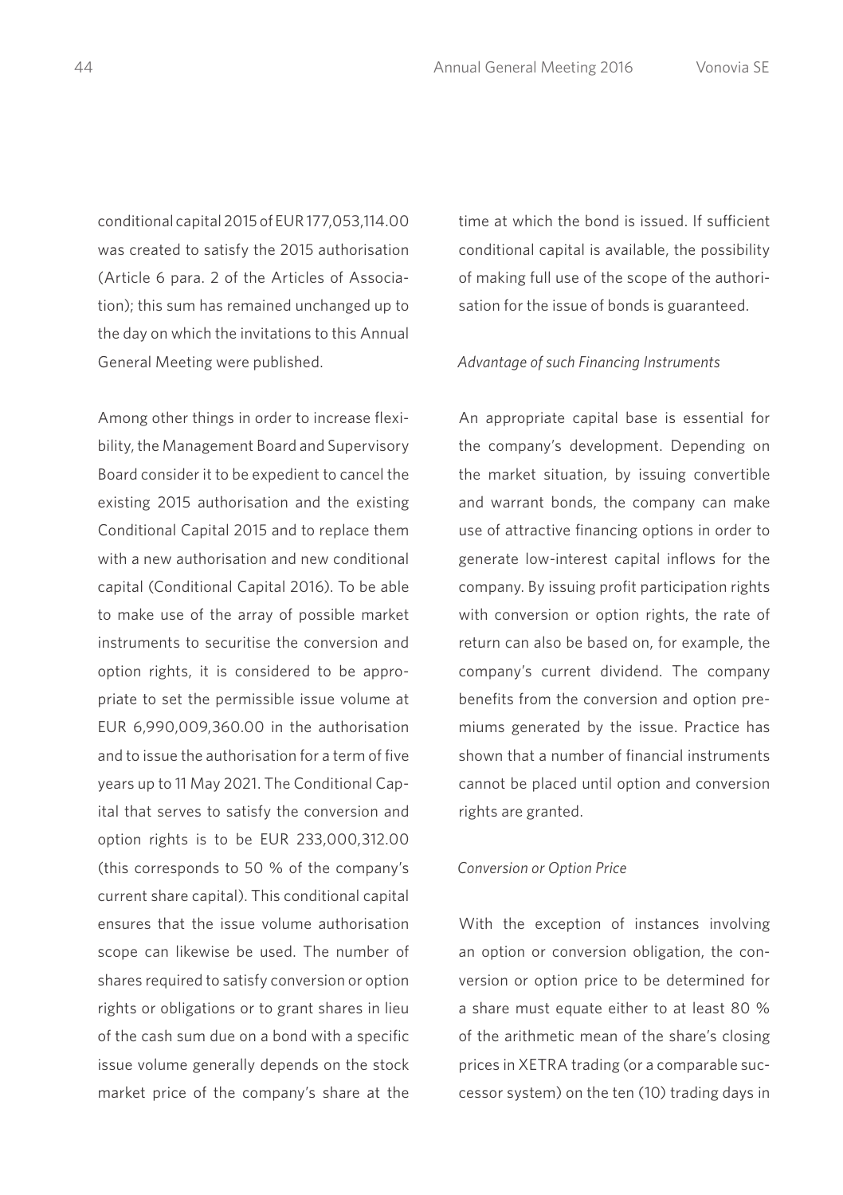conditional capital 2015 of EUR 177,053,114.00 was created to satisfy the 2015 authorisation (Article 6 para. 2 of the Articles of Association); this sum has remained unchanged up to the day on which the invitations to this Annual General Meeting were published.

Among other things in order to increase flexibility, the Management Board and Supervisory Board consider it to be expedient to cancel the existing 2015 authorisation and the existing Conditional Capital 2015 and to replace them with a new authorisation and new conditional capital (Conditional Capital 2016). To be able to make use of the array of possible market instruments to securitise the conversion and option rights, it is considered to be appropriate to set the permissible issue volume at EUR 6,990,009,360.00 in the authorisation and to issue the authorisation for a term of five years up to 11 May 2021. The Conditional Capital that serves to satisfy the conversion and option rights is to be EUR 233,000,312.00 (this corresponds to 50 % of the company's current share capital). This conditional capital ensures that the issue volume authorisation scope can likewise be used. The number of shares required to satisfy conversion or option rights or obligations or to grant shares in lieu of the cash sum due on a bond with a specific issue volume generally depends on the stock market price of the company's share at the time at which the bond is issued. If sufficient conditional capital is available, the possibility of making full use of the scope of the authorisation for the issue of bonds is guaranteed.

*Advantage of such Financing Instruments*

An appropriate capital base is essential for the company's development. Depending on the market situation, by issuing convertible and warrant bonds, the company can make use of attractive financing options in order to generate low-interest capital inflows for the company. By issuing profit participation rights with conversion or option rights, the rate of return can also be based on, for example, the company's current dividend. The company benefits from the conversion and option premiums generated by the issue. Practice has shown that a number of financial instruments cannot be placed until option and conversion rights are granted.

*Conversion or Option Price*

With the exception of instances involving an option or conversion obligation, the conversion or option price to be determined for a share must equate either to at least 80 % of the arithmetic mean of the share's closing prices in XETRA trading (or a comparable successor system) on the ten (10) trading days in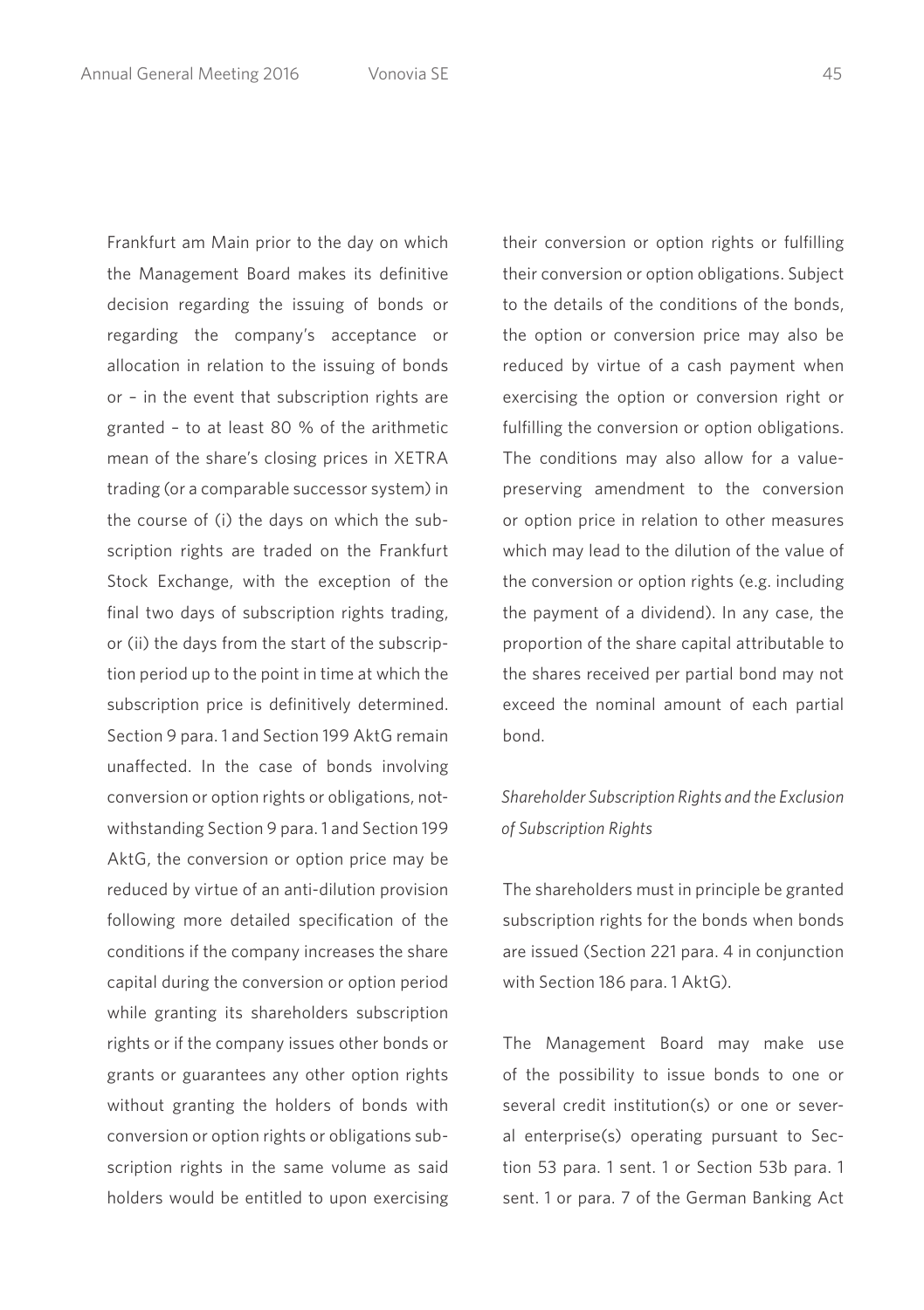Frankfurt am Main prior to the day on which the Management Board makes its definitive decision regarding the issuing of bonds or regarding the company's acceptance or allocation in relation to the issuing of bonds or – in the event that subscription rights are granted – to at least 80 % of the arithmetic mean of the share's closing prices in XETRA trading (or a comparable successor system) in the course of (i) the days on which the subscription rights are traded on the Frankfurt Stock Exchange, with the exception of the final two days of subscription rights trading, or (ii) the days from the start of the subscription period up to the point in time at which the subscription price is definitively determined. Section 9 para. 1 and Section 199 AktG remain unaffected. In the case of bonds involving conversion or option rights or obligations, notwithstanding Section 9 para. 1 and Section 199 AktG, the conversion or option price may be reduced by virtue of an anti-dilution provision following more detailed specification of the conditions if the company increases the share capital during the conversion or option period while granting its shareholders subscription rights or if the company issues other bonds or grants or guarantees any other option rights without granting the holders of bonds with conversion or option rights or obligations subscription rights in the same volume as said holders would be entitled to upon exercising their conversion or option rights or fulfilling their conversion or option obligations. Subject to the details of the conditions of the bonds, the option or conversion price may also be reduced by virtue of a cash payment when exercising the option or conversion right or fulfilling the conversion or option obligations. The conditions may also allow for a value-preserving amendment to the conversion or option price in relation to other measures which may lead to the dilution of the value of the conversion or option rights (e.g. including the payment of a dividend). In any case, the proportion of the share capital attributable to the shares received per partial bond may not exceed the nominal amount of each partial bond.

*Shareholder Subscription Rights and the Exclusion of Subscription Rights*

The shareholders must in principle be granted subscription rights for the bonds when bonds are issued (Section 221 para. 4 in conjunction with Section 186 para. 1 AktG).

The Management Board may make use of the possibility to issue bonds to one or several credit institution(s) or one or several enterprise(s) operating pursuant to Section 53 para. 1 sent. 1 or Section 53b para. 1 sent. 1 or para. 7 of the German Banking Act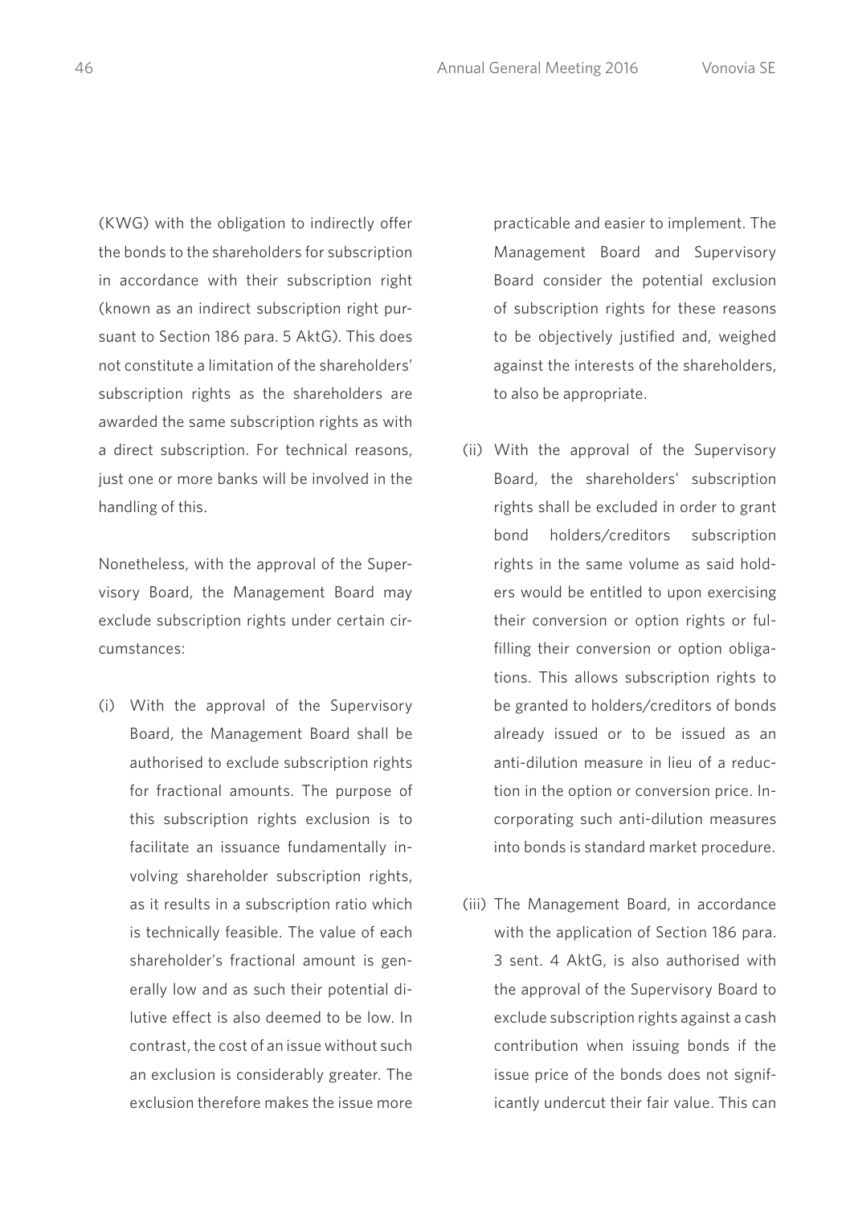(KWG) with the obligation to indirectly offer the bonds to the shareholders for subscription in accordance with their subscription right (known as an indirect subscription right pursuant to Section 186 para. 5 AktG). This does not constitute a limitation of the shareholders' subscription rights as the shareholders are awarded the same subscription rights as with a direct subscription. For technical reasons, just one or more banks will be involved in the handling of this.

Nonetheless, with the approval of the Supervisory Board, the Management Board may exclude subscription rights under certain circumstances:

(i) With the approval of the Supervisory Board, the Management Board shall be authorised to exclude subscription rights for fractional amounts. The purpose of this subscription rights exclusion is to facilitate an issuance fundamentally involving shareholder subscription rights, as it results in a subscription ratio which is technically feasible. The value of each shareholder's fractional amount is generally low and as such their potential dilutive effect is also deemed to be low. In contrast, the cost of an issue without such an exclusion is considerably greater. The exclusion therefore makes the issue more practicable and easier to implement. The Management Board and Supervisory Board consider the potential exclusion of subscription rights for these reasons to be objectively justified and, weighed against the interests of the shareholders, to also be appropriate.

(ii) With the approval of the Supervisory Board, the shareholders' subscription rights shall be excluded in order to grant bond holders/creditors subscription rights in the same volume as said holders would be entitled to upon exercising their conversion or option rights or fulfilling their conversion or option obligations. This allows subscription rights to be granted to holders/creditors of bonds already issued or to be issued as an anti-dilution measure in lieu of a reduction in the option or conversion price. Incorporating such anti-dilution measures into bonds is standard market procedure.

(iii) The Management Board, in accordance with the application of Section 186 para. 3 sent. 4 AktG, is also authorised with the approval of the Supervisory Board to exclude subscription rights against a cash contribution when issuing bonds if the issue price of the bonds does not significantly undercut their fair value. This can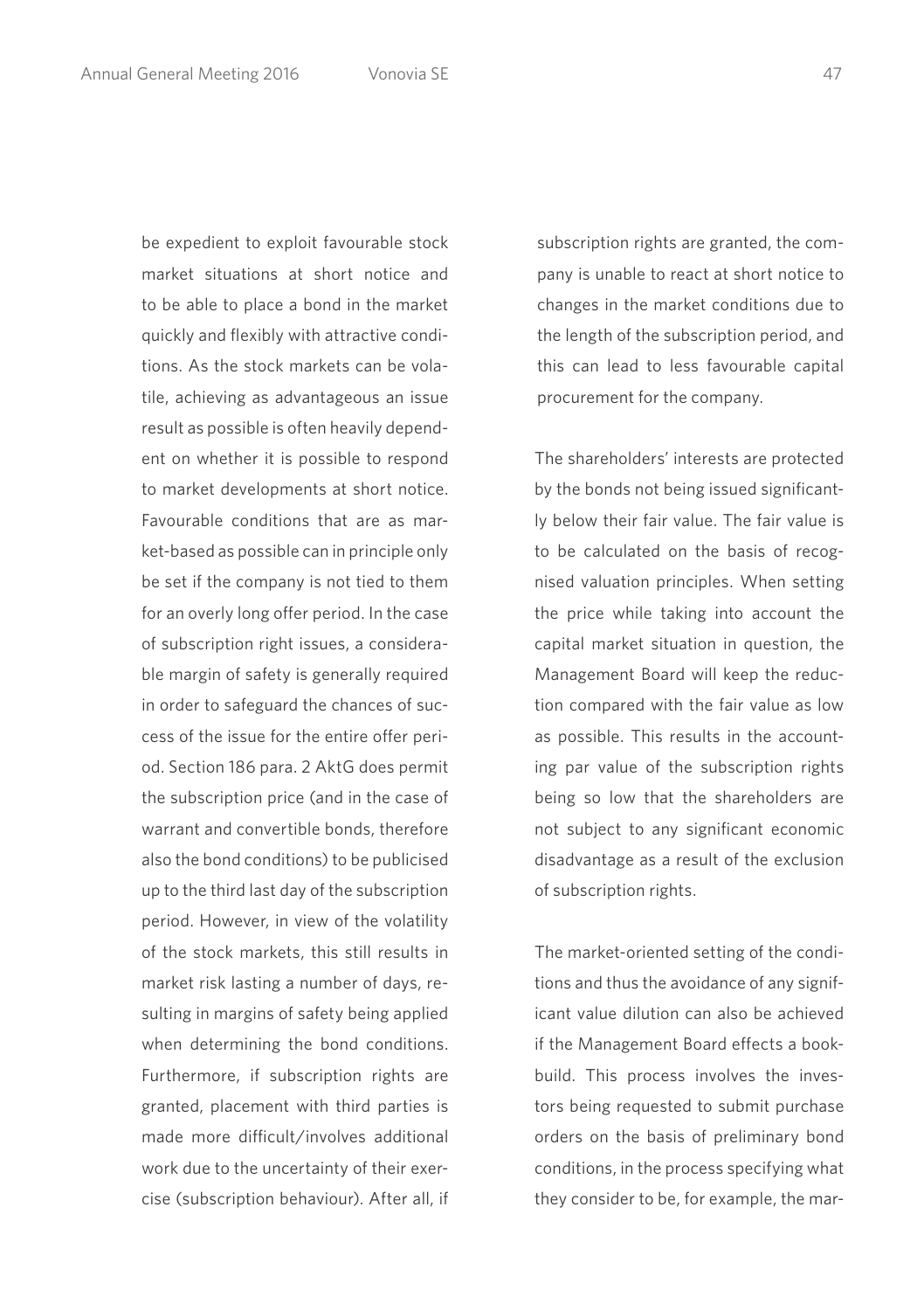be expedient to exploit favourable stock market situations at short notice and to be able to place a bond in the market quickly and flexibly with attractive conditions. As the stock markets can be volatile, achieving as advantageous an issue result as possible is often heavily dependent on whether it is possible to respond to market developments at short notice. Favourable conditions that are as market-based as possible can in principle only be set if the company is not tied to them for an overly long offer period. In the case of subscription right issues, a considerable margin of safety is generally required in order to safeguard the chances of success of the issue for the entire offer period. Section 186 para. 2 AktG does permit the subscription price (and in the case of warrant and convertible bonds, therefore also the bond conditions) to be publicised up to the third last day of the subscription period. However, in view of the volatility of the stock markets, this still results in market risk lasting a number of days, resulting in margins of safety being applied when determining the bond conditions. Furthermore, if subscription rights are granted, placement with third parties is made more difficult/involves additional work due to the uncertainty of their exercise (subscription behaviour). After all, if subscription rights are granted, the company is unable to react at short notice to changes in the market conditions due to the length of the subscription period, and this can lead to less favourable capital procurement for the company.

The shareholders' interests are protected by the bonds not being issued significantly below their fair value. The fair value is to be calculated on the basis of recognised valuation principles. When setting the price while taking into account the capital market situation in question, the Management Board will keep the reduction compared with the fair value as low as possible. This results in the accounting par value of the subscription rights being so low that the shareholders are not subject to any significant economic disadvantage as a result of the exclusion of subscription rights.

The market-oriented setting of the conditions and thus the avoidance of any significant value dilution can also be achieved if the Management Board effects a bookbuild. This process involves the investors being requested to submit purchase orders on the basis of preliminary bond conditions, in the process specifying what they consider to be, for example, the mar-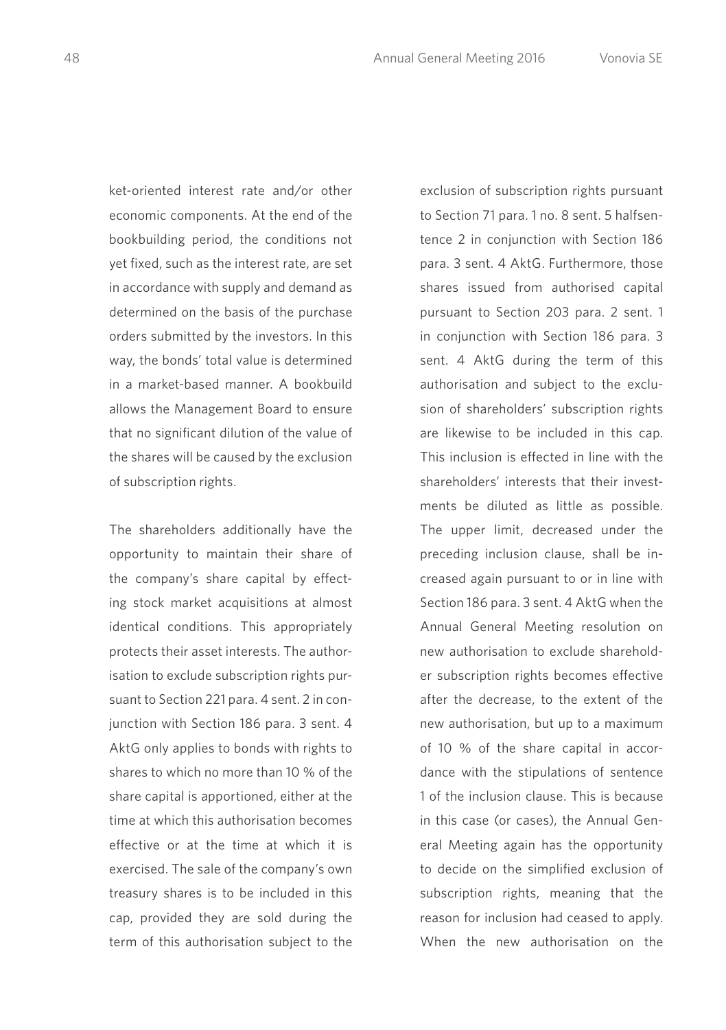ket-oriented interest rate and/or other economic components. At the end of the bookbuilding period, the conditions not yet fixed, such as the interest rate, are set in accordance with supply and demand as determined on the basis of the purchase orders submitted by the investors. In this way, the bonds' total value is determined in a market-based manner. A bookbuild allows the Management Board to ensure that no significant dilution of the value of the shares will be caused by the exclusion of subscription rights.

The shareholders additionally have the opportunity to maintain their share of the company's share capital by effecting stock market acquisitions at almost identical conditions. This appropriately protects their asset interests. The authorisation to exclude subscription rights pursuant to Section 221 para. 4 sent. 2 in conjunction with Section 186 para. 3 sent. 4 AktG only applies to bonds with rights to shares to which no more than 10 % of the share capital is apportioned, either at the time at which this authorisation becomes effective or at the time at which it is exercised. The sale of the company's own treasury shares is to be included in this cap, provided they are sold during the term of this authorisation subject to the exclusion of subscription rights pursuant to Section 71 para. 1 no. 8 sent. 5 halfsentence 2 in conjunction with Section 186 para. 3 sent. 4 AktG. Furthermore, those shares issued from authorised capital pursuant to Section 203 para. 2 sent. 1 in conjunction with Section 186 para. 3 sent. 4 AktG during the term of this authorisation and subject to the exclusion of shareholders' subscription rights are likewise to be included in this cap. This inclusion is effected in line with the shareholders' interests that their investments be diluted as little as possible. The upper limit, decreased under the preceding inclusion clause, shall be increased again pursuant to or in line with Section 186 para. 3 sent. 4 AktG when the Annual General Meeting resolution on new authorisation to exclude shareholder subscription rights becomes effective after the decrease, to the extent of the new authorisation, but up to a maximum of 10 % of the share capital in accordance with the stipulations of sentence 1 of the inclusion clause. This is because in this case (or cases), the Annual General Meeting again has the opportunity to decide on the simplified exclusion of subscription rights, meaning that the reason for inclusion had ceased to apply. When the new authorisation on the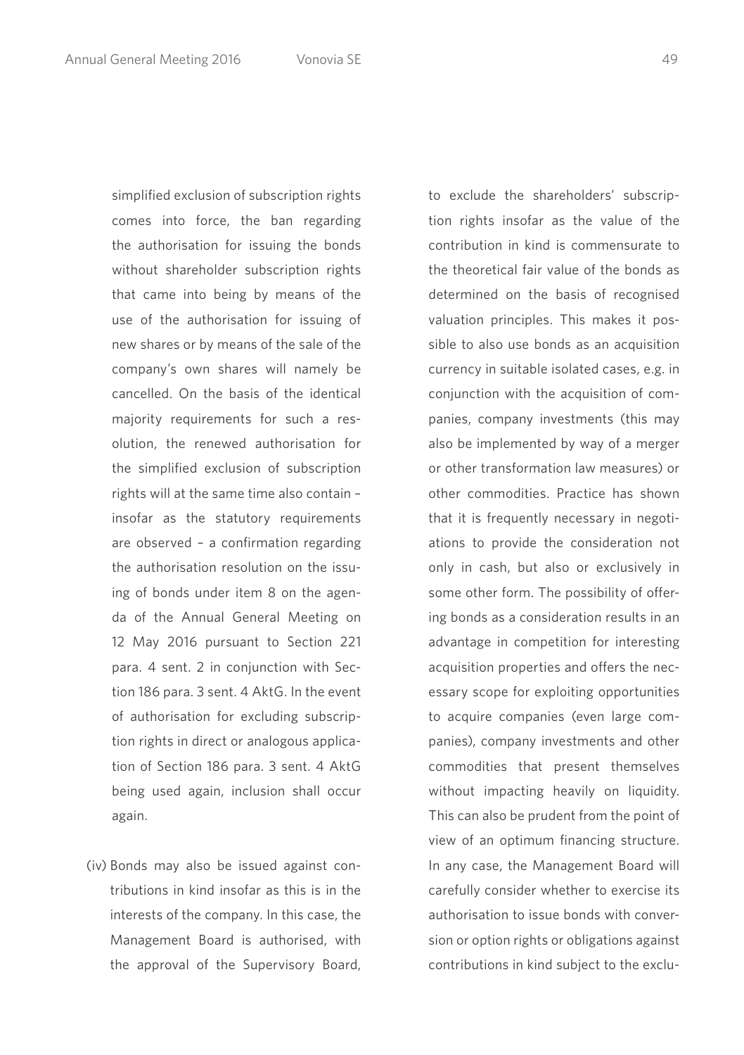simplified exclusion of subscription rights comes into force, the ban regarding the authorisation for issuing the bonds without shareholder subscription rights that came into being by means of the use of the authorisation for issuing of new shares or by means of the sale of the company's own shares will namely be cancelled. On the basis of the identical majority requirements for such a resolution, the renewed authorisation for the simplified exclusion of subscription rights will at the same time also contain – insofar as the statutory requirements are observed – a confirmation regarding the authorisation resolution on the issuing of bonds under item 8 on the agenda of the Annual General Meeting on 12 May 2016 pursuant to Section 221 para. 4 sent. 2 in conjunction with Section 186 para. 3 sent. 4 AktG. In the event of authorisation for excluding subscription rights in direct or analogous application of Section 186 para. 3 sent. 4 AktG being used again, inclusion shall occur again.

(iv) Bonds may also be issued against contributions in kind insofar as this is in the interests of the company. In this case, the Management Board is authorised, with the approval of the Supervisory Board, to exclude the shareholders' subscription rights insofar as the value of the contribution in kind is commensurate to the theoretical fair value of the bonds as determined on the basis of recognised valuation principles. This makes it possible to also use bonds as an acquisition currency in suitable isolated cases, e.g. in conjunction with the acquisition of companies, company investments (this may also be implemented by way of a merger or other transformation law measures) or other commodities. Practice has shown that it is frequently necessary in negotiations to provide the consideration not only in cash, but also or exclusively in some other form. The possibility of offering bonds as a consideration results in an advantage in competition for interesting acquisition properties and offers the necessary scope for exploiting opportunities to acquire companies (even large companies), company investments and other commodities that present themselves without impacting heavily on liquidity. This can also be prudent from the point of view of an optimum financing structure. In any case, the Management Board will carefully consider whether to exercise its authorisation to issue bonds with conversion or option rights or obligations against contributions in kind subject to the exclu-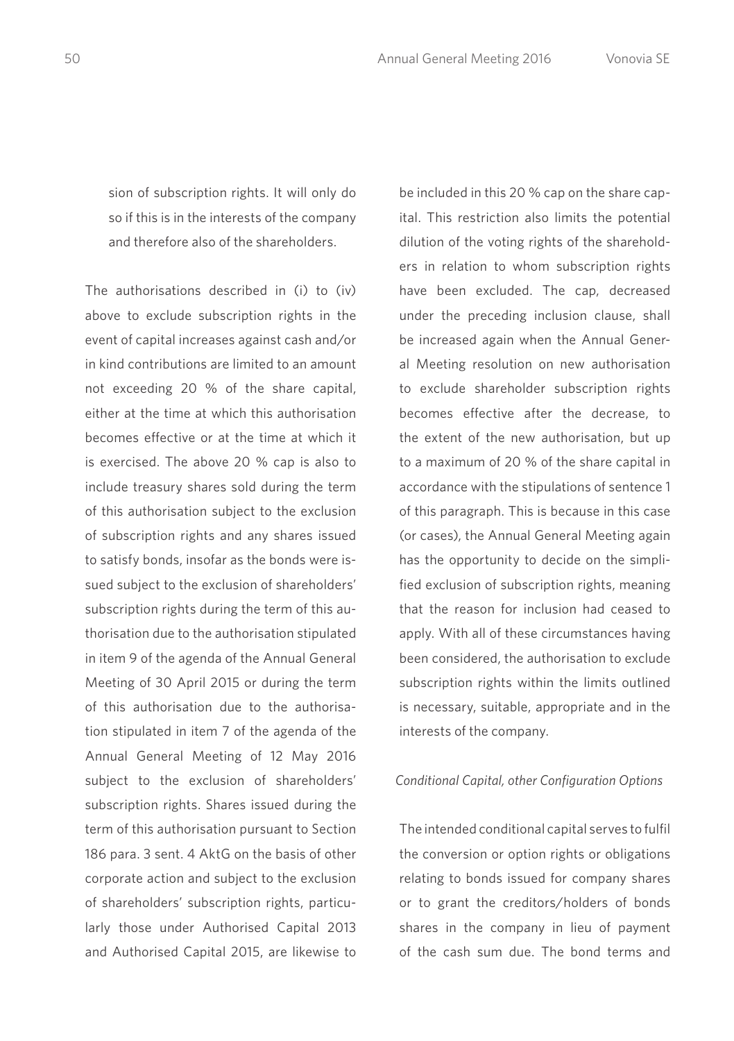sion of subscription rights. It will only do so if this is in the interests of the company and therefore also of the shareholders.

The authorisations described in (i) to (iv) above to exclude subscription rights in the event of capital increases against cash and/or in kind contributions are limited to an amount not exceeding 20 % of the share capital, either at the time at which this authorisation becomes effective or at the time at which it is exercised. The above 20 % cap is also to include treasury shares sold during the term of this authorisation subject to the exclusion of subscription rights and any shares issued to satisfy bonds, insofar as the bonds were issued subject to the exclusion of shareholders' subscription rights during the term of this authorisation due to the authorisation stipulated in item 9 of the agenda of the Annual General Meeting of 30 April 2015 or during the term of this authorisation due to the authorisation stipulated in item 7 of the agenda of the Annual General Meeting of 12 May 2016 subject to the exclusion of shareholders' subscription rights. Shares issued during the term of this authorisation pursuant to Section 186 para. 3 sent. 4 AktG on the basis of other corporate action and subject to the exclusion of shareholders' subscription rights, particularly those under Authorised Capital 2013 and Authorised Capital 2015, are likewise to be included in this 20 % cap on the share capital. This restriction also limits the potential dilution of the voting rights of the shareholders in relation to whom subscription rights have been excluded. The cap, decreased under the preceding inclusion clause, shall be increased again when the Annual General Meeting resolution on new authorisation to exclude shareholder subscription rights becomes effective after the decrease, to the extent of the new authorisation, but up to a maximum of 20 % of the share capital in accordance with the stipulations of sentence 1 of this paragraph. This is because in this case (or cases), the Annual General Meeting again has the opportunity to decide on the simplified exclusion of subscription rights, meaning that the reason for inclusion had ceased to apply. With all of these circumstances having been considered, the authorisation to exclude subscription rights within the limits outlined is necessary, suitable, appropriate and in the interests of the company.

*Conditional Capital, other Configuration Options*

The intended conditional capital serves to fulfil the conversion or option rights or obligations relating to bonds issued for company shares or to grant the creditors/holders of bonds shares in the company in lieu of payment of the cash sum due. The bond terms and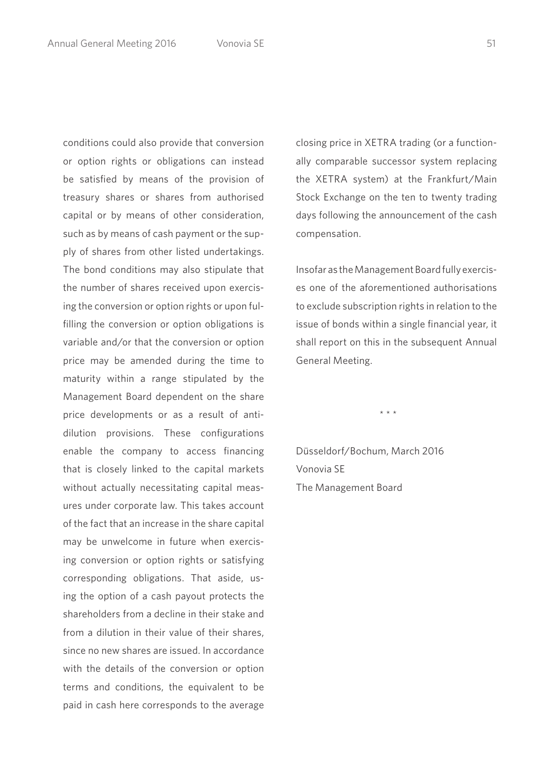conditions could also provide that conversion or option rights or obligations can instead be satisfied by means of the provision of treasury shares or shares from authorised capital or by means of other consideration, such as by means of cash payment or the supply of shares from other listed undertakings. The bond conditions may also stipulate that the number of shares received upon exercising the conversion or option rights or upon fulfilling the conversion or option obligations is variable and/or that the conversion or option price may be amended during the time to maturity within a range stipulated by the Management Board dependent on the share price developments or as a result of anti-dilution provisions. These configurations enable the company to access financing that is closely linked to the capital markets without actually necessitating capital measures under corporate law. This takes account of the fact that an increase in the share capital may be unwelcome in future when exercising conversion or option rights or satisfying corresponding obligations. That aside, using the option of a cash payout protects the shareholders from a decline in their stake and from a dilution in their value of their shares, since no new shares are issued. In accordance with the details of the conversion or option terms and conditions, the equivalent to be paid in cash here corresponds to the average closing price in XETRA trading (or a functionally comparable successor system replacing the XETRA system) at the Frankfurt/Main Stock Exchange on the ten to twenty trading days following the announcement of the cash compensation.

Insofar as the Management Board fully exercises one of the aforementioned authorisations to exclude subscription rights in relation to the issue of bonds within a single financial year, it shall report on this in the subsequent Annual General Meeting.

\* \* \*

Düsseldorf/Bochum, March 2016
Vonovia SE
The Management Board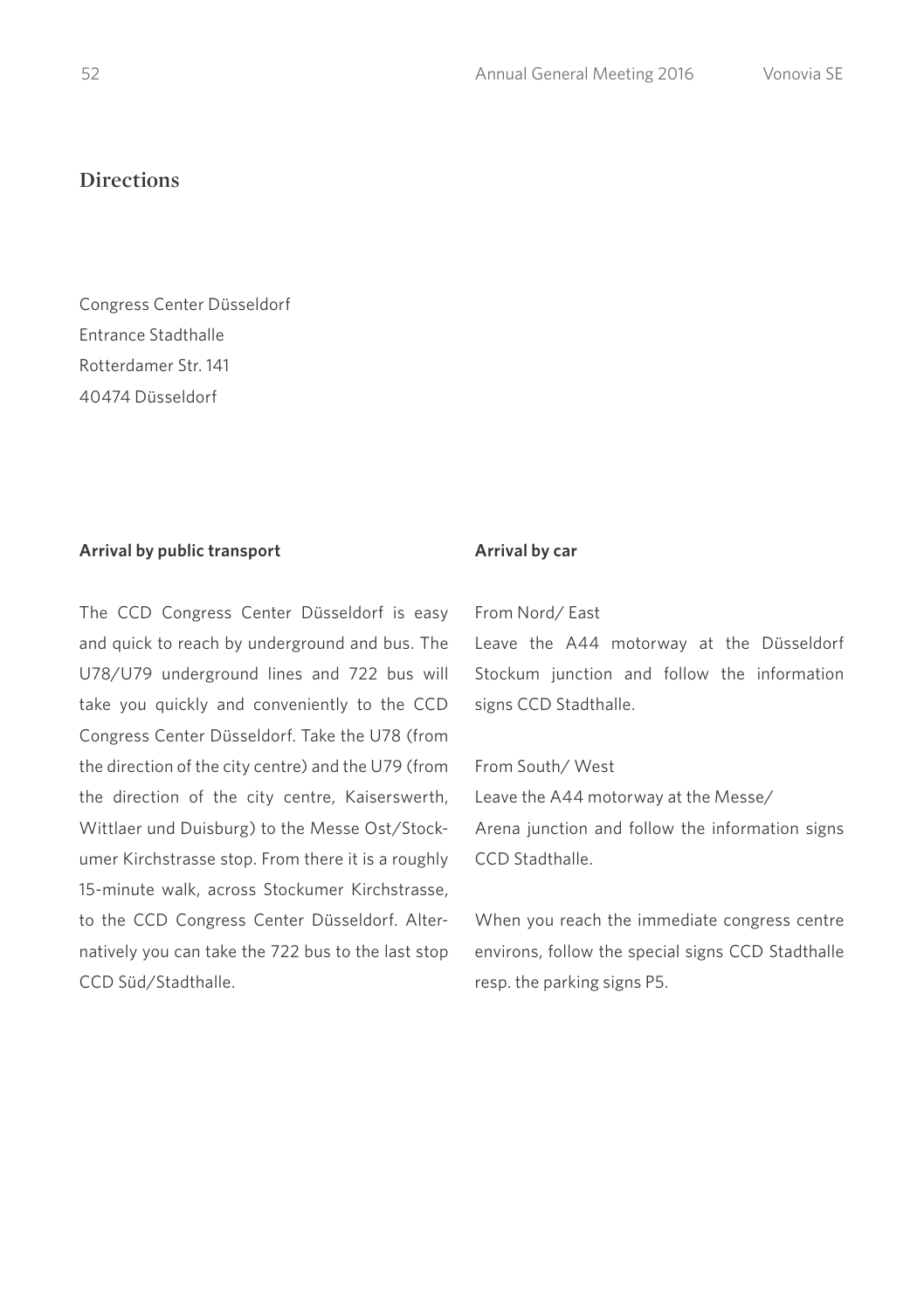# Directions

Congress Center Düsseldorf
Entrance Stadthalle
Rotterdamer Str. 141
40474 Düsseldorf

**Arrival by public transport**

The CCD Congress Center Düsseldorf is easy and quick to reach by underground and bus. The U78/U79 underground lines and 722 bus will take you quickly and conveniently to the CCD Congress Center Düsseldorf. Take the U78 (from the direction of the city centre) and the U79 (from the direction of the city centre, Kaiserswerth, Wittlaer und Duisburg) to the Messe Ost/Stockumer Kirchstrasse stop. From there it is a roughly 15-minute walk, across Stockumer Kirchstrasse, to the CCD Congress Center Düsseldorf. Alternatively you can take the 722 bus to the last stop CCD Süd/Stadthalle.

**Arrival by car**

From Nord/ East
Leave the A44 motorway at the Düsseldorf Stockum junction and follow the information signs CCD Stadthalle.

From South/ West
Leave the A44 motorway at the Messe/ Arena junction and follow the information signs CCD Stadthalle.

When you reach the immediate congress centre environs, follow the special signs CCD Stadthalle resp. the parking signs P5.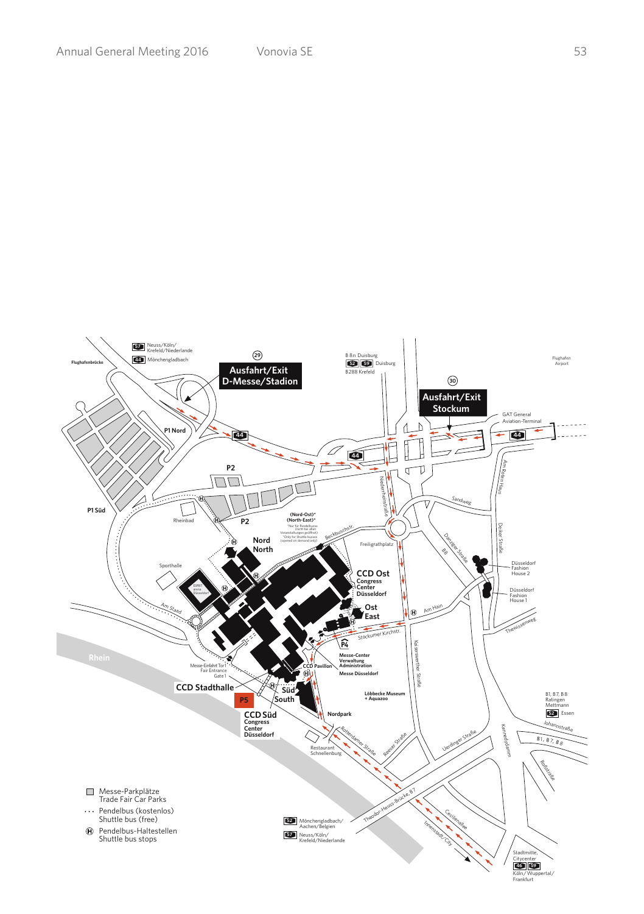Ausfahrt/Exit D-Messe/Stadion

Ausfahrt/Exit Stockum

CCD Ost
Congress Center Düsseldorf

CCD Süd
Congress Center Düsseldorf

CCD Stadthalle

CCD Pavillon

Nord / North

Ost / East

Süd / South

P1 Nord

P1 Süd

P2

P4

P5

Messe-Center Verwaltung / Administration
Messe Düsseldorf

Messe-Einfahrt Tor 1 / Fair Entrance Gate 1

(Nord-Ost)* (North-East)*
*Nur für Pendelbusse (nicht bei allen Veranstaltungen geöffnet)
*Only for shuttle busses (opened on demand only)

- Messe-Parkplätze / Trade Fair Car Parks
- Pendelbus (kostenlos) / Shuttle bus (free)
- Pendelbus-Haltestellen / Shuttle bus stops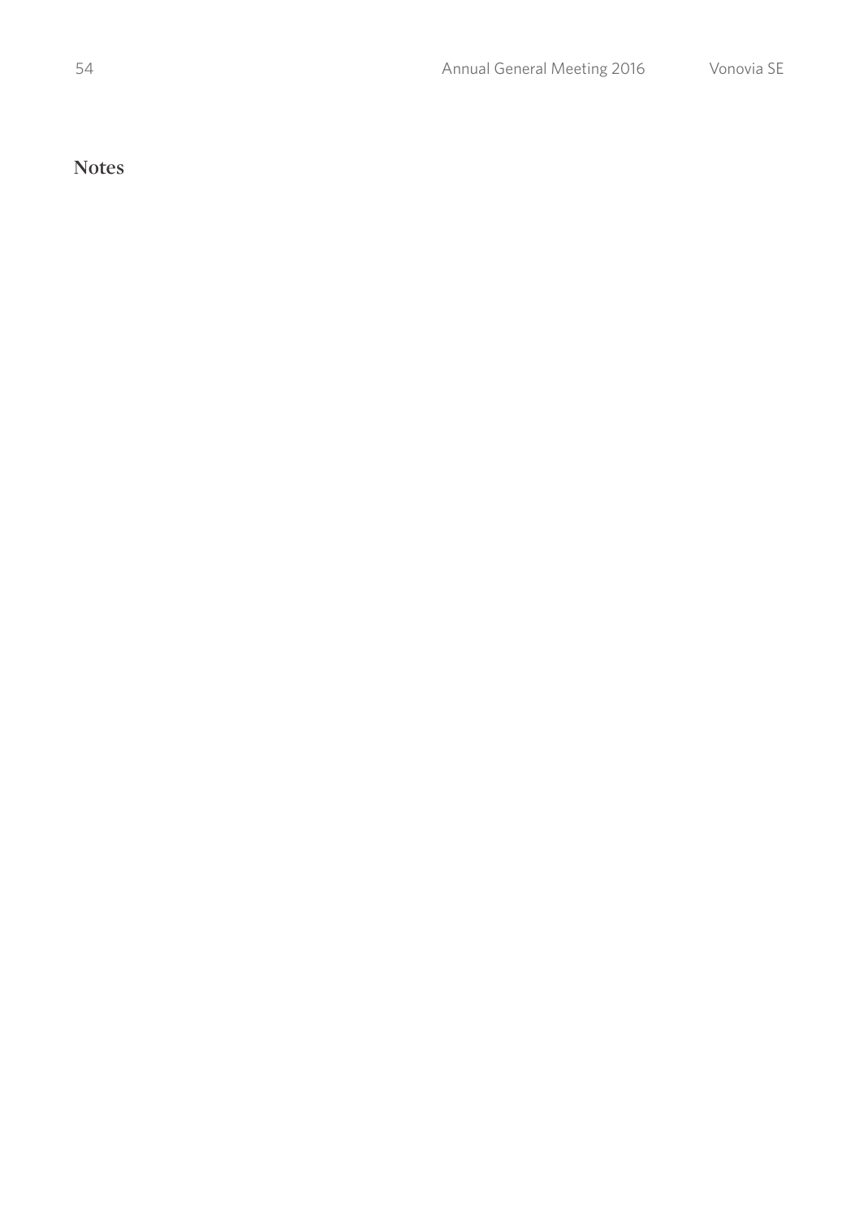## Notes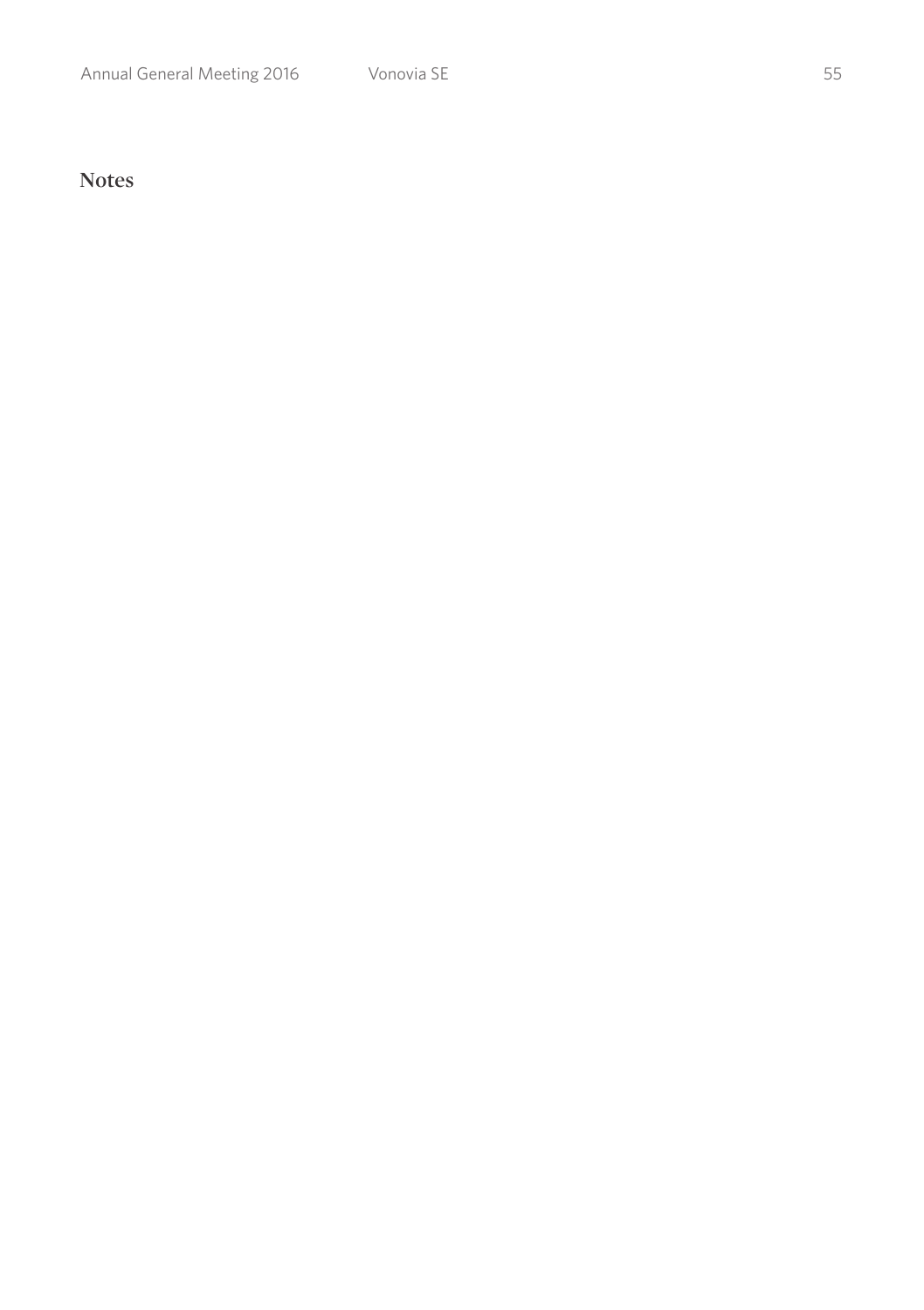## Notes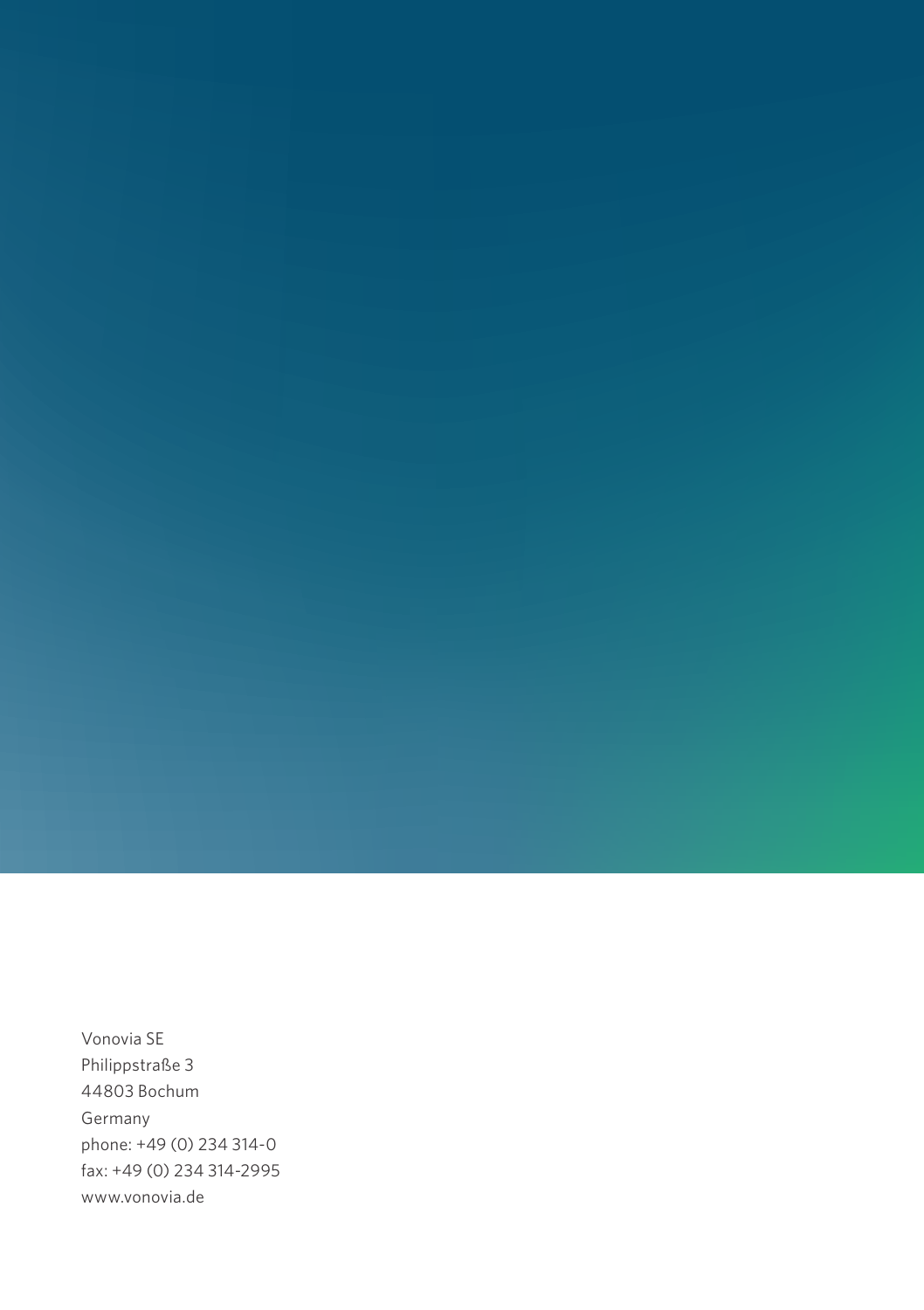Vonovia SE
Philippstraße 3
44803 Bochum
Germany
phone: +49 (0) 234 314-0
fax: +49 (0) 234 314-2995
www.vonovia.de